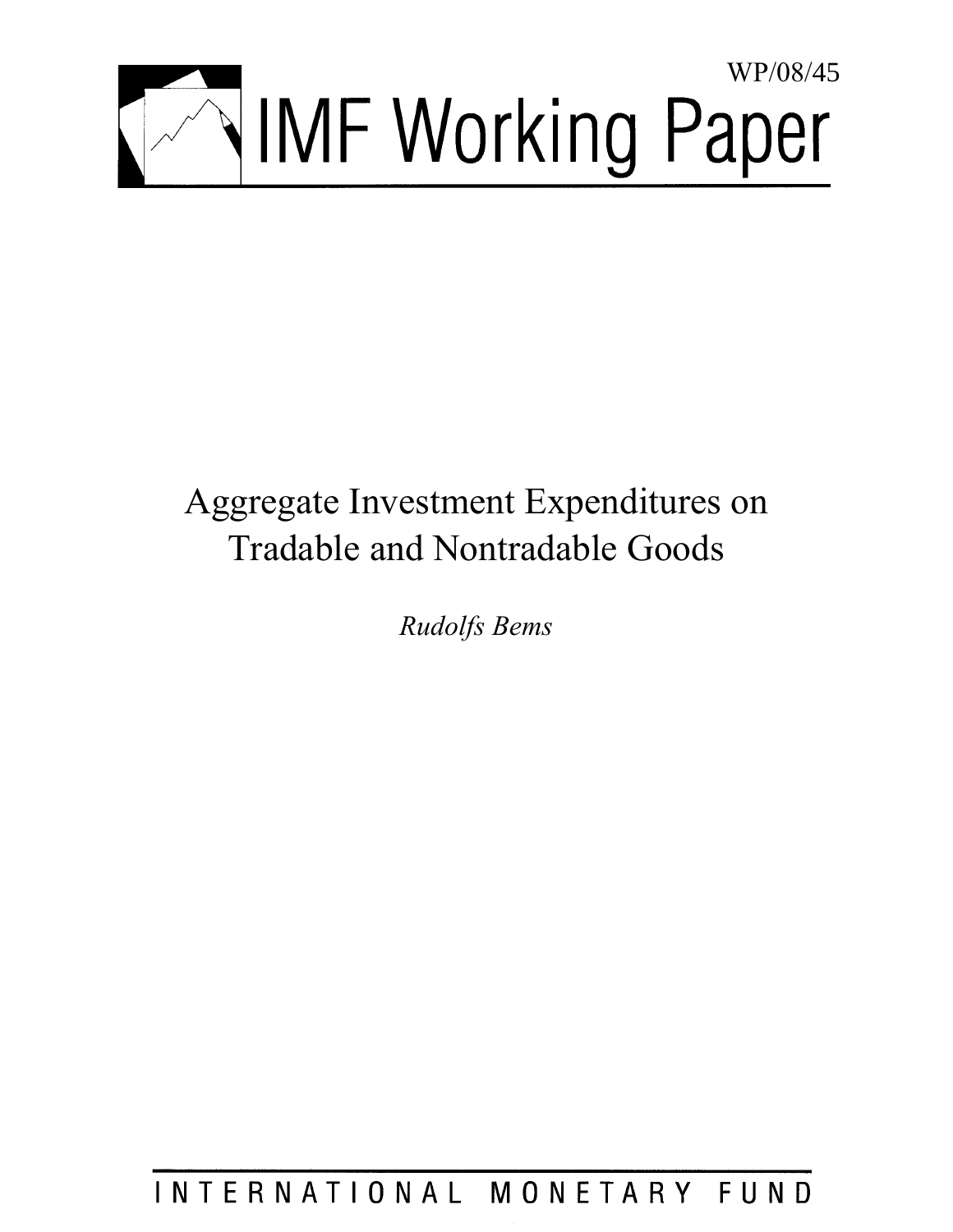WP/08/45

# IMF Working Paper

# Aggregate Investment Expenditures on Tradable and Nontradable Goods

*Rudolfs Bems*

INTERNATIONAL MONETARY FUND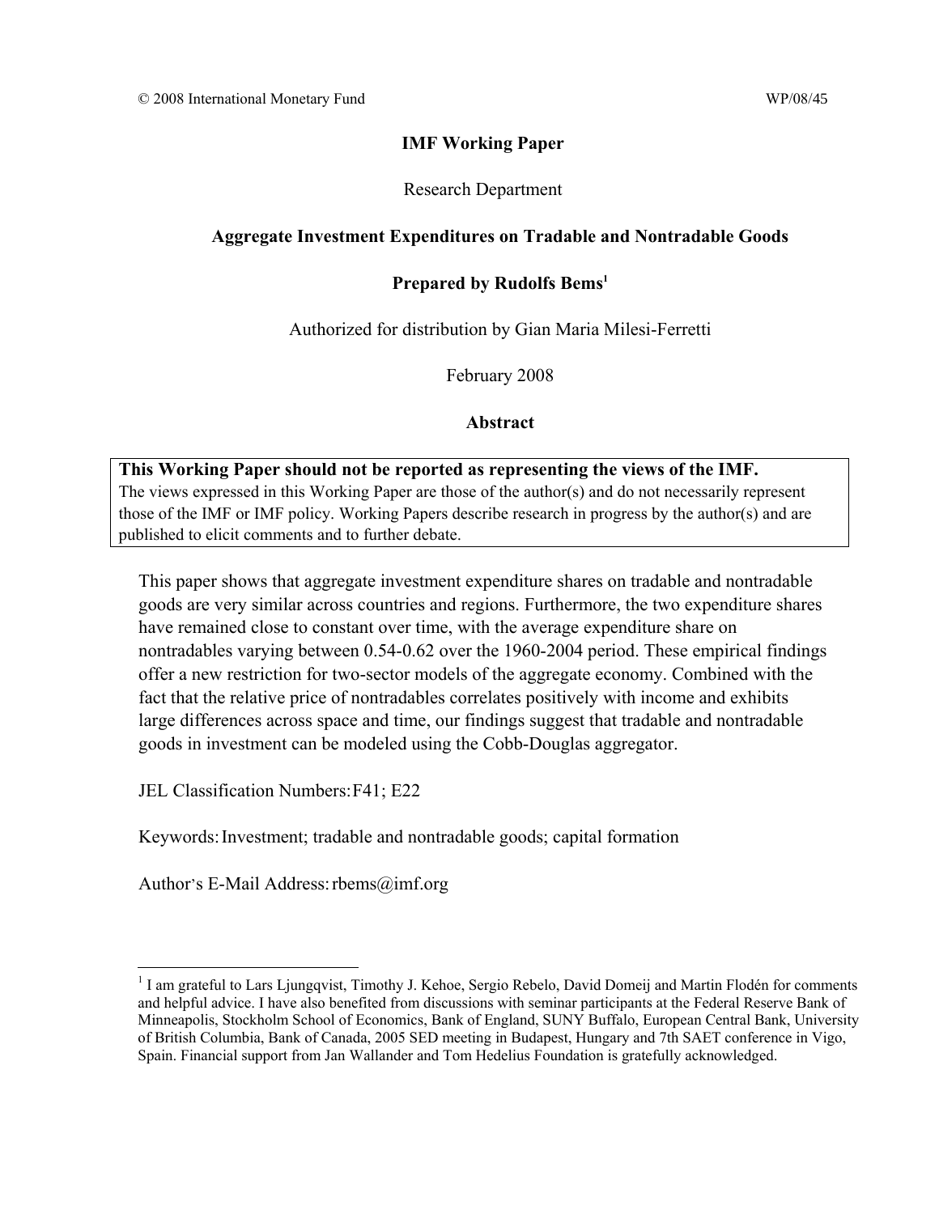© 2008 International Monetary Fund WP/08/45

**IMF Working Paper**

Research Department

**Aggregate Investment Expenditures on Tradable and Nontradable Goods**

**Prepared by Rudolfs Bems[1]**

Authorized for distribution by Gian Maria Milesi-Ferretti

February 2008

**Abstract**

> **This Working Paper should not be reported as representing the views of the IMF.**
> The views expressed in this Working Paper are those of the author(s) and do not necessarily represent those of the IMF or IMF policy. Working Papers describe research in progress by the author(s) and are published to elicit comments and to further debate.

This paper shows that aggregate investment expenditure shares on tradable and nontradable goods are very similar across countries and regions. Furthermore, the two expenditure shares have remained close to constant over time, with the average expenditure share on nontradables varying between 0.54-0.62 over the 1960-2004 period. These empirical findings offer a new restriction for two-sector models of the aggregate economy. Combined with the fact that the relative price of nontradables correlates positively with income and exhibits large differences across space and time, our findings suggest that tradable and nontradable goods in investment can be modeled using the Cobb-Douglas aggregator.

JEL Classification Numbers: F41; E22

Keywords: Investment; tradable and nontradable goods; capital formation

Author's E-Mail Address: rbems@imf.org

---

[1] I am grateful to Lars Ljungqvist, Timothy J. Kehoe, Sergio Rebelo, David Domeij and Martin Flodén for comments and helpful advice. I have also benefited from discussions with seminar participants at the Federal Reserve Bank of Minneapolis, Stockholm School of Economics, Bank of England, SUNY Buffalo, European Central Bank, University of British Columbia, Bank of Canada, 2005 SED meeting in Budapest, Hungary and 7th SAET conference in Vigo, Spain. Financial support from Jan Wallander and Tom Hedelius Foundation is gratefully acknowledged.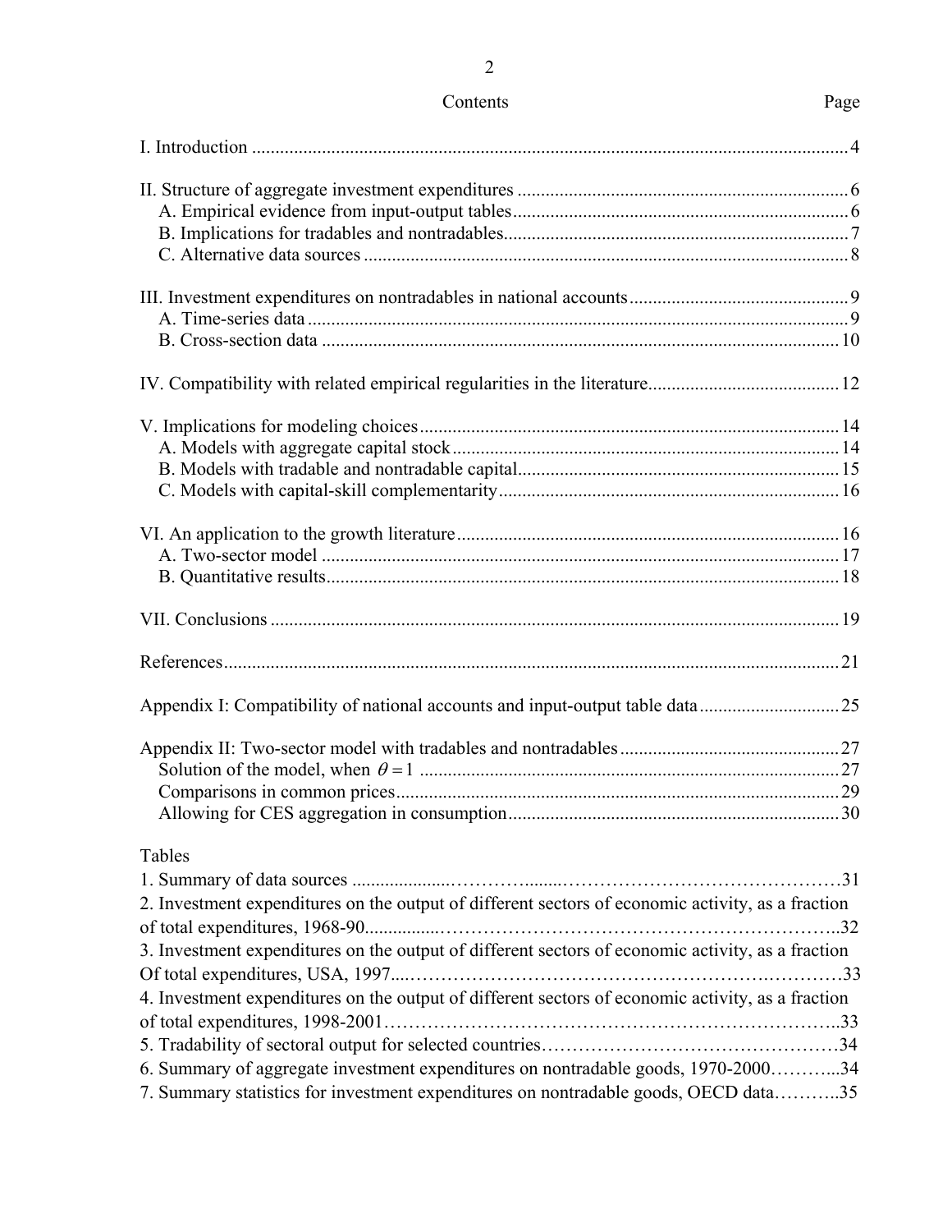## Contents

| | Page |
|---|---|
| I. Introduction | 4 |
| II. Structure of aggregate investment expenditures | 6 |
| A. Empirical evidence from input-output tables | 6 |
| B. Implications for tradables and nontradables | 7 |
| C. Alternative data sources | 8 |
| III. Investment expenditures on nontradables in national accounts | 9 |
| A. Time-series data | 9 |
| B. Cross-section data | 10 |
| IV. Compatibility with related empirical regularities in the literature | 12 |
| V. Implications for modeling choices | 14 |
| A. Models with aggregate capital stock | 14 |
| B. Models with tradable and nontradable capital | 15 |
| C. Models with capital-skill complementarity | 16 |
| VI. An application to the growth literature | 16 |
| A. Two-sector model | 17 |
| B. Quantitative results | 18 |
| VII. Conclusions | 19 |
| References | 21 |
| Appendix I: Compatibility of national accounts and input-output table data | 25 |
| Appendix II: Two-sector model with tradables and nontradables | 27 |
| Solution of the model, when $\theta = 1$ | 27 |
| Comparisons in common prices | 29 |
| Allowing for CES aggregation in consumption | 30 |

Tables

| | |
|---|---|
| 1. Summary of data sources | 31 |
| 2. Investment expenditures on the output of different sectors of economic activity, as a fraction of total expenditures, 1968-90 | 32 |
| 3. Investment expenditures on the output of different sectors of economic activity, as a fraction Of total expenditures, USA, 1997 | 33 |
| 4. Investment expenditures on the output of different sectors of economic activity, as a fraction of total expenditures, 1998-2001 | 33 |
| 5. Tradability of sectoral output for selected countries | 34 |
| 6. Summary of aggregate investment expenditures on nontradable goods, 1970-2000 | 34 |
| 7. Summary statistics for investment expenditures on nontradable goods, OECD data | 35 |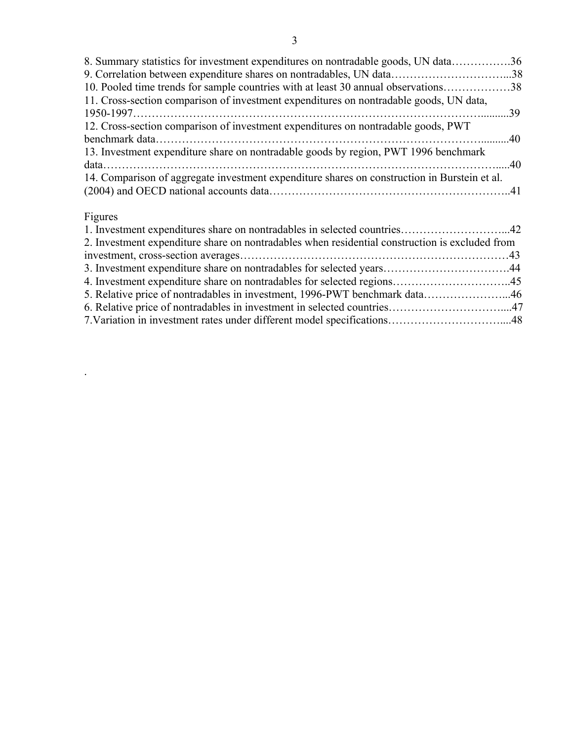8. Summary statistics for investment expenditures on nontradable goods, UN data…………….36
9. Correlation between expenditure shares on nontradables, UN data…………………………...38
10. Pooled time trends for sample countries with at least 30 annual observations………………38
11. Cross-section comparison of investment expenditures on nontradable goods, UN data, 1950-1997………………………………………………………………………………………..........39
12. Cross-section comparison of investment expenditures on nontradable goods, PWT benchmark data……………………………………………………………………………...........40
13. Investment expenditure share on nontradable goods by region, PWT 1996 benchmark data……………………………………………………………………………………………….....40
14. Comparison of aggregate investment expenditure shares on construction in Burstein et al. (2004) and OECD national accounts data……………………………………………………..41

Figures

1. Investment expenditures share on nontradables in selected countries………………………...42
2. Investment expenditure share on nontradables when residential construction is excluded from investment, cross-section averages……………………………………………………………43
3. Investment expenditure share on nontradables for selected years…………………………….44
4. Investment expenditure share on nontradables for selected regions…………………………..45
5. Relative price of nontradables in investment, 1996-PWT benchmark data…………………...46
6. Relative price of nontradables in investment in selected countries…………………………....47
7. Variation in investment rates under different model specifications…………………………....48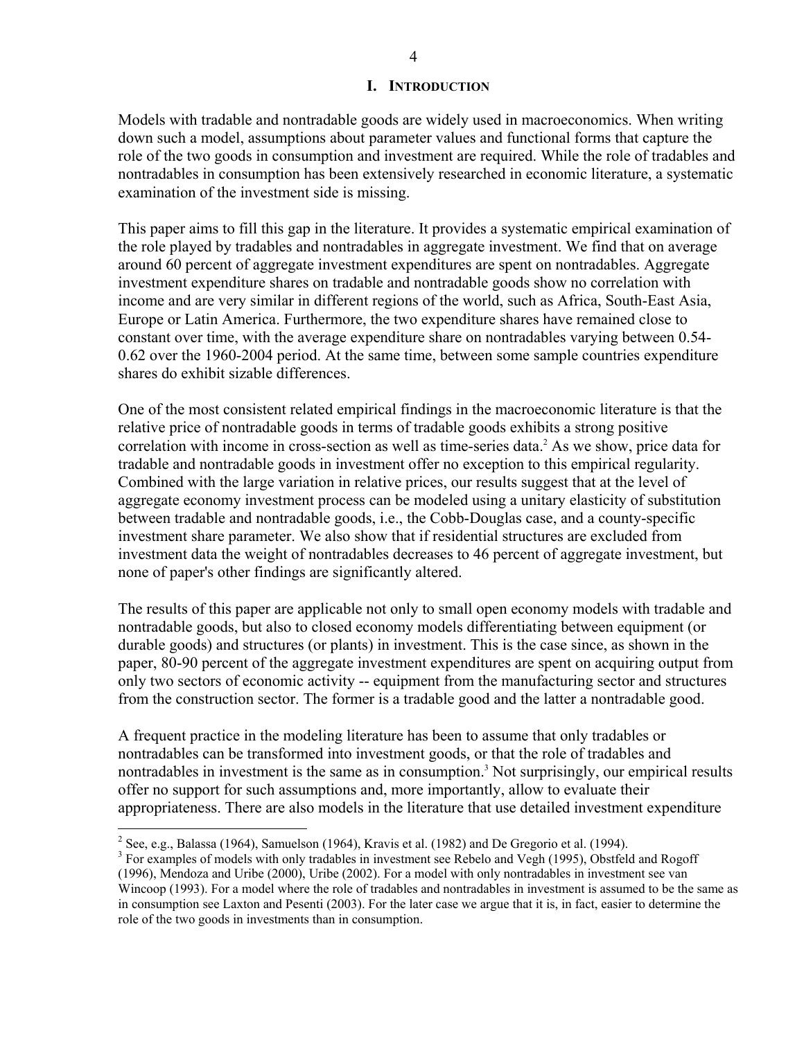# I. INTRODUCTION

Models with tradable and nontradable goods are widely used in macroeconomics. When writing down such a model, assumptions about parameter values and functional forms that capture the role of the two goods in consumption and investment are required. While the role of tradables and nontradables in consumption has been extensively researched in economic literature, a systematic examination of the investment side is missing.

This paper aims to fill this gap in the literature. It provides a systematic empirical examination of the role played by tradables and nontradables in aggregate investment. We find that on average around 60 percent of aggregate investment expenditures are spent on nontradables. Aggregate investment expenditure shares on tradable and nontradable goods show no correlation with income and are very similar in different regions of the world, such as Africa, South-East Asia, Europe or Latin America. Furthermore, the two expenditure shares have remained close to constant over time, with the average expenditure share on nontradables varying between 0.54-0.62 over the 1960-2004 period. At the same time, between some sample countries expenditure shares do exhibit sizable differences.

One of the most consistent related empirical findings in the macroeconomic literature is that the relative price of nontradable goods in terms of tradable goods exhibits a strong positive correlation with income in cross-section as well as time-series data.[2] As we show, price data for tradable and nontradable goods in investment offer no exception to this empirical regularity. Combined with the large variation in relative prices, our results suggest that at the level of aggregate economy investment process can be modeled using a unitary elasticity of substitution between tradable and nontradable goods, i.e., the Cobb-Douglas case, and a county-specific investment share parameter. We also show that if residential structures are excluded from investment data the weight of nontradables decreases to 46 percent of aggregate investment, but none of paper's other findings are significantly altered.

The results of this paper are applicable not only to small open economy models with tradable and nontradable goods, but also to closed economy models differentiating between equipment (or durable goods) and structures (or plants) in investment. This is the case since, as shown in the paper, 80-90 percent of the aggregate investment expenditures are spent on acquiring output from only two sectors of economic activity -- equipment from the manufacturing sector and structures from the construction sector. The former is a tradable good and the latter a nontradable good.

A frequent practice in the modeling literature has been to assume that only tradables or nontradables can be transformed into investment goods, or that the role of tradables and nontradables in investment is the same as in consumption.[3] Not surprisingly, our empirical results offer no support for such assumptions and, more importantly, allow to evaluate their appropriateness. There are also models in the literature that use detailed investment expenditure

---

[2] See, e.g., Balassa (1964), Samuelson (1964), Kravis et al. (1982) and De Gregorio et al. (1994).

[3] For examples of models with only tradables in investment see Rebelo and Vegh (1995), Obstfeld and Rogoff (1996), Mendoza and Uribe (2000), Uribe (2002). For a model with only nontradables in investment see van Wincoop (1993). For a model where the role of tradables and nontradables in investment is assumed to be the same as in consumption see Laxton and Pesenti (2003). For the later case we argue that it is, in fact, easier to determine the role of the two goods in investments than in consumption.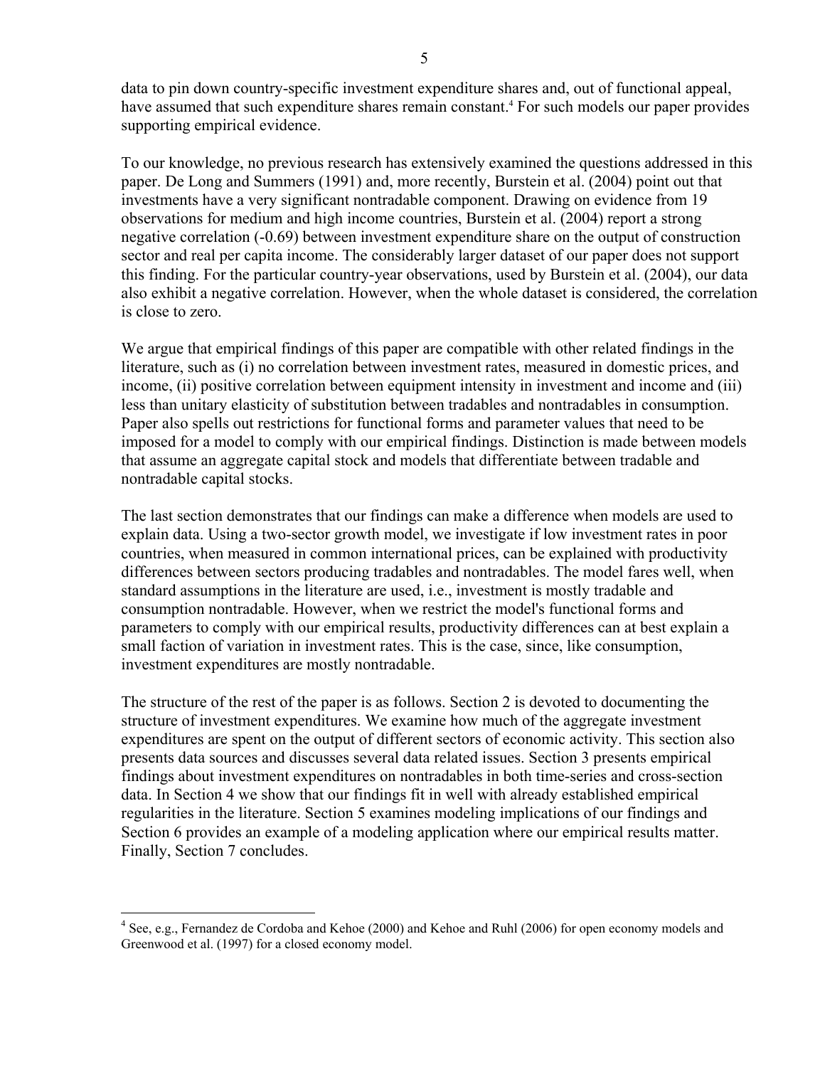data to pin down country-specific investment expenditure shares and, out of functional appeal, have assumed that such expenditure shares remain constant.[4] For such models our paper provides supporting empirical evidence.

To our knowledge, no previous research has extensively examined the questions addressed in this paper. De Long and Summers (1991) and, more recently, Burstein et al. (2004) point out that investments have a very significant nontradable component. Drawing on evidence from 19 observations for medium and high income countries, Burstein et al. (2004) report a strong negative correlation (-0.69) between investment expenditure share on the output of construction sector and real per capita income. The considerably larger dataset of our paper does not support this finding. For the particular country-year observations, used by Burstein et al. (2004), our data also exhibit a negative correlation. However, when the whole dataset is considered, the correlation is close to zero.

We argue that empirical findings of this paper are compatible with other related findings in the literature, such as (i) no correlation between investment rates, measured in domestic prices, and income, (ii) positive correlation between equipment intensity in investment and income and (iii) less than unitary elasticity of substitution between tradables and nontradables in consumption. Paper also spells out restrictions for functional forms and parameter values that need to be imposed for a model to comply with our empirical findings. Distinction is made between models that assume an aggregate capital stock and models that differentiate between tradable and nontradable capital stocks.

The last section demonstrates that our findings can make a difference when models are used to explain data. Using a two-sector growth model, we investigate if low investment rates in poor countries, when measured in common international prices, can be explained with productivity differences between sectors producing tradables and nontradables. The model fares well, when standard assumptions in the literature are used, i.e., investment is mostly tradable and consumption nontradable. However, when we restrict the model's functional forms and parameters to comply with our empirical results, productivity differences can at best explain a small faction of variation in investment rates. This is the case, since, like consumption, investment expenditures are mostly nontradable.

The structure of the rest of the paper is as follows. Section 2 is devoted to documenting the structure of investment expenditures. We examine how much of the aggregate investment expenditures are spent on the output of different sectors of economic activity. This section also presents data sources and discusses several data related issues. Section 3 presents empirical findings about investment expenditures on nontradables in both time-series and cross-section data. In Section 4 we show that our findings fit in well with already established empirical regularities in the literature. Section 5 examines modeling implications of our findings and Section 6 provides an example of a modeling application where our empirical results matter. Finally, Section 7 concludes.

---

[4] See, e.g., Fernandez de Cordoba and Kehoe (2000) and Kehoe and Ruhl (2006) for open economy models and Greenwood et al. (1997) for a closed economy model.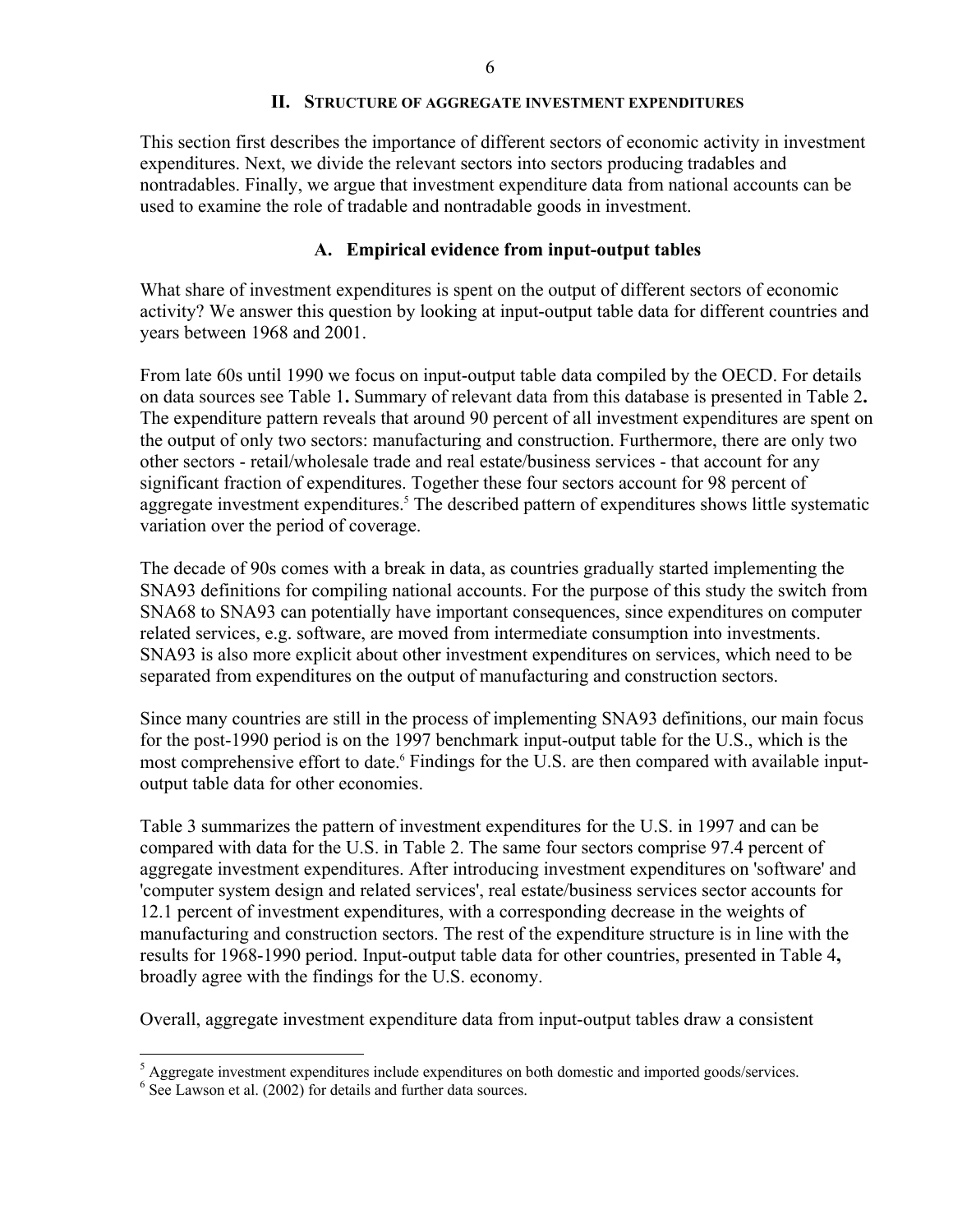## II. Structure of Aggregate Investment Expenditures

This section first describes the importance of different sectors of economic activity in investment expenditures. Next, we divide the relevant sectors into sectors producing tradables and nontradables. Finally, we argue that investment expenditure data from national accounts can be used to examine the role of tradable and nontradable goods in investment.

### A. Empirical evidence from input-output tables

What share of investment expenditures is spent on the output of different sectors of economic activity? We answer this question by looking at input-output table data for different countries and years between 1968 and 2001.

From late 60s until 1990 we focus on input-output table data compiled by the OECD. For details on data sources see Table 1**.** Summary of relevant data from this database is presented in Table 2**.** The expenditure pattern reveals that around 90 percent of all investment expenditures are spent on the output of only two sectors: manufacturing and construction. Furthermore, there are only two other sectors - retail/wholesale trade and real estate/business services - that account for any significant fraction of expenditures. Together these four sectors account for 98 percent of aggregate investment expenditures.[5] The described pattern of expenditures shows little systematic variation over the period of coverage.

The decade of 90s comes with a break in data, as countries gradually started implementing the SNA93 definitions for compiling national accounts. For the purpose of this study the switch from SNA68 to SNA93 can potentially have important consequences, since expenditures on computer related services, e.g. software, are moved from intermediate consumption into investments. SNA93 is also more explicit about other investment expenditures on services, which need to be separated from expenditures on the output of manufacturing and construction sectors.

Since many countries are still in the process of implementing SNA93 definitions, our main focus for the post-1990 period is on the 1997 benchmark input-output table for the U.S., which is the most comprehensive effort to date.[6] Findings for the U.S. are then compared with available input-output table data for other economies.

Table 3 summarizes the pattern of investment expenditures for the U.S. in 1997 and can be compared with data for the U.S. in Table 2. The same four sectors comprise 97.4 percent of aggregate investment expenditures. After introducing investment expenditures on 'software' and 'computer system design and related services', real estate/business services sector accounts for 12.1 percent of investment expenditures, with a corresponding decrease in the weights of manufacturing and construction sectors. The rest of the expenditure structure is in line with the results for 1968-1990 period. Input-output table data for other countries, presented in Table 4**,** broadly agree with the findings for the U.S. economy.

Overall, aggregate investment expenditure data from input-output tables draw a consistent

---

[5] Aggregate investment expenditures include expenditures on both domestic and imported goods/services.

[6] See Lawson et al. (2002) for details and further data sources.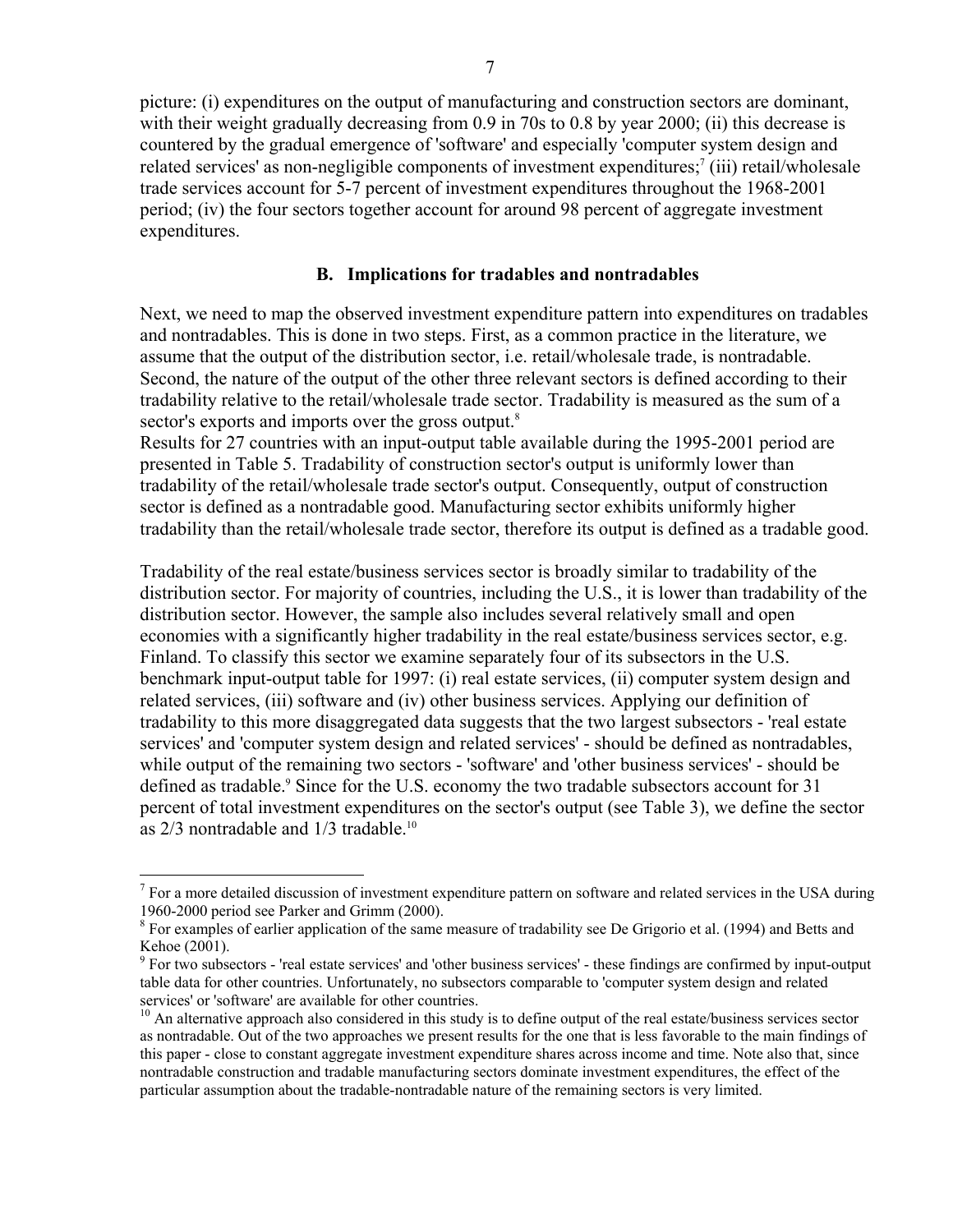picture: (i) expenditures on the output of manufacturing and construction sectors are dominant, with their weight gradually decreasing from 0.9 in 70s to 0.8 by year 2000; (ii) this decrease is countered by the gradual emergence of 'software' and especially 'computer system design and related services' as non-negligible components of investment expenditures;[7] (iii) retail/wholesale trade services account for 5-7 percent of investment expenditures throughout the 1968-2001 period; (iv) the four sectors together account for around 98 percent of aggregate investment expenditures.

### B. Implications for tradables and nontradables

Next, we need to map the observed investment expenditure pattern into expenditures on tradables and nontradables. This is done in two steps. First, as a common practice in the literature, we assume that the output of the distribution sector, i.e. retail/wholesale trade, is nontradable. Second, the nature of the output of the other three relevant sectors is defined according to their tradability relative to the retail/wholesale trade sector. Tradability is measured as the sum of a sector's exports and imports over the gross output.[8]

Results for 27 countries with an input-output table available during the 1995-2001 period are presented in Table 5. Tradability of construction sector's output is uniformly lower than tradability of the retail/wholesale trade sector's output. Consequently, output of construction sector is defined as a nontradable good. Manufacturing sector exhibits uniformly higher tradability than the retail/wholesale trade sector, therefore its output is defined as a tradable good.

Tradability of the real estate/business services sector is broadly similar to tradability of the distribution sector. For majority of countries, including the U.S., it is lower than tradability of the distribution sector. However, the sample also includes several relatively small and open economies with a significantly higher tradability in the real estate/business services sector, e.g. Finland. To classify this sector we examine separately four of its subsectors in the U.S. benchmark input-output table for 1997: (i) real estate services, (ii) computer system design and related services, (iii) software and (iv) other business services. Applying our definition of tradability to this more disaggregated data suggests that the two largest subsectors - 'real estate services' and 'computer system design and related services' - should be defined as nontradables, while output of the remaining two sectors - 'software' and 'other business services' - should be defined as tradable.[9] Since for the U.S. economy the two tradable subsectors account for 31 percent of total investment expenditures on the sector's output (see Table 3), we define the sector as 2/3 nontradable and 1/3 tradable.[10]

---

[7] For a more detailed discussion of investment expenditure pattern on software and related services in the USA during 1960-2000 period see Parker and Grimm (2000).

[8] For examples of earlier application of the same measure of tradability see De Grigorio et al. (1994) and Betts and Kehoe (2001).

[9] For two subsectors - 'real estate services' and 'other business services' - these findings are confirmed by input-output table data for other countries. Unfortunately, no subsectors comparable to 'computer system design and related services' or 'software' are available for other countries.

[10] An alternative approach also considered in this study is to define output of the real estate/business services sector as nontradable. Out of the two approaches we present results for the one that is less favorable to the main findings of this paper - close to constant aggregate investment expenditure shares across income and time. Note also that, since nontradable construction and tradable manufacturing sectors dominate investment expenditures, the effect of the particular assumption about the tradable-nontradable nature of the remaining sectors is very limited.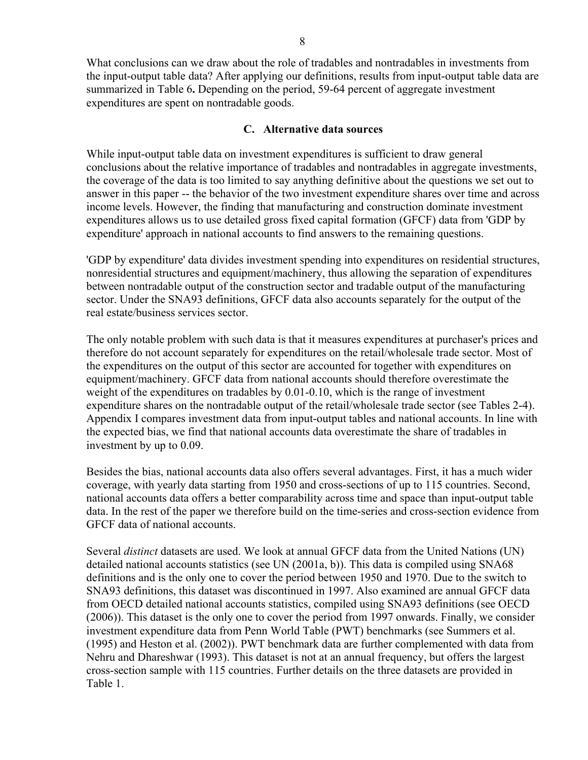What conclusions can we draw about the role of tradables and nontradables in investments from the input-output table data? After applying our definitions, results from input-output table data are summarized in Table 6**.** Depending on the period, 59-64 percent of aggregate investment expenditures are spent on nontradable goods.

### C. Alternative data sources

While input-output table data on investment expenditures is sufficient to draw general conclusions about the relative importance of tradables and nontradables in aggregate investments, the coverage of the data is too limited to say anything definitive about the questions we set out to answer in this paper -- the behavior of the two investment expenditure shares over time and across income levels. However, the finding that manufacturing and construction dominate investment expenditures allows us to use detailed gross fixed capital formation (GFCF) data from 'GDP by expenditure' approach in national accounts to find answers to the remaining questions.

'GDP by expenditure' data divides investment spending into expenditures on residential structures, nonresidential structures and equipment/machinery, thus allowing the separation of expenditures between nontradable output of the construction sector and tradable output of the manufacturing sector. Under the SNA93 definitions, GFCF data also accounts separately for the output of the real estate/business services sector.

The only notable problem with such data is that it measures expenditures at purchaser's prices and therefore do not account separately for expenditures on the retail/wholesale trade sector. Most of the expenditures on the output of this sector are accounted for together with expenditures on equipment/machinery. GFCF data from national accounts should therefore overestimate the weight of the expenditures on tradables by 0.01-0.10, which is the range of investment expenditure shares on the nontradable output of the retail/wholesale trade sector (see Tables 2-4). Appendix I compares investment data from input-output tables and national accounts. In line with the expected bias, we find that national accounts data overestimate the share of tradables in investment by up to 0.09.

Besides the bias, national accounts data also offers several advantages. First, it has a much wider coverage, with yearly data starting from 1950 and cross-sections of up to 115 countries. Second, national accounts data offers a better comparability across time and space than input-output table data. In the rest of the paper we therefore build on the time-series and cross-section evidence from GFCF data of national accounts.

Several *distinct* datasets are used. We look at annual GFCF data from the United Nations (UN) detailed national accounts statistics (see UN (2001a, b)). This data is compiled using SNA68 definitions and is the only one to cover the period between 1950 and 1970. Due to the switch to SNA93 definitions, this dataset was discontinued in 1997. Also examined are annual GFCF data from OECD detailed national accounts statistics, compiled using SNA93 definitions (see OECD (2006)). This dataset is the only one to cover the period from 1997 onwards. Finally, we consider investment expenditure data from Penn World Table (PWT) benchmarks (see Summers et al. (1995) and Heston et al. (2002)). PWT benchmark data are further complemented with data from Nehru and Dhareshwar (1993). This dataset is not at an annual frequency, but offers the largest cross-section sample with 115 countries. Further details on the three datasets are provided in Table 1.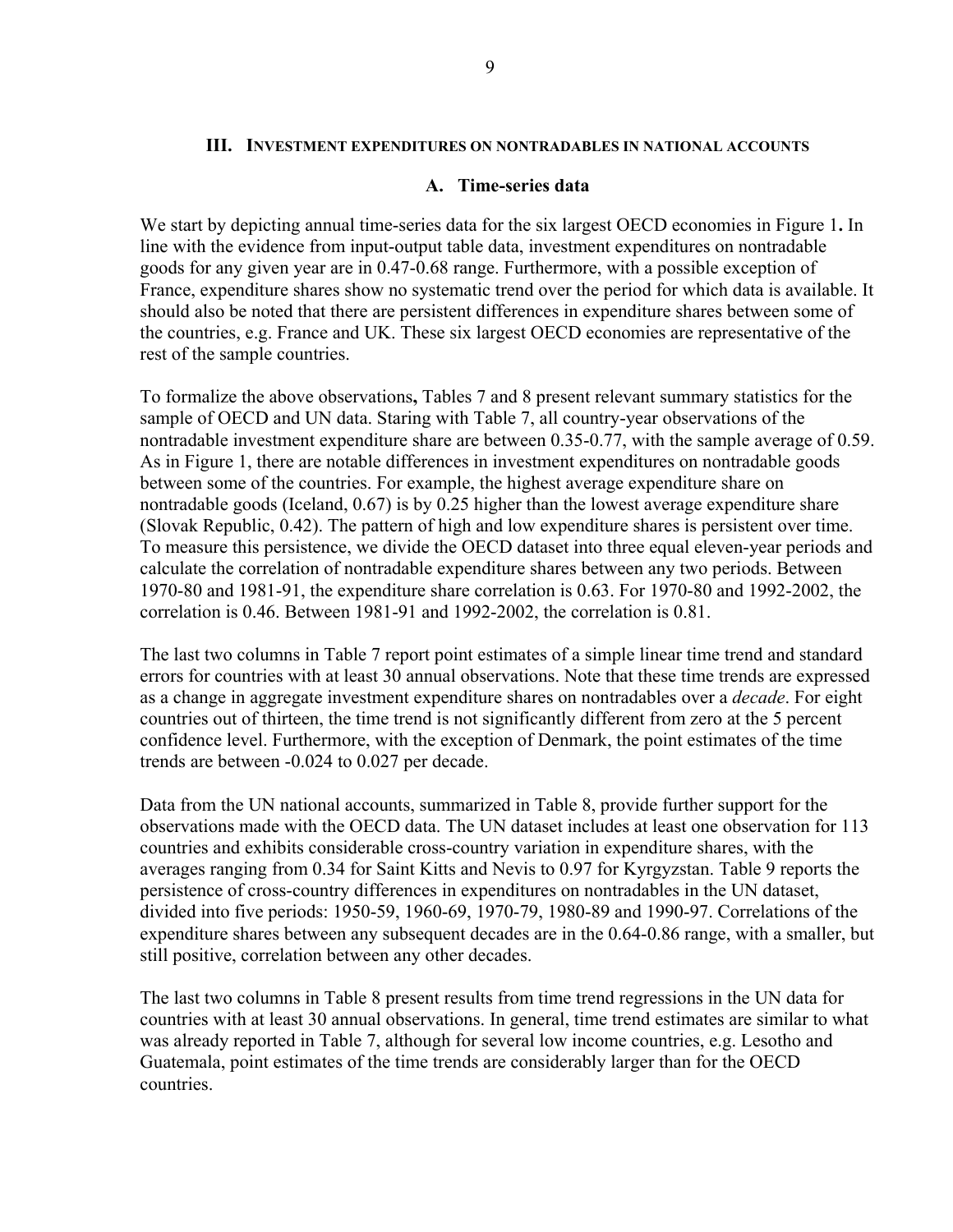## III. Investment expenditures on nontradables in national accounts

### A. Time-series data

We start by depicting annual time-series data for the six largest OECD economies in Figure 1**.** In line with the evidence from input-output table data, investment expenditures on nontradable goods for any given year are in 0.47-0.68 range. Furthermore, with a possible exception of France, expenditure shares show no systematic trend over the period for which data is available. It should also be noted that there are persistent differences in expenditure shares between some of the countries, e.g. France and UK. These six largest OECD economies are representative of the rest of the sample countries.

To formalize the above observations**,** Tables 7 and 8 present relevant summary statistics for the sample of OECD and UN data. Staring with Table 7, all country-year observations of the nontradable investment expenditure share are between 0.35-0.77, with the sample average of 0.59. As in Figure 1, there are notable differences in investment expenditures on nontradable goods between some of the countries. For example, the highest average expenditure share on nontradable goods (Iceland, 0.67) is by 0.25 higher than the lowest average expenditure share (Slovak Republic, 0.42). The pattern of high and low expenditure shares is persistent over time. To measure this persistence, we divide the OECD dataset into three equal eleven-year periods and calculate the correlation of nontradable expenditure shares between any two periods. Between 1970-80 and 1981-91, the expenditure share correlation is 0.63. For 1970-80 and 1992-2002, the correlation is 0.46. Between 1981-91 and 1992-2002, the correlation is 0.81.

The last two columns in Table 7 report point estimates of a simple linear time trend and standard errors for countries with at least 30 annual observations. Note that these time trends are expressed as a change in aggregate investment expenditure shares on nontradables over a *decade*. For eight countries out of thirteen, the time trend is not significantly different from zero at the 5 percent confidence level. Furthermore, with the exception of Denmark, the point estimates of the time trends are between -0.024 to 0.027 per decade.

Data from the UN national accounts, summarized in Table 8, provide further support for the observations made with the OECD data. The UN dataset includes at least one observation for 113 countries and exhibits considerable cross-country variation in expenditure shares, with the averages ranging from 0.34 for Saint Kitts and Nevis to 0.97 for Kyrgyzstan. Table 9 reports the persistence of cross-country differences in expenditures on nontradables in the UN dataset, divided into five periods: 1950-59, 1960-69, 1970-79, 1980-89 and 1990-97. Correlations of the expenditure shares between any subsequent decades are in the 0.64-0.86 range, with a smaller, but still positive, correlation between any other decades.

The last two columns in Table 8 present results from time trend regressions in the UN data for countries with at least 30 annual observations. In general, time trend estimates are similar to what was already reported in Table 7, although for several low income countries, e.g. Lesotho and Guatemala, point estimates of the time trends are considerably larger than for the OECD countries.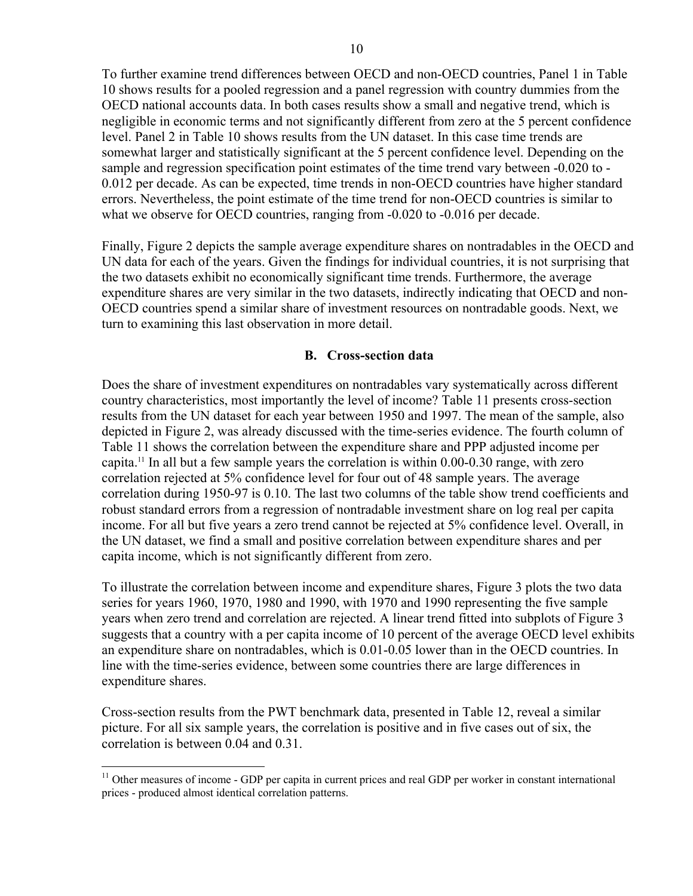To further examine trend differences between OECD and non-OECD countries, Panel 1 in Table 10 shows results for a pooled regression and a panel regression with country dummies from the OECD national accounts data. In both cases results show a small and negative trend, which is negligible in economic terms and not significantly different from zero at the 5 percent confidence level. Panel 2 in Table 10 shows results from the UN dataset. In this case time trends are somewhat larger and statistically significant at the 5 percent confidence level. Depending on the sample and regression specification point estimates of the time trend vary between -0.020 to -0.012 per decade. As can be expected, time trends in non-OECD countries have higher standard errors. Nevertheless, the point estimate of the time trend for non-OECD countries is similar to what we observe for OECD countries, ranging from -0.020 to -0.016 per decade.

Finally, Figure 2 depicts the sample average expenditure shares on nontradables in the OECD and UN data for each of the years. Given the findings for individual countries, it is not surprising that the two datasets exhibit no economically significant time trends. Furthermore, the average expenditure shares are very similar in the two datasets, indirectly indicating that OECD and non-OECD countries spend a similar share of investment resources on nontradable goods. Next, we turn to examining this last observation in more detail.

### B. Cross-section data

Does the share of investment expenditures on nontradables vary systematically across different country characteristics, most importantly the level of income? Table 11 presents cross-section results from the UN dataset for each year between 1950 and 1997. The mean of the sample, also depicted in Figure 2, was already discussed with the time-series evidence. The fourth column of Table 11 shows the correlation between the expenditure share and PPP adjusted income per capita.[11] In all but a few sample years the correlation is within 0.00-0.30 range, with zero correlation rejected at 5% confidence level for four out of 48 sample years. The average correlation during 1950-97 is 0.10. The last two columns of the table show trend coefficients and robust standard errors from a regression of nontradable investment share on log real per capita income. For all but five years a zero trend cannot be rejected at 5% confidence level. Overall, in the UN dataset, we find a small and positive correlation between expenditure shares and per capita income, which is not significantly different from zero.

To illustrate the correlation between income and expenditure shares, Figure 3 plots the two data series for years 1960, 1970, 1980 and 1990, with 1970 and 1990 representing the five sample years when zero trend and correlation are rejected. A linear trend fitted into subplots of Figure 3 suggests that a country with a per capita income of 10 percent of the average OECD level exhibits an expenditure share on nontradables, which is 0.01-0.05 lower than in the OECD countries. In line with the time-series evidence, between some countries there are large differences in expenditure shares.

Cross-section results from the PWT benchmark data, presented in Table 12, reveal a similar picture. For all six sample years, the correlation is positive and in five cases out of six, the correlation is between 0.04 and 0.31.

[11] Other measures of income - GDP per capita in current prices and real GDP per worker in constant international prices - produced almost identical correlation patterns.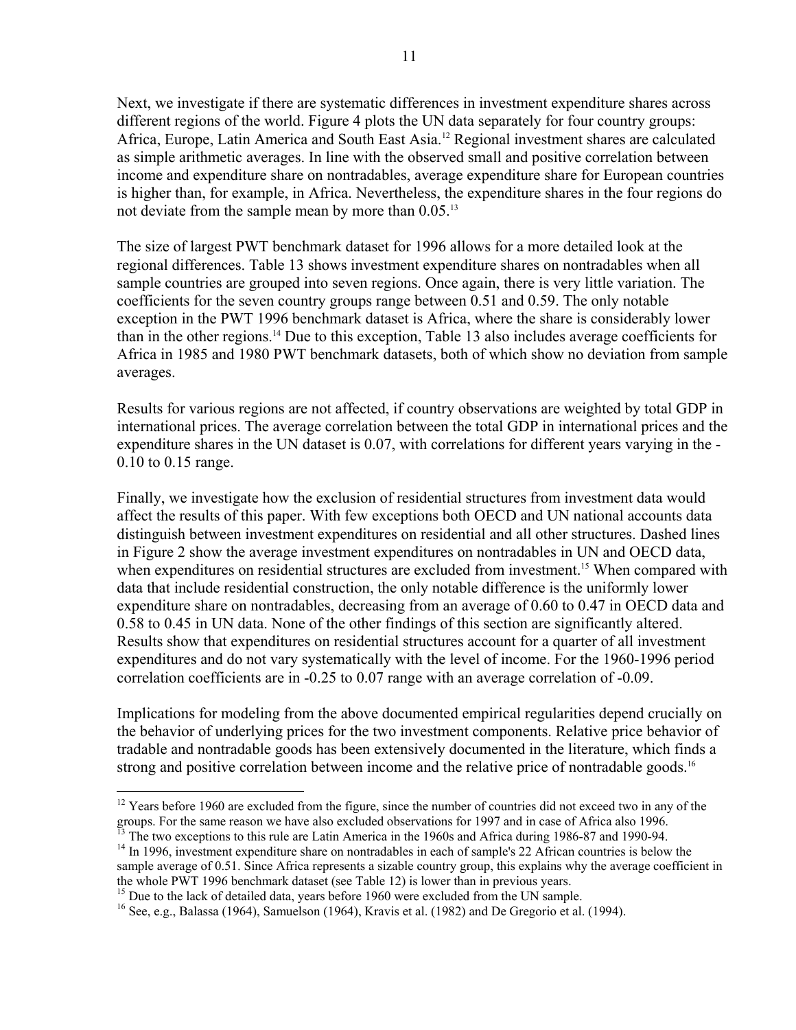Next, we investigate if there are systematic differences in investment expenditure shares across different regions of the world. Figure 4 plots the UN data separately for four country groups: Africa, Europe, Latin America and South East Asia.[12] Regional investment shares are calculated as simple arithmetic averages. In line with the observed small and positive correlation between income and expenditure share on nontradables, average expenditure share for European countries is higher than, for example, in Africa. Nevertheless, the expenditure shares in the four regions do not deviate from the sample mean by more than 0.05.[13]

The size of largest PWT benchmark dataset for 1996 allows for a more detailed look at the regional differences. Table 13 shows investment expenditure shares on nontradables when all sample countries are grouped into seven regions. Once again, there is very little variation. The coefficients for the seven country groups range between 0.51 and 0.59. The only notable exception in the PWT 1996 benchmark dataset is Africa, where the share is considerably lower than in the other regions.[14] Due to this exception, Table 13 also includes average coefficients for Africa in 1985 and 1980 PWT benchmark datasets, both of which show no deviation from sample averages.

Results for various regions are not affected, if country observations are weighted by total GDP in international prices. The average correlation between the total GDP in international prices and the expenditure shares in the UN dataset is 0.07, with correlations for different years varying in the -0.10 to 0.15 range.

Finally, we investigate how the exclusion of residential structures from investment data would affect the results of this paper. With few exceptions both OECD and UN national accounts data distinguish between investment expenditures on residential and all other structures. Dashed lines in Figure 2 show the average investment expenditures on nontradables in UN and OECD data, when expenditures on residential structures are excluded from investment.[15] When compared with data that include residential construction, the only notable difference is the uniformly lower expenditure share on nontradables, decreasing from an average of 0.60 to 0.47 in OECD data and 0.58 to 0.45 in UN data. None of the other findings of this section are significantly altered. Results show that expenditures on residential structures account for a quarter of all investment expenditures and do not vary systematically with the level of income. For the 1960-1996 period correlation coefficients are in -0.25 to 0.07 range with an average correlation of -0.09.

Implications for modeling from the above documented empirical regularities depend crucially on the behavior of underlying prices for the two investment components. Relative price behavior of tradable and nontradable goods has been extensively documented in the literature, which finds a strong and positive correlation between income and the relative price of nontradable goods.[16]

---

[12] Years before 1960 are excluded from the figure, since the number of countries did not exceed two in any of the groups. For the same reason we have also excluded observations for 1997 and in case of Africa also 1996.

[13] The two exceptions to this rule are Latin America in the 1960s and Africa during 1986-87 and 1990-94.

[14] In 1996, investment expenditure share on nontradables in each of sample's 22 African countries is below the sample average of 0.51. Since Africa represents a sizable country group, this explains why the average coefficient in the whole PWT 1996 benchmark dataset (see Table 12) is lower than in previous years.

[15] Due to the lack of detailed data, years before 1960 were excluded from the UN sample.

[16] See, e.g., Balassa (1964), Samuelson (1964), Kravis et al. (1982) and De Gregorio et al. (1994).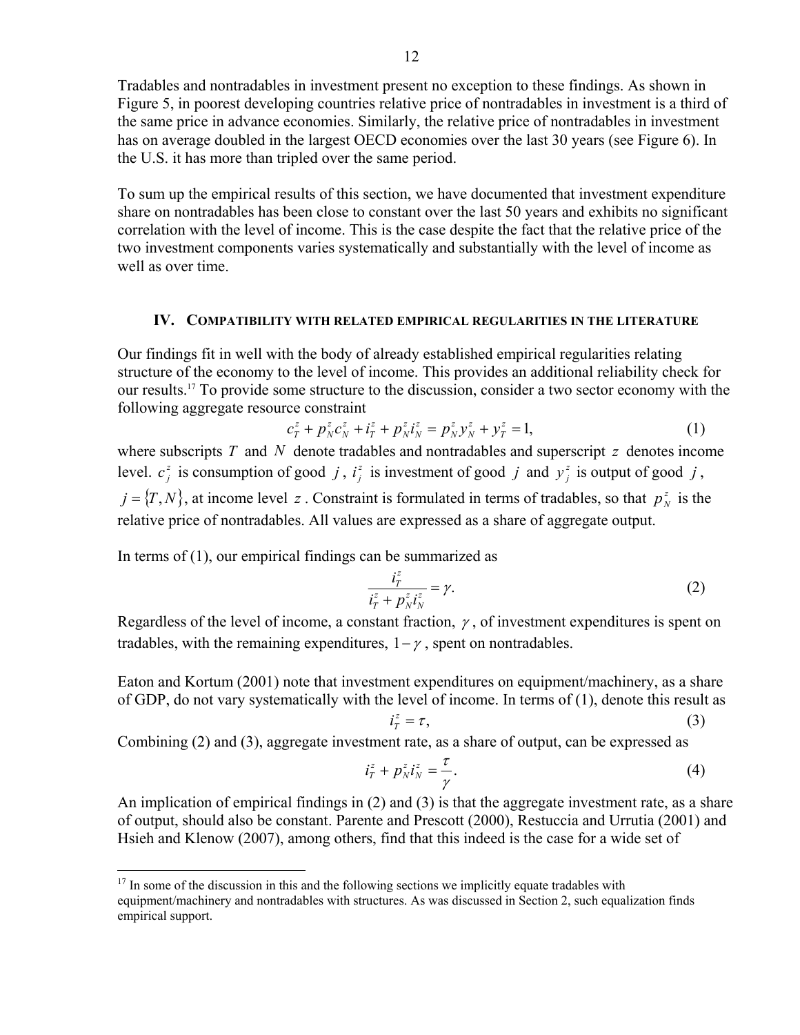Tradables and nontradables in investment present no exception to these findings. As shown in Figure 5, in poorest developing countries relative price of nontradables in investment is a third of the same price in advance economies. Similarly, the relative price of nontradables in investment has on average doubled in the largest OECD economies over the last 30 years (see Figure 6). In the U.S. it has more than tripled over the same period.

To sum up the empirical results of this section, we have documented that investment expenditure share on nontradables has been close to constant over the last 50 years and exhibits no significant correlation with the level of income. This is the case despite the fact that the relative price of the two investment components varies systematically and substantially with the level of income as well as over time.

## IV. Compatibility with Related Empirical Regularities in the Literature

Our findings fit in well with the body of already established empirical regularities relating structure of the economy to the level of income. This provides an additional reliability check for our results.[17] To provide some structure to the discussion, consider a two sector economy with the following aggregate resource constraint

$$c_T^z + p_N^z c_N^z + i_T^z + p_N^z i_N^z = p_N^z y_N^z + y_T^z = 1, \tag{1}$$

where subscripts $T$ and $N$ denote tradables and nontradables and superscript $z$ denotes income level. $c_j^z$ is consumption of good $j$, $i_j^z$ is investment of good $j$ and $y_j^z$ is output of good $j$, $j = \{T, N\}$, at income level $z$. Constraint is formulated in terms of tradables, so that $p_N^z$ is the relative price of nontradables. All values are expressed as a share of aggregate output.

In terms of (1), our empirical findings can be summarized as

$$\frac{i_T^z}{i_T^z + p_N^z i_N^z} = \gamma. \tag{2}$$

Regardless of the level of income, a constant fraction, $\gamma$, of investment expenditures is spent on tradables, with the remaining expenditures, $1-\gamma$, spent on nontradables.

Eaton and Kortum (2001) note that investment expenditures on equipment/machinery, as a share of GDP, do not vary systematically with the level of income. In terms of (1), denote this result as

$$i_T^z = \tau, \tag{3}$$

Combining (2) and (3), aggregate investment rate, as a share of output, can be expressed as

$$i_T^z + p_N^z i_N^z = \frac{\tau}{\gamma}. \tag{4}$$

An implication of empirical findings in (2) and (3) is that the aggregate investment rate, as a share of output, should also be constant. Parente and Prescott (2000), Restuccia and Urrutia (2001) and Hsieh and Klenow (2007), among others, find that this indeed is the case for a wide set of

[17] In some of the discussion in this and the following sections we implicitly equate tradables with equipment/machinery and nontradables with structures. As was discussed in Section 2, such equalization finds empirical support.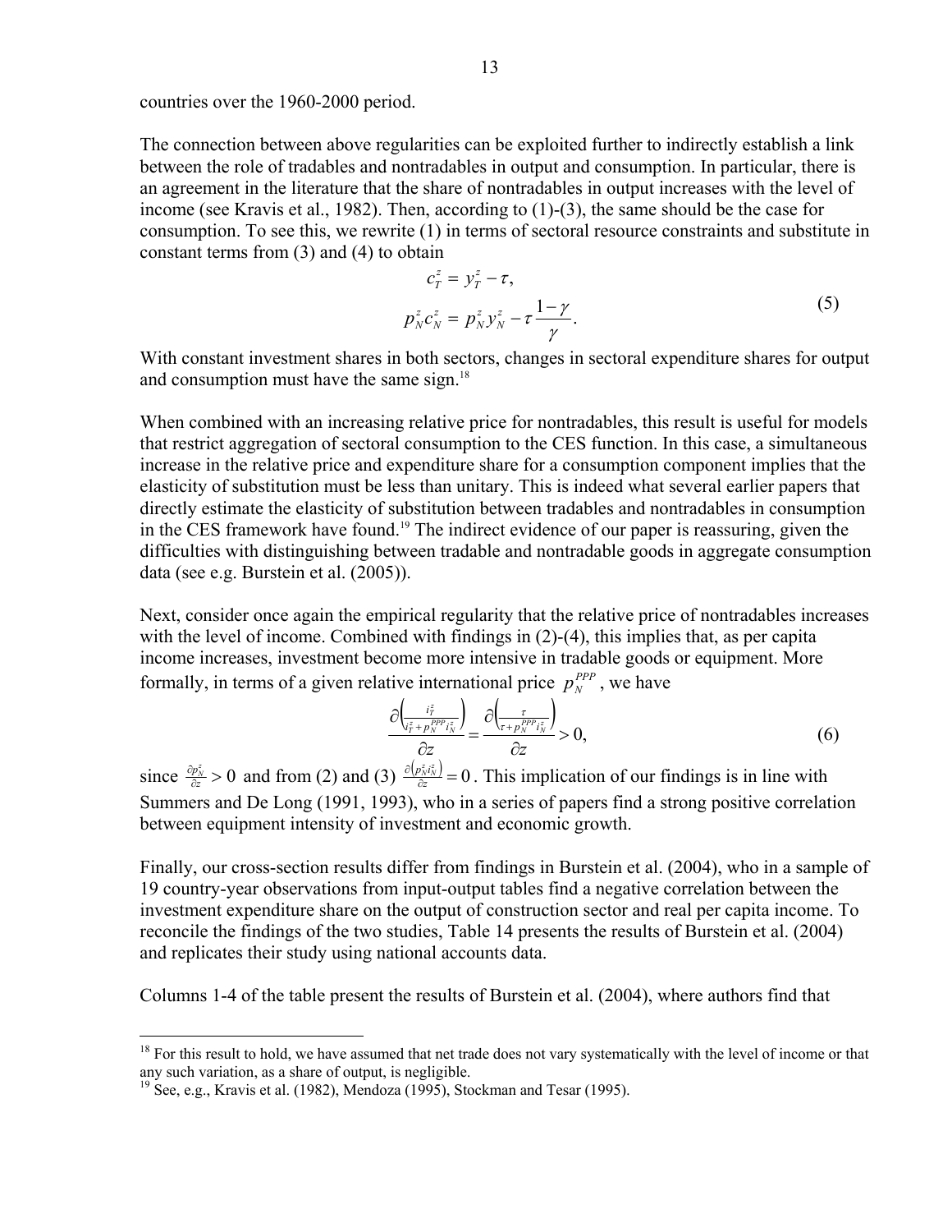countries over the 1960-2000 period.

The connection between above regularities can be exploited further to indirectly establish a link between the role of tradables and nontradables in output and consumption. In particular, there is an agreement in the literature that the share of nontradables in output increases with the level of income (see Kravis et al., 1982). Then, according to (1)-(3), the same should be the case for consumption. To see this, we rewrite (1) in terms of sectoral resource constraints and substitute in constant terms from (3) and (4) to obtain

$$
\begin{aligned}
c_T^z &= y_T^z - \tau, \\
p_N^z c_N^z &= p_N^z y_N^z - \tau \frac{1-\gamma}{\gamma}.
\end{aligned}
\tag{5}
$$

With constant investment shares in both sectors, changes in sectoral expenditure shares for output and consumption must have the same sign.[18]

When combined with an increasing relative price for nontradables, this result is useful for models that restrict aggregation of sectoral consumption to the CES function. In this case, a simultaneous increase in the relative price and expenditure share for a consumption component implies that the elasticity of substitution must be less than unitary. This is indeed what several earlier papers that directly estimate the elasticity of substitution between tradables and nontradables in consumption in the CES framework have found.[19] The indirect evidence of our paper is reassuring, given the difficulties with distinguishing between tradable and nontradable goods in aggregate consumption data (see e.g. Burstein et al. (2005)).

Next, consider once again the empirical regularity that the relative price of nontradables increases with the level of income. Combined with findings in (2)-(4), this implies that, as per capita income increases, investment become more intensive in tradable goods or equipment. More formally, in terms of a given relative international price $p_N^{PPP}$, we have

$$
\frac{\partial \left( \frac{i_T^z}{i_T^z + p_N^{PPP} i_N^z} \right)}{\partial z} = \frac{\partial \left( \frac{\tau}{\tau + p_N^{PPP} i_N^z} \right)}{\partial z} > 0,
\tag{6}
$$

since $\frac{\partial p_N^z}{\partial z} > 0$ and from (2) and (3) $\frac{\partial \left( p_N^z i_N^z \right)}{\partial z} = 0$. This implication of our findings is in line with Summers and De Long (1991, 1993), who in a series of papers find a strong positive correlation between equipment intensity of investment and economic growth.

Finally, our cross-section results differ from findings in Burstein et al. (2004), who in a sample of 19 country-year observations from input-output tables find a negative correlation between the investment expenditure share on the output of construction sector and real per capita income. To reconcile the findings of the two studies, Table 14 presents the results of Burstein et al. (2004) and replicates their study using national accounts data.

Columns 1-4 of the table present the results of Burstein et al. (2004), where authors find that

---

[18] For this result to hold, we have assumed that net trade does not vary systematically with the level of income or that any such variation, as a share of output, is negligible.

[19] See, e.g., Kravis et al. (1982), Mendoza (1995), Stockman and Tesar (1995).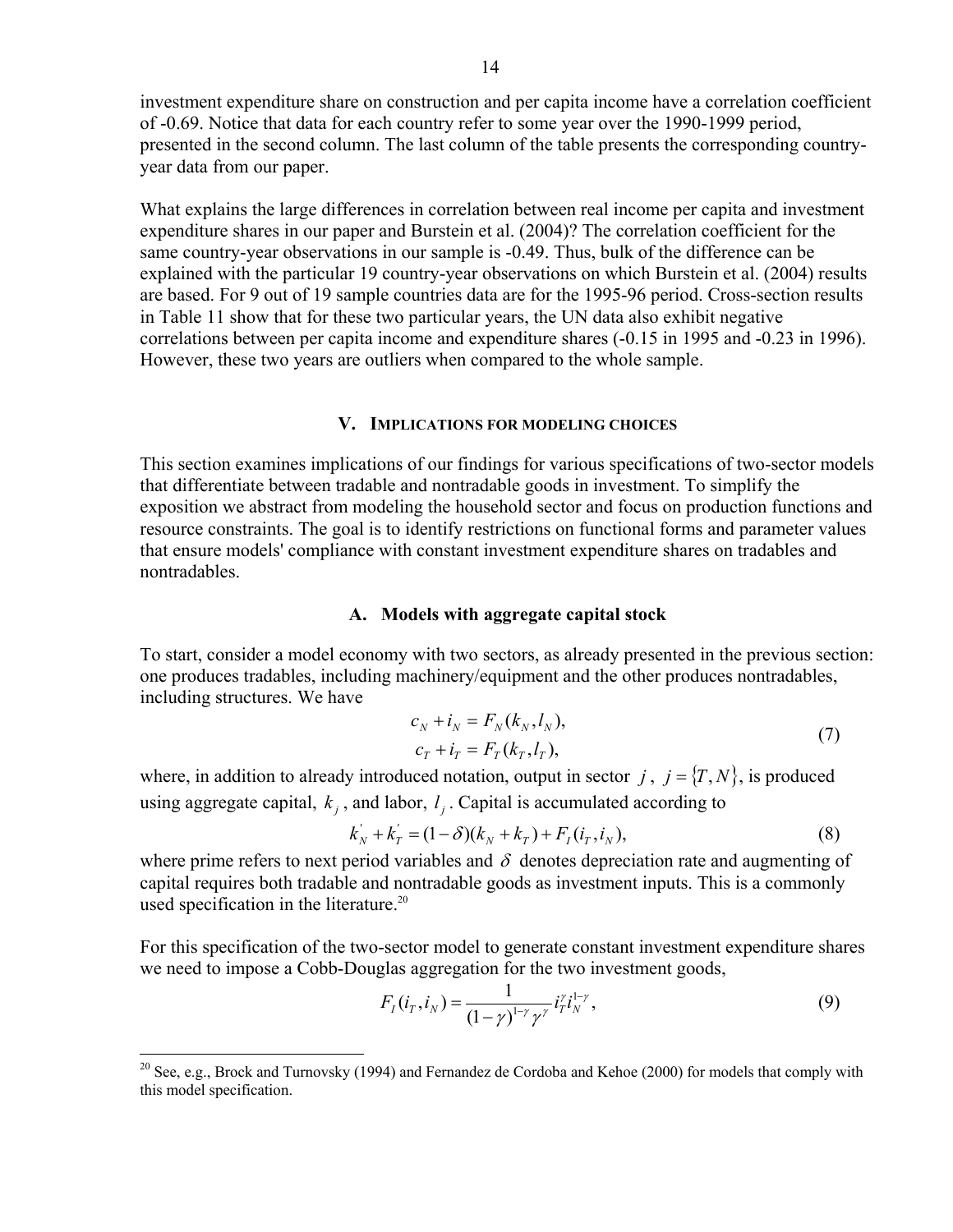investment expenditure share on construction and per capita income have a correlation coefficient of -0.69. Notice that data for each country refer to some year over the 1990-1999 period, presented in the second column. The last column of the table presents the corresponding country-year data from our paper.

What explains the large differences in correlation between real income per capita and investment expenditure shares in our paper and Burstein et al. (2004)? The correlation coefficient for the same country-year observations in our sample is -0.49. Thus, bulk of the difference can be explained with the particular 19 country-year observations on which Burstein et al. (2004) results are based. For 9 out of 19 sample countries data are for the 1995-96 period. Cross-section results in Table 11 show that for these two particular years, the UN data also exhibit negative correlations between per capita income and expenditure shares (-0.15 in 1995 and -0.23 in 1996). However, these two years are outliers when compared to the whole sample.

## V. Implications for Modeling Choices

This section examines implications of our findings for various specifications of two-sector models that differentiate between tradable and nontradable goods in investment. To simplify the exposition we abstract from modeling the household sector and focus on production functions and resource constraints. The goal is to identify restrictions on functional forms and parameter values that ensure models' compliance with constant investment expenditure shares on tradables and nontradables.

### A. Models with aggregate capital stock

To start, consider a model economy with two sectors, as already presented in the previous section: one produces tradables, including machinery/equipment and the other produces nontradables, including structures. We have

$$
\begin{aligned}
c_N + i_N &= F_N(k_N, l_N), \\
c_T + i_T &= F_T(k_T, l_T),
\end{aligned}
\tag{7}
$$

where, in addition to already introduced notation, output in sector $j$, $j = \{T, N\}$, is produced using aggregate capital, $k_j$, and labor, $l_j$. Capital is accumulated according to

$$
k_N^{'} + k_T^{'} = (1-\delta)(k_N + k_T) + F_I(i_T, i_N), \tag{8}
$$

where prime refers to next period variables and $\delta$ denotes depreciation rate and augmenting of capital requires both tradable and nontradable goods as investment inputs. This is a commonly used specification in the literature.[20]

For this specification of the two-sector model to generate constant investment expenditure shares we need to impose a Cobb-Douglas aggregation for the two investment goods,

$$
F_I(i_T, i_N) = \frac{1}{(1-\gamma)^{1-\gamma}\gamma^{\gamma}} i_T^{\gamma} i_N^{1-\gamma}, \tag{9}
$$

[20] See, e.g., Brock and Turnovsky (1994) and Fernandez de Cordoba and Kehoe (2000) for models that comply with this model specification.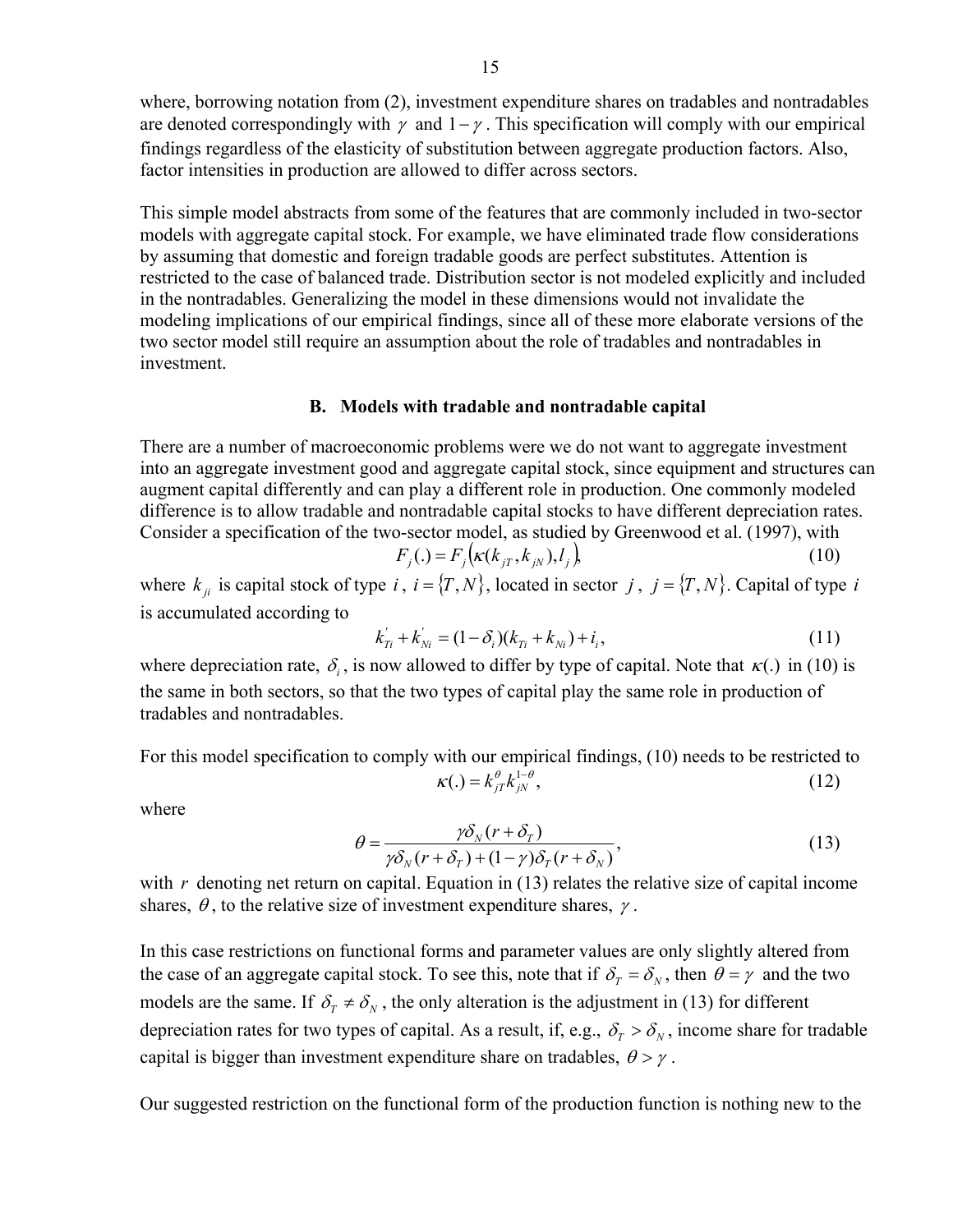where, borrowing notation from (2), investment expenditure shares on tradables and nontradables are denoted correspondingly with $\gamma$ and $1-\gamma$. This specification will comply with our empirical findings regardless of the elasticity of substitution between aggregate production factors. Also, factor intensities in production are allowed to differ across sectors.

This simple model abstracts from some of the features that are commonly included in two-sector models with aggregate capital stock. For example, we have eliminated trade flow considerations by assuming that domestic and foreign tradable goods are perfect substitutes. Attention is restricted to the case of balanced trade. Distribution sector is not modeled explicitly and included in the nontradables. Generalizing the model in these dimensions would not invalidate the modeling implications of our empirical findings, since all of these more elaborate versions of the two sector model still require an assumption about the role of tradables and nontradables in investment.

### B. Models with tradable and nontradable capital

There are a number of macroeconomic problems were we do not want to aggregate investment into an aggregate investment good and aggregate capital stock, since equipment and structures can augment capital differently and can play a different role in production. One commonly modeled difference is to allow tradable and nontradable capital stocks to have different depreciation rates. Consider a specification of the two-sector model, as studied by Greenwood et al. (1997), with

$$F_j(.) = F_j\left(\kappa(k_{jT}, k_{jN}), l_j\right), \tag{10}$$

where $k_{ji}$ is capital stock of type $i$, $i = \{T, N\}$, located in sector $j$, $j = \{T, N\}$. Capital of type $i$ is accumulated according to

$$k_{Ti}^{'} + k_{Ni}^{'} = (1-\delta_i)(k_{Ti} + k_{Ni}) + i_i, \tag{11}$$

where depreciation rate, $\delta_i$, is now allowed to differ by type of capital. Note that $\kappa(.)$ in (10) is the same in both sectors, so that the two types of capital play the same role in production of tradables and nontradables.

For this model specification to comply with our empirical findings, (10) needs to be restricted to

$$\kappa(.) = k_{jT}^{\theta} k_{jN}^{1-\theta}, \tag{12}$$

where

$$\theta = \frac{\gamma\delta_N(r+\delta_T)}{\gamma\delta_N(r+\delta_T) + (1-\gamma)\delta_T(r+\delta_N)}, \tag{13}$$

with $r$ denoting net return on capital. Equation in (13) relates the relative size of capital income shares, $\theta$, to the relative size of investment expenditure shares, $\gamma$.

In this case restrictions on functional forms and parameter values are only slightly altered from the case of an aggregate capital stock. To see this, note that if $\delta_T = \delta_N$, then $\theta = \gamma$ and the two models are the same. If $\delta_T \neq \delta_N$, the only alteration is the adjustment in (13) for different depreciation rates for two types of capital. As a result, if, e.g., $\delta_T > \delta_N$, income share for tradable capital is bigger than investment expenditure share on tradables, $\theta > \gamma$.

Our suggested restriction on the functional form of the production function is nothing new to the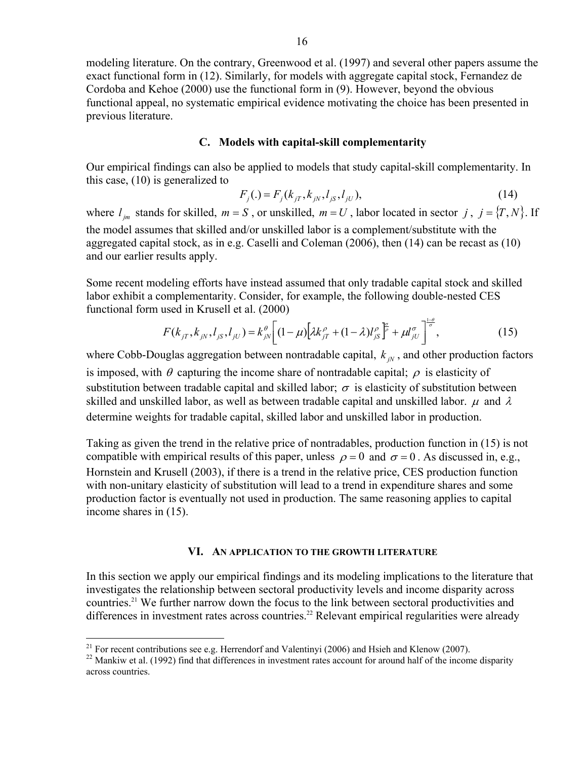modeling literature. On the contrary, Greenwood et al. (1997) and several other papers assume the exact functional form in (12). Similarly, for models with aggregate capital stock, Fernandez de Cordoba and Kehoe (2000) use the functional form in (9). However, beyond the obvious functional appeal, no systematic empirical evidence motivating the choice has been presented in previous literature.

### C. Models with capital-skill complementarity

Our empirical findings can also be applied to models that study capital-skill complementarity. In this case, (10) is generalized to

$$F_j(.) = F_j(k_{jT}, k_{jN}, l_{jS}, l_{jU}), \tag{14}$$

where $l_{jm}$ stands for skilled, $m = S$, or unskilled, $m = U$, labor located in sector $j$, $j = \{T, N\}$. If the model assumes that skilled and/or unskilled labor is a complement/substitute with the aggregated capital stock, as in e.g. Caselli and Coleman (2006), then (14) can be recast as (10) and our earlier results apply.

Some recent modeling efforts have instead assumed that only tradable capital stock and skilled labor exhibit a complementarity. Consider, for example, the following double-nested CES functional form used in Krusell et al. (2000)

$$F(k_{jT}, k_{jN}, l_{jS}, l_{jU}) = k_{jN}^{\theta}\left[(1-\mu)\left[\lambda k_{jT}^{\rho} + (1-\lambda) l_{jS}^{\rho}\right]^{\frac{\sigma}{\rho}} + \mu l_{jU}^{\sigma}\right]^{\frac{1-\theta}{\sigma}}, \tag{15}$$

where Cobb-Douglas aggregation between nontradable capital, $k_{jN}$, and other production factors is imposed, with $\theta$ capturing the income share of nontradable capital; $\rho$ is elasticity of substitution between tradable capital and skilled labor; $\sigma$ is elasticity of substitution between skilled and unskilled labor, as well as between tradable capital and unskilled labor. $\mu$ and $\lambda$ determine weights for tradable capital, skilled labor and unskilled labor in production.

Taking as given the trend in the relative price of nontradables, production function in (15) is not compatible with empirical results of this paper, unless $\rho = 0$ and $\sigma = 0$. As discussed in, e.g., Hornstein and Krusell (2003), if there is a trend in the relative price, CES production function with non-unitary elasticity of substitution will lead to a trend in expenditure shares and some production factor is eventually not used in production. The same reasoning applies to capital income shares in (15).

## VI. An application to the growth literature

In this section we apply our empirical findings and its modeling implications to the literature that investigates the relationship between sectoral productivity levels and income disparity across countries.[21] We further narrow down the focus to the link between sectoral productivities and differences in investment rates across countries.[22] Relevant empirical regularities were already

[21] For recent contributions see e.g. Herrendorf and Valentinyi (2006) and Hsieh and Klenow (2007).

[22] Mankiw et al. (1992) find that differences in investment rates account for around half of the income disparity across countries.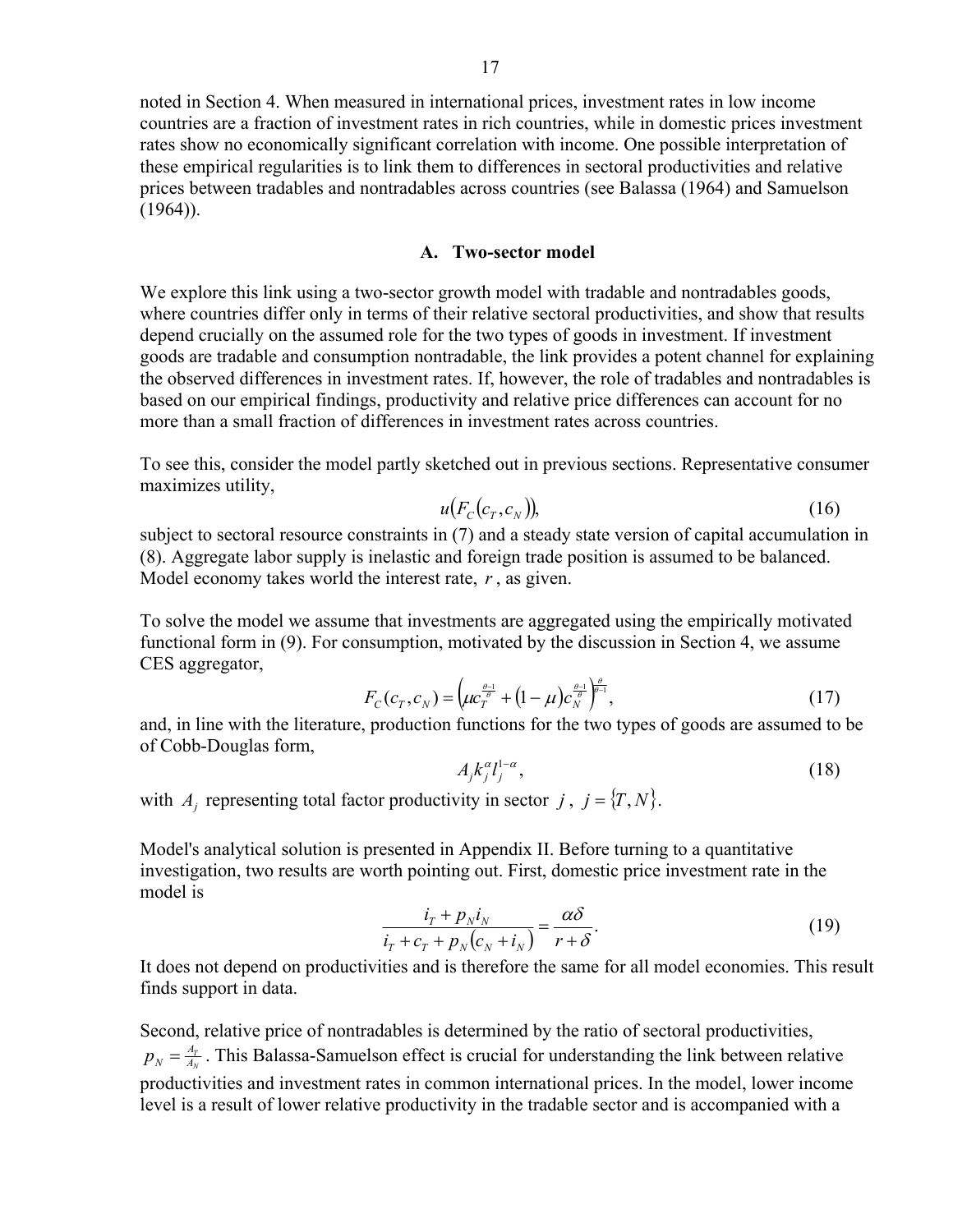noted in Section 4. When measured in international prices, investment rates in low income countries are a fraction of investment rates in rich countries, while in domestic prices investment rates show no economically significant correlation with income. One possible interpretation of these empirical regularities is to link them to differences in sectoral productivities and relative prices between tradables and nontradables across countries (see Balassa (1964) and Samuelson (1964)).

### A. Two-sector model

We explore this link using a two-sector growth model with tradable and nontradables goods, where countries differ only in terms of their relative sectoral productivities, and show that results depend crucially on the assumed role for the two types of goods in investment. If investment goods are tradable and consumption nontradable, the link provides a potent channel for explaining the observed differences in investment rates. If, however, the role of tradables and nontradables is based on our empirical findings, productivity and relative price differences can account for no more than a small fraction of differences in investment rates across countries.

To see this, consider the model partly sketched out in previous sections. Representative consumer maximizes utility,

$$u\left(F_C\left(c_T, c_N\right)\right), \tag{16}$$

subject to sectoral resource constraints in (7) and a steady state version of capital accumulation in (8). Aggregate labor supply is inelastic and foreign trade position is assumed to be balanced. Model economy takes world the interest rate, $r$, as given.

To solve the model we assume that investments are aggregated using the empirically motivated functional form in (9). For consumption, motivated by the discussion in Section 4, we assume CES aggregator,

$$F_C(c_T, c_N) = \left(\mu c_T^{\frac{\theta-1}{\theta}} + (1-\mu) c_N^{\frac{\theta-1}{\theta}}\right)^{\frac{\theta}{\theta-1}}, \tag{17}$$

and, in line with the literature, production functions for the two types of goods are assumed to be of Cobb-Douglas form,

$$A_j k_j^{\alpha} l_j^{1-\alpha}, \tag{18}$$

with $A_j$ representing total factor productivity in sector $j$, $j = \{T, N\}$.

Model's analytical solution is presented in Appendix II. Before turning to a quantitative investigation, two results are worth pointing out. First, domestic price investment rate in the model is

$$\frac{i_T + p_N i_N}{i_T + c_T + p_N\left(c_N + i_N\right)} = \frac{\alpha\delta}{r+\delta}. \tag{19}$$

It does not depend on productivities and is therefore the same for all model economies. This result finds support in data.

Second, relative price of nontradables is determined by the ratio of sectoral productivities, $p_N = \frac{A_T}{A_N}$. This Balassa-Samuelson effect is crucial for understanding the link between relative productivities and investment rates in common international prices. In the model, lower income level is a result of lower relative productivity in the tradable sector and is accompanied with a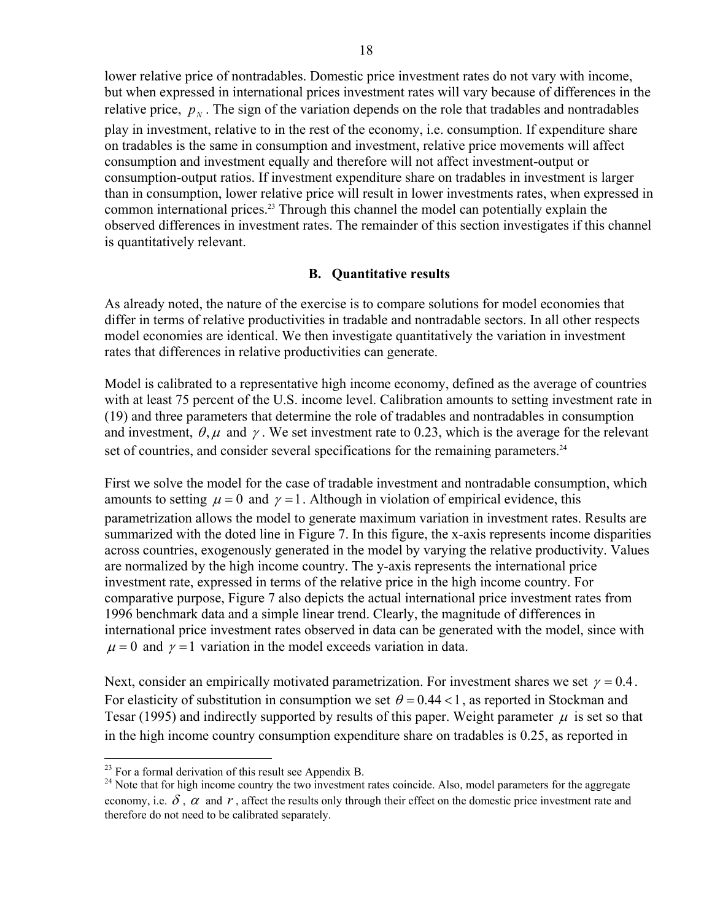lower relative price of nontradables. Domestic price investment rates do not vary with income, but when expressed in international prices investment rates will vary because of differences in the relative price, $p_N$. The sign of the variation depends on the role that tradables and nontradables play in investment, relative to in the rest of the economy, i.e. consumption. If expenditure share on tradables is the same in consumption and investment, relative price movements will affect consumption and investment equally and therefore will not affect investment-output or consumption-output ratios. If investment expenditure share on tradables in investment is larger than in consumption, lower relative price will result in lower investments rates, when expressed in common international prices.[23] Through this channel the model can potentially explain the observed differences in investment rates. The remainder of this section investigates if this channel is quantitatively relevant.

### B. Quantitative results

As already noted, the nature of the exercise is to compare solutions for model economies that differ in terms of relative productivities in tradable and nontradable sectors. In all other respects model economies are identical. We then investigate quantitatively the variation in investment rates that differences in relative productivities can generate.

Model is calibrated to a representative high income economy, defined as the average of countries with at least 75 percent of the U.S. income level. Calibration amounts to setting investment rate in (19) and three parameters that determine the role of tradables and nontradables in consumption and investment, $\theta, \mu$ and $\gamma$. We set investment rate to 0.23, which is the average for the relevant set of countries, and consider several specifications for the remaining parameters.[24]

First we solve the model for the case of tradable investment and nontradable consumption, which amounts to setting $\mu = 0$ and $\gamma = 1$. Although in violation of empirical evidence, this parametrization allows the model to generate maximum variation in investment rates. Results are summarized with the doted line in Figure 7. In this figure, the x-axis represents income disparities across countries, exogenously generated in the model by varying the relative productivity. Values are normalized by the high income country. The y-axis represents the international price investment rate, expressed in terms of the relative price in the high income country. For comparative purpose, Figure 7 also depicts the actual international price investment rates from 1996 benchmark data and a simple linear trend. Clearly, the magnitude of differences in international price investment rates observed in data can be generated with the model, since with $\mu = 0$ and $\gamma = 1$ variation in the model exceeds variation in data.

Next, consider an empirically motivated parametrization. For investment shares we set $\gamma = 0.4$. For elasticity of substitution in consumption we set $\theta = 0.44 < 1$, as reported in Stockman and Tesar (1995) and indirectly supported by results of this paper. Weight parameter $\mu$ is set so that in the high income country consumption expenditure share on tradables is 0.25, as reported in

---

[23] For a formal derivation of this result see Appendix B.

[24] Note that for high income country the two investment rates coincide. Also, model parameters for the aggregate economy, i.e. $\delta$, $\alpha$ and $r$, affect the results only through their effect on the domestic price investment rate and therefore do not need to be calibrated separately.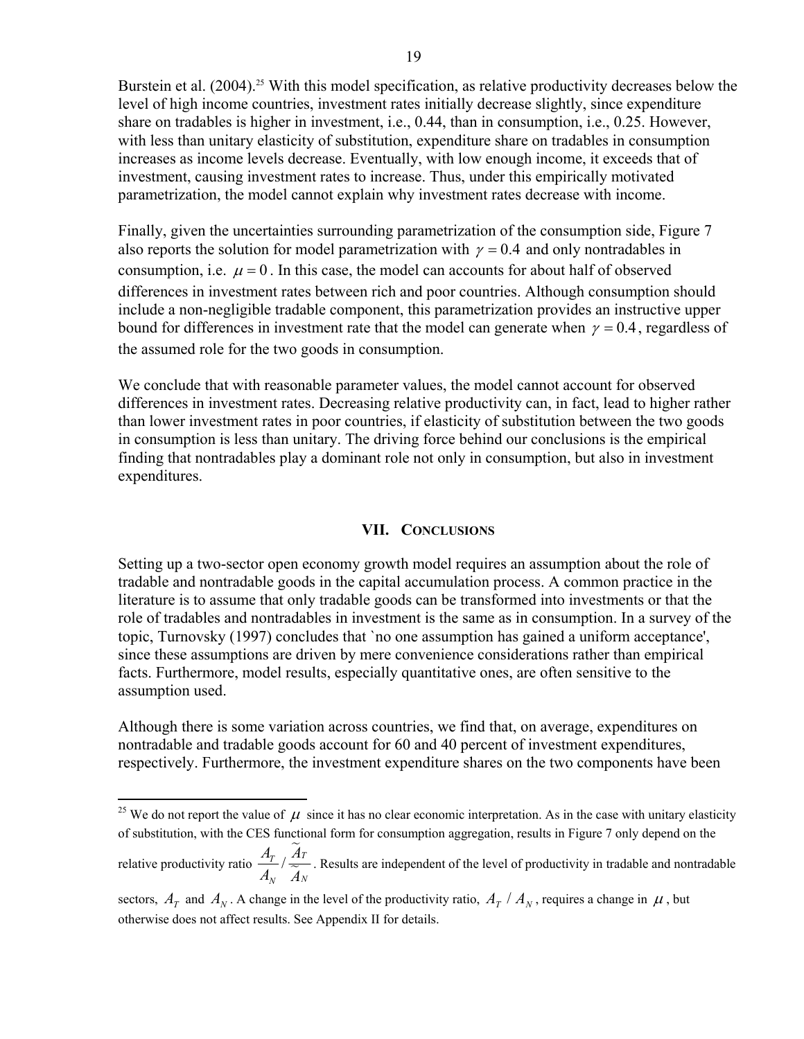Burstein et al. (2004).[25] With this model specification, as relative productivity decreases below the level of high income countries, investment rates initially decrease slightly, since expenditure share on tradables is higher in investment, i.e., 0.44, than in consumption, i.e., 0.25. However, with less than unitary elasticity of substitution, expenditure share on tradables in consumption increases as income levels decrease. Eventually, with low enough income, it exceeds that of investment, causing investment rates to increase. Thus, under this empirically motivated parametrization, the model cannot explain why investment rates decrease with income.

Finally, given the uncertainties surrounding parametrization of the consumption side, Figure 7 also reports the solution for model parametrization with $\gamma = 0.4$ and only nontradables in consumption, i.e. $\mu = 0$. In this case, the model can accounts for about half of observed differences in investment rates between rich and poor countries. Although consumption should include a non-negligible tradable component, this parametrization provides an instructive upper bound for differences in investment rate that the model can generate when $\gamma = 0.4$, regardless of the assumed role for the two goods in consumption.

We conclude that with reasonable parameter values, the model cannot account for observed differences in investment rates. Decreasing relative productivity can, in fact, lead to higher rather than lower investment rates in poor countries, if elasticity of substitution between the two goods in consumption is less than unitary. The driving force behind our conclusions is the empirical finding that nontradables play a dominant role not only in consumption, but also in investment expenditures.

## VII. Conclusions

Setting up a two-sector open economy growth model requires an assumption about the role of tradable and nontradable goods in the capital accumulation process. A common practice in the literature is to assume that only tradable goods can be transformed into investments or that the role of tradables and nontradables in investment is the same as in consumption. In a survey of the topic, Turnovsky (1997) concludes that `no one assumption has gained a uniform acceptance', since these assumptions are driven by mere convenience considerations rather than empirical facts. Furthermore, model results, especially quantitative ones, are often sensitive to the assumption used.

Although there is some variation across countries, we find that, on average, expenditures on nontradable and tradable goods account for 60 and 40 percent of investment expenditures, respectively. Furthermore, the investment expenditure shares on the two components have been

---

[25] We do not report the value of $\mu$ since it has no clear economic interpretation. As in the case with unitary elasticity of substitution, with the CES functional form for consumption aggregation, results in Figure 7 only depend on the relative productivity ratio $\frac{A_T}{A_N} / \frac{\widetilde{A}_T}{\widetilde{A}_N}$. Results are independent of the level of productivity in tradable and nontradable sectors, $A_T$ and $A_N$. A change in the level of the productivity ratio, $A_T / A_N$, requires a change in $\mu$, but otherwise does not affect results. See Appendix II for details.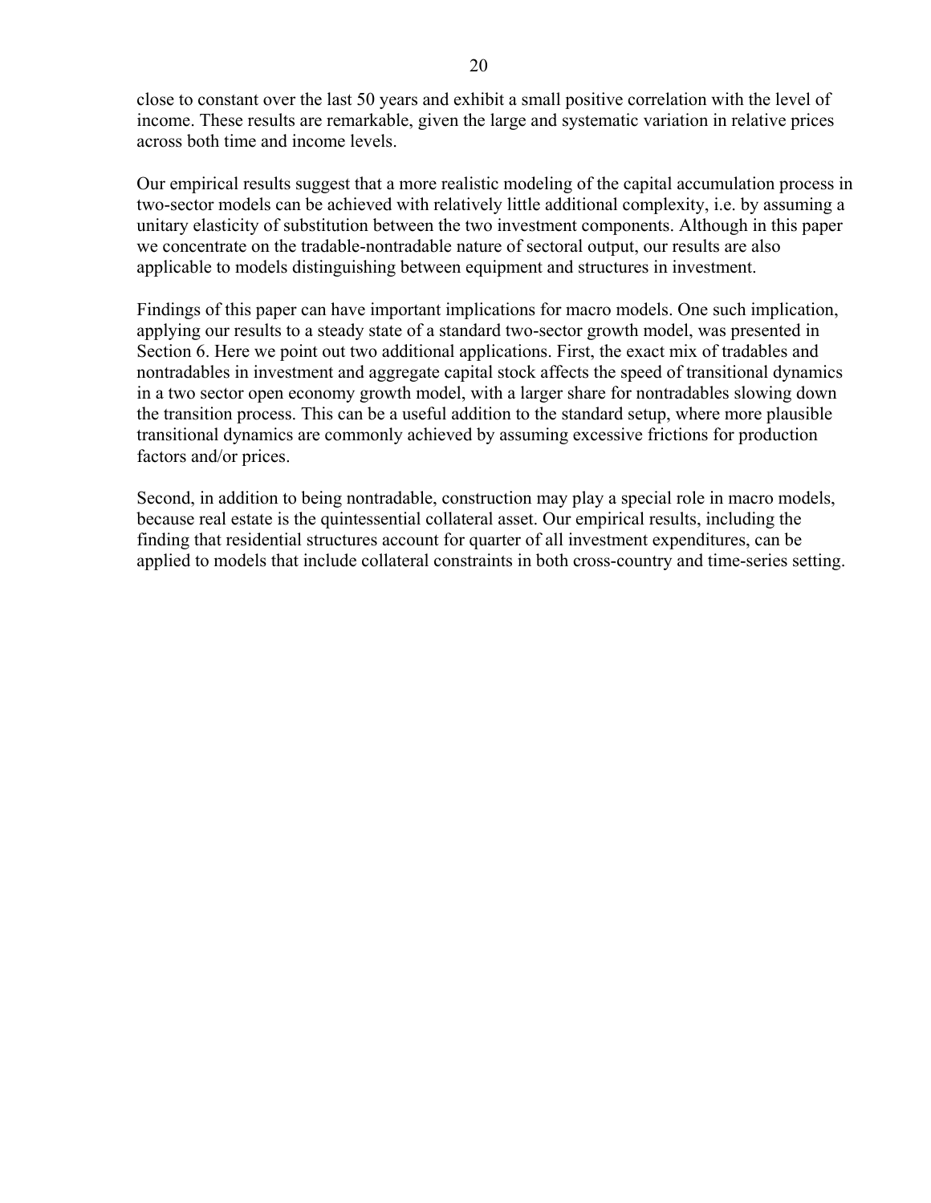close to constant over the last 50 years and exhibit a small positive correlation with the level of income. These results are remarkable, given the large and systematic variation in relative prices across both time and income levels.

Our empirical results suggest that a more realistic modeling of the capital accumulation process in two-sector models can be achieved with relatively little additional complexity, i.e. by assuming a unitary elasticity of substitution between the two investment components. Although in this paper we concentrate on the tradable-nontradable nature of sectoral output, our results are also applicable to models distinguishing between equipment and structures in investment.

Findings of this paper can have important implications for macro models. One such implication, applying our results to a steady state of a standard two-sector growth model, was presented in Section 6. Here we point out two additional applications. First, the exact mix of tradables and nontradables in investment and aggregate capital stock affects the speed of transitional dynamics in a two sector open economy growth model, with a larger share for nontradables slowing down the transition process. This can be a useful addition to the standard setup, where more plausible transitional dynamics are commonly achieved by assuming excessive frictions for production factors and/or prices.

Second, in addition to being nontradable, construction may play a special role in macro models, because real estate is the quintessential collateral asset. Our empirical results, including the finding that residential structures account for quarter of all investment expenditures, can be applied to models that include collateral constraints in both cross-country and time-series setting.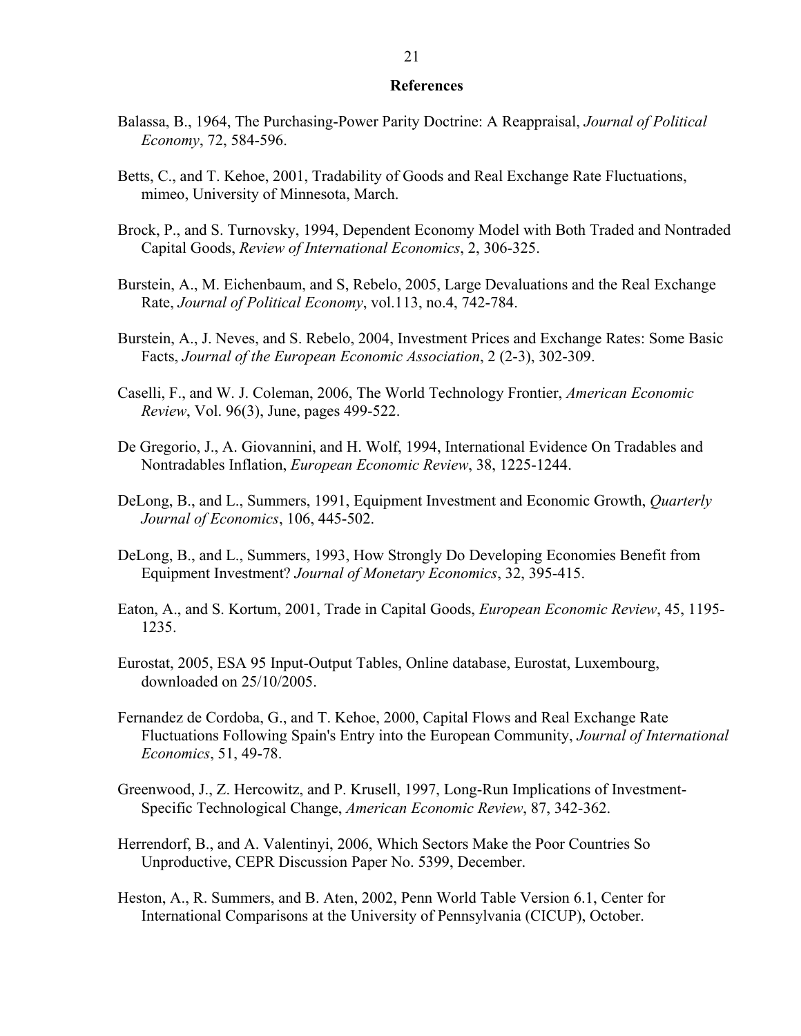## References

Balassa, B., 1964, The Purchasing-Power Parity Doctrine: A Reappraisal, *Journal of Political Economy*, 72, 584-596.

Betts, C., and T. Kehoe, 2001, Tradability of Goods and Real Exchange Rate Fluctuations, mimeo, University of Minnesota, March.

Brock, P., and S. Turnovsky, 1994, Dependent Economy Model with Both Traded and Nontraded Capital Goods, *Review of International Economics*, 2, 306-325.

Burstein, A., M. Eichenbaum, and S, Rebelo, 2005, Large Devaluations and the Real Exchange Rate, *Journal of Political Economy*, vol.113, no.4, 742-784.

Burstein, A., J. Neves, and S. Rebelo, 2004, Investment Prices and Exchange Rates: Some Basic Facts, *Journal of the European Economic Association*, 2 (2-3), 302-309.

Caselli, F., and W. J. Coleman, 2006, The World Technology Frontier, *American Economic Review*, Vol. 96(3), June, pages 499-522.

De Gregorio, J., A. Giovannini, and H. Wolf, 1994, International Evidence On Tradables and Nontradables Inflation, *European Economic Review*, 38, 1225-1244.

DeLong, B., and L., Summers, 1991, Equipment Investment and Economic Growth, *Quarterly Journal of Economics*, 106, 445-502.

DeLong, B., and L., Summers, 1993, How Strongly Do Developing Economies Benefit from Equipment Investment? *Journal of Monetary Economics*, 32, 395-415.

Eaton, A., and S. Kortum, 2001, Trade in Capital Goods, *European Economic Review*, 45, 1195-1235.

Eurostat, 2005, ESA 95 Input-Output Tables, Online database, Eurostat, Luxembourg, downloaded on 25/10/2005.

Fernandez de Cordoba, G., and T. Kehoe, 2000, Capital Flows and Real Exchange Rate Fluctuations Following Spain's Entry into the European Community, *Journal of International Economics*, 51, 49-78.

Greenwood, J., Z. Hercowitz, and P. Krusell, 1997, Long-Run Implications of Investment-Specific Technological Change, *American Economic Review*, 87, 342-362.

Herrendorf, B., and A. Valentinyi, 2006, Which Sectors Make the Poor Countries So Unproductive, CEPR Discussion Paper No. 5399, December.

Heston, A., R. Summers, and B. Aten, 2002, Penn World Table Version 6.1, Center for International Comparisons at the University of Pennsylvania (CICUP), October.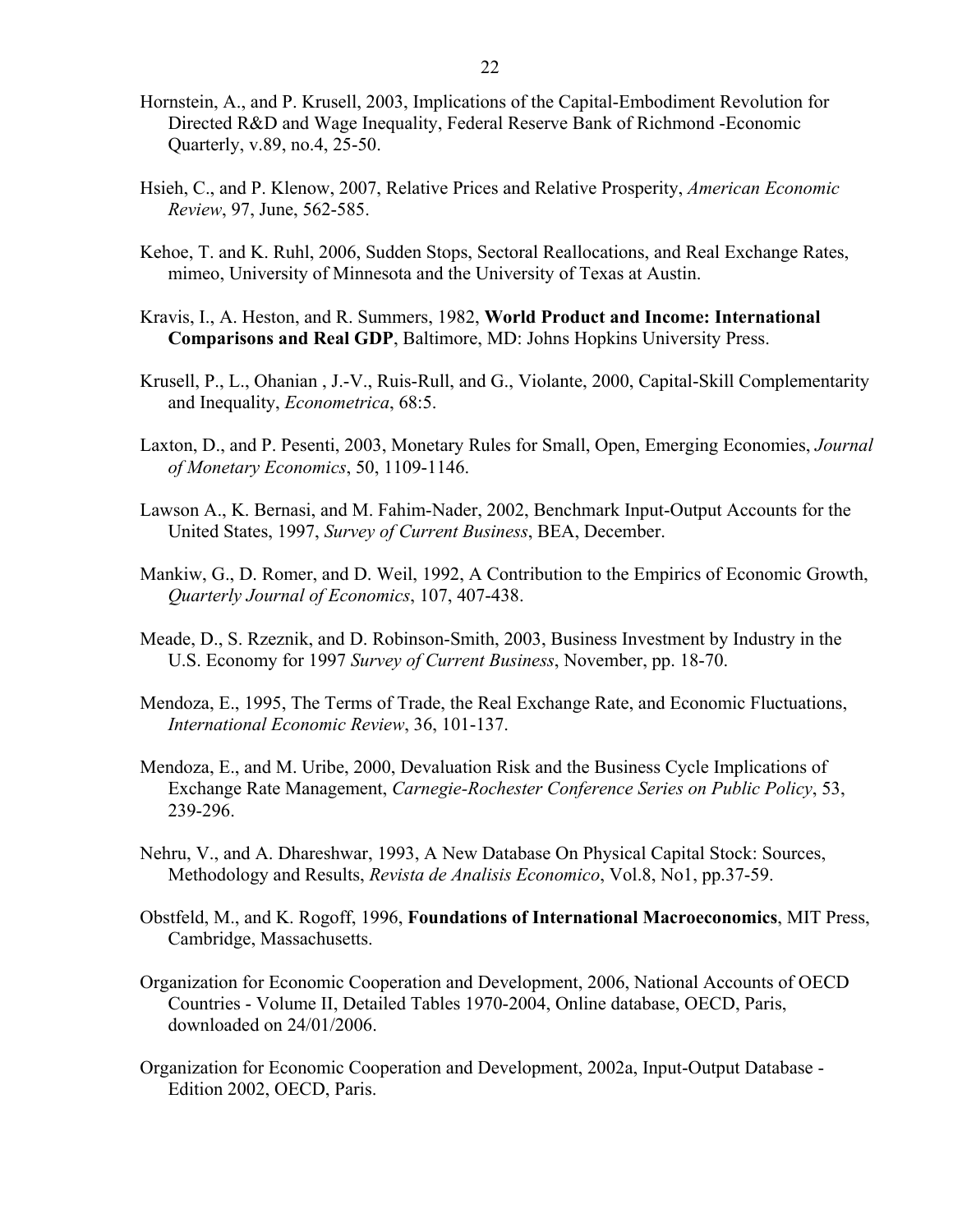Hornstein, A., and P. Krusell, 2003, Implications of the Capital-Embodiment Revolution for Directed R&D and Wage Inequality, Federal Reserve Bank of Richmond -Economic Quarterly, v.89, no.4, 25-50.

Hsieh, C., and P. Klenow, 2007, Relative Prices and Relative Prosperity, *American Economic Review*, 97, June, 562-585.

Kehoe, T. and K. Ruhl, 2006, Sudden Stops, Sectoral Reallocations, and Real Exchange Rates, mimeo, University of Minnesota and the University of Texas at Austin.

Kravis, I., A. Heston, and R. Summers, 1982, **World Product and Income: International Comparisons and Real GDP**, Baltimore, MD: Johns Hopkins University Press.

Krusell, P., L., Ohanian , J.-V., Ruis-Rull, and G., Violante, 2000, Capital-Skill Complementarity and Inequality, *Econometrica*, 68:5.

Laxton, D., and P. Pesenti, 2003, Monetary Rules for Small, Open, Emerging Economies, *Journal of Monetary Economics*, 50, 1109-1146.

Lawson A., K. Bernasi, and M. Fahim-Nader, 2002, Benchmark Input-Output Accounts for the United States, 1997, *Survey of Current Business*, BEA, December.

Mankiw, G., D. Romer, and D. Weil, 1992, A Contribution to the Empirics of Economic Growth, *Quarterly Journal of Economics*, 107, 407-438.

Meade, D., S. Rzeznik, and D. Robinson-Smith, 2003, Business Investment by Industry in the U.S. Economy for 1997 *Survey of Current Business*, November, pp. 18-70.

Mendoza, E., 1995, The Terms of Trade, the Real Exchange Rate, and Economic Fluctuations, *International Economic Review*, 36, 101-137.

Mendoza, E., and M. Uribe, 2000, Devaluation Risk and the Business Cycle Implications of Exchange Rate Management, *Carnegie-Rochester Conference Series on Public Policy*, 53, 239-296.

Nehru, V., and A. Dhareshwar, 1993, A New Database On Physical Capital Stock: Sources, Methodology and Results, *Revista de Analisis Economico*, Vol.8, No1, pp.37-59.

Obstfeld, M., and K. Rogoff, 1996, **Foundations of International Macroeconomics**, MIT Press, Cambridge, Massachusetts.

Organization for Economic Cooperation and Development, 2006, National Accounts of OECD Countries - Volume II, Detailed Tables 1970-2004, Online database, OECD, Paris, downloaded on 24/01/2006.

Organization for Economic Cooperation and Development, 2002a, Input-Output Database - Edition 2002, OECD, Paris.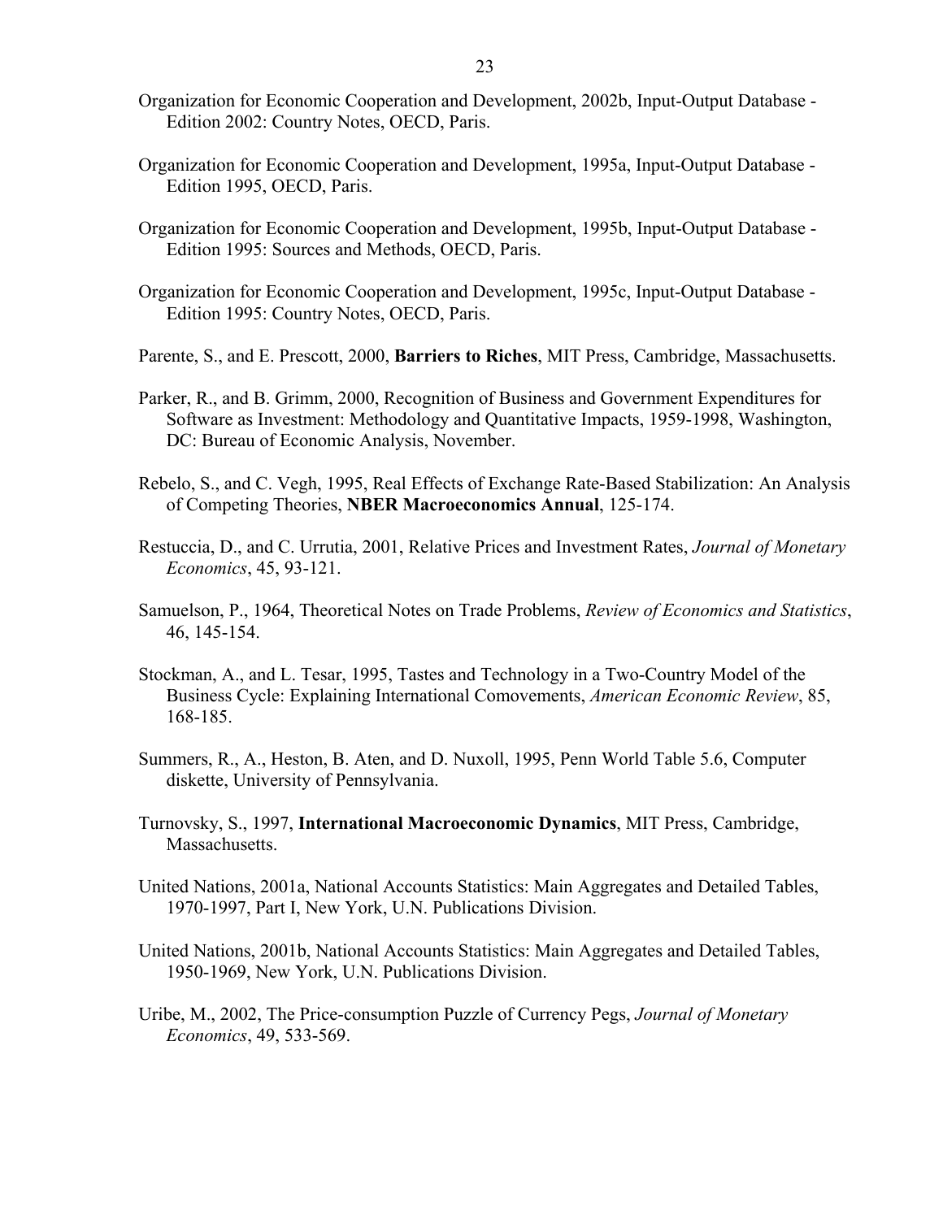Organization for Economic Cooperation and Development, 2002b, Input-Output Database - Edition 2002: Country Notes, OECD, Paris.

Organization for Economic Cooperation and Development, 1995a, Input-Output Database - Edition 1995, OECD, Paris.

Organization for Economic Cooperation and Development, 1995b, Input-Output Database - Edition 1995: Sources and Methods, OECD, Paris.

Organization for Economic Cooperation and Development, 1995c, Input-Output Database - Edition 1995: Country Notes, OECD, Paris.

Parente, S., and E. Prescott, 2000, **Barriers to Riches**, MIT Press, Cambridge, Massachusetts.

Parker, R., and B. Grimm, 2000, Recognition of Business and Government Expenditures for Software as Investment: Methodology and Quantitative Impacts, 1959-1998, Washington, DC: Bureau of Economic Analysis, November.

Rebelo, S., and C. Vegh, 1995, Real Effects of Exchange Rate-Based Stabilization: An Analysis of Competing Theories, **NBER Macroeconomics Annual**, 125-174.

Restuccia, D., and C. Urrutia, 2001, Relative Prices and Investment Rates, *Journal of Monetary Economics*, 45, 93-121.

Samuelson, P., 1964, Theoretical Notes on Trade Problems, *Review of Economics and Statistics*, 46, 145-154.

Stockman, A., and L. Tesar, 1995, Tastes and Technology in a Two-Country Model of the Business Cycle: Explaining International Comovements, *American Economic Review*, 85, 168-185.

Summers, R., A., Heston, B. Aten, and D. Nuxoll, 1995, Penn World Table 5.6, Computer diskette, University of Pennsylvania.

Turnovsky, S., 1997, **International Macroeconomic Dynamics**, MIT Press, Cambridge, Massachusetts.

United Nations, 2001a, National Accounts Statistics: Main Aggregates and Detailed Tables, 1970-1997, Part I, New York, U.N. Publications Division.

United Nations, 2001b, National Accounts Statistics: Main Aggregates and Detailed Tables, 1950-1969, New York, U.N. Publications Division.

Uribe, M., 2002, The Price-consumption Puzzle of Currency Pegs, *Journal of Monetary Economics*, 49, 533-569.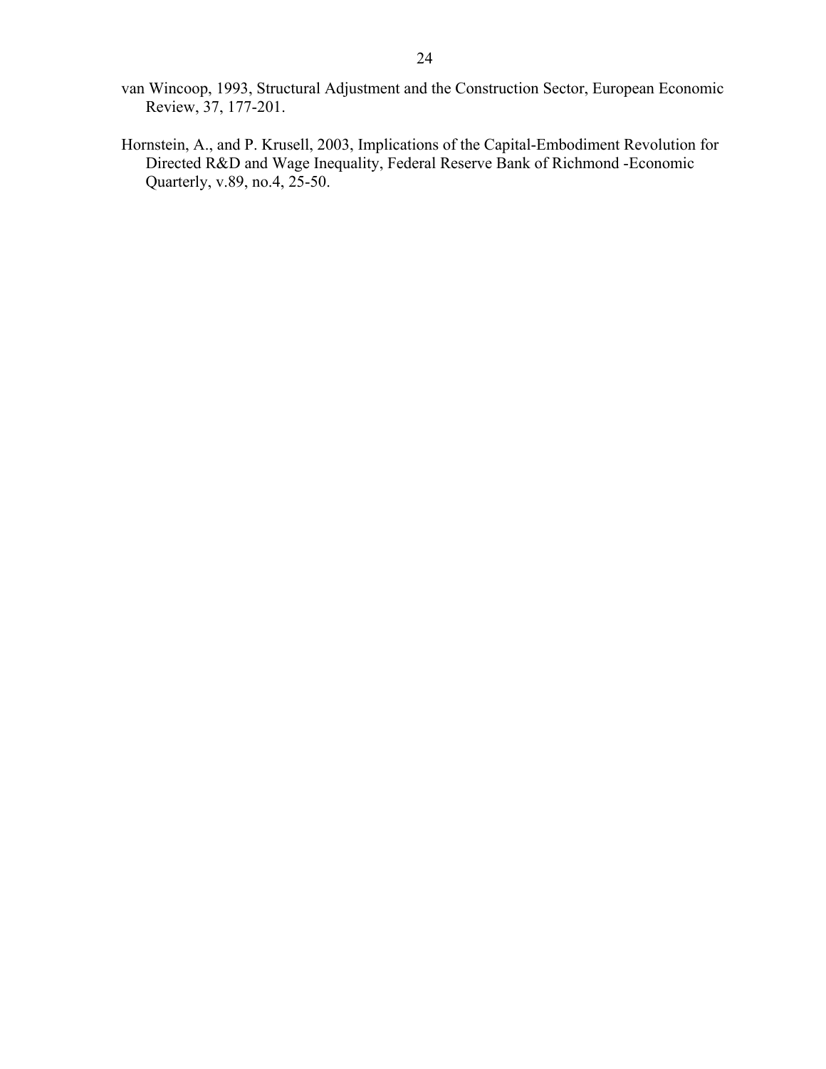van Wincoop, 1993, Structural Adjustment and the Construction Sector, European Economic Review, 37, 177-201.

Hornstein, A., and P. Krusell, 2003, Implications of the Capital-Embodiment Revolution for Directed R&D and Wage Inequality, Federal Reserve Bank of Richmond -Economic Quarterly, v.89, no.4, 25-50.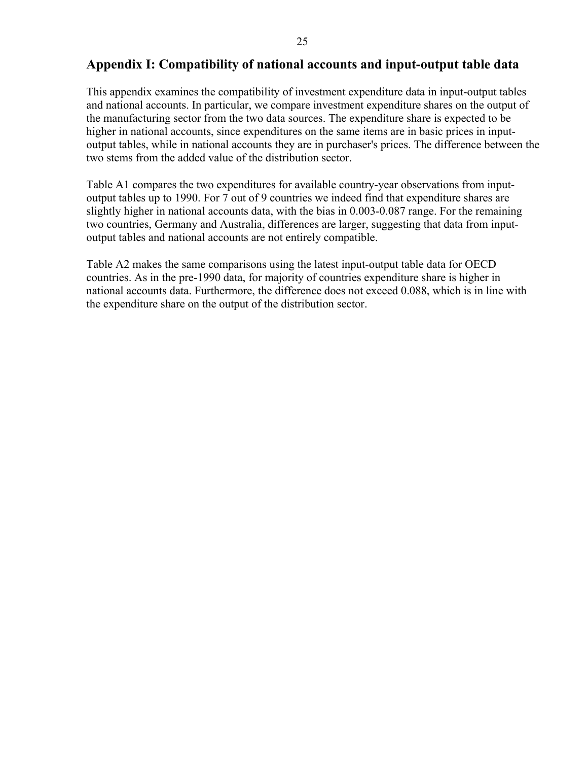## Appendix I: Compatibility of national accounts and input-output table data

This appendix examines the compatibility of investment expenditure data in input-output tables and national accounts. In particular, we compare investment expenditure shares on the output of the manufacturing sector from the two data sources. The expenditure share is expected to be higher in national accounts, since expenditures on the same items are in basic prices in input-output tables, while in national accounts they are in purchaser's prices. The difference between the two stems from the added value of the distribution sector.

Table A1 compares the two expenditures for available country-year observations from input-output tables up to 1990. For 7 out of 9 countries we indeed find that expenditure shares are slightly higher in national accounts data, with the bias in 0.003-0.087 range. For the remaining two countries, Germany and Australia, differences are larger, suggesting that data from input-output tables and national accounts are not entirely compatible.

Table A2 makes the same comparisons using the latest input-output table data for OECD countries. As in the pre-1990 data, for majority of countries expenditure share is higher in national accounts data. Furthermore, the difference does not exceed 0.088, which is in line with the expenditure share on the output of the distribution sector.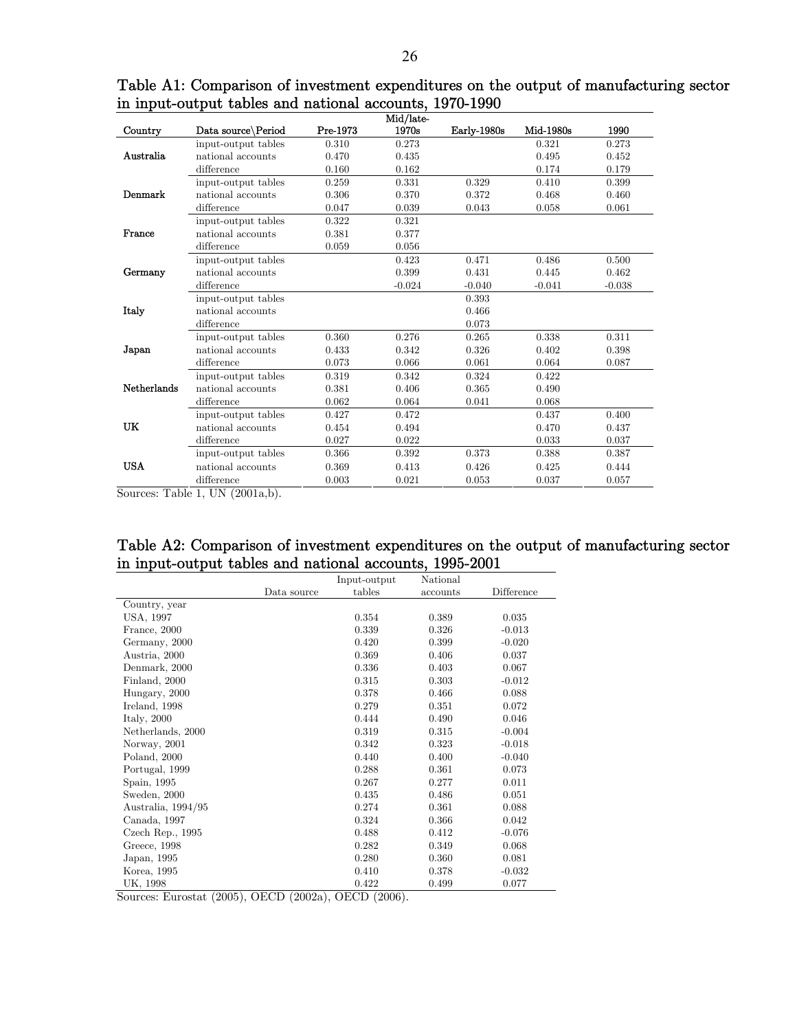Table A1: Comparison of investment expenditures on the output of manufacturing sector in input-output tables and national accounts, 1970-1990

| Country | Data source\Period | Pre-1973 | Mid/late-1970s | Early-1980s | Mid-1980s | 1990 |
|---|---|---|---|---|---|---|
| Australia | input-output tables | 0.310 | 0.273 | | 0.321 | 0.273 |
| | national accounts | 0.470 | 0.435 | | 0.495 | 0.452 |
| | difference | 0.160 | 0.162 | | 0.174 | 0.179 |
| Denmark | input-output tables | 0.259 | 0.331 | 0.329 | 0.410 | 0.399 |
| | national accounts | 0.306 | 0.370 | 0.372 | 0.468 | 0.460 |
| | difference | 0.047 | 0.039 | 0.043 | 0.058 | 0.061 |
| France | input-output tables | 0.322 | 0.321 | | | |
| | national accounts | 0.381 | 0.377 | | | |
| | difference | 0.059 | 0.056 | | | |
| Germany | input-output tables | | 0.423 | 0.471 | 0.486 | 0.500 |
| | national accounts | | 0.399 | 0.431 | 0.445 | 0.462 |
| | difference | | -0.024 | -0.040 | -0.041 | -0.038 |
| Italy | input-output tables | | | 0.393 | | |
| | national accounts | | | 0.466 | | |
| | difference | | | 0.073 | | |
| Japan | input-output tables | 0.360 | 0.276 | 0.265 | 0.338 | 0.311 |
| | national accounts | 0.433 | 0.342 | 0.326 | 0.402 | 0.398 |
| | difference | 0.073 | 0.066 | 0.061 | 0.064 | 0.087 |
| Netherlands | input-output tables | 0.319 | 0.342 | 0.324 | 0.422 | |
| | national accounts | 0.381 | 0.406 | 0.365 | 0.490 | |
| | difference | 0.062 | 0.064 | 0.041 | 0.068 | |
| UK | input-output tables | 0.427 | 0.472 | | 0.437 | 0.400 |
| | national accounts | 0.454 | 0.494 | | 0.470 | 0.437 |
| | difference | 0.027 | 0.022 | | 0.033 | 0.037 |
| USA | input-output tables | 0.366 | 0.392 | 0.373 | 0.388 | 0.387 |
| | national accounts | 0.369 | 0.413 | 0.426 | 0.425 | 0.444 |
| | difference | 0.003 | 0.021 | 0.053 | 0.037 | 0.057 |

Sources: Table 1, UN (2001a,b).

Table A2: Comparison of investment expenditures on the output of manufacturing sector in input-output tables and national accounts, 1995-2001

| Data source | Input-output tables | National accounts | Difference |
|---|---|---|---|
| Country, year | | | |
| USA, 1997 | 0.354 | 0.389 | 0.035 |
| France, 2000 | 0.339 | 0.326 | -0.013 |
| Germany, 2000 | 0.420 | 0.399 | -0.020 |
| Austria, 2000 | 0.369 | 0.406 | 0.037 |
| Denmark, 2000 | 0.336 | 0.403 | 0.067 |
| Finland, 2000 | 0.315 | 0.303 | -0.012 |
| Hungary, 2000 | 0.378 | 0.466 | 0.088 |
| Ireland, 1998 | 0.279 | 0.351 | 0.072 |
| Italy, 2000 | 0.444 | 0.490 | 0.046 |
| Netherlands, 2000 | 0.319 | 0.315 | -0.004 |
| Norway, 2001 | 0.342 | 0.323 | -0.018 |
| Poland, 2000 | 0.440 | 0.400 | -0.040 |
| Portugal, 1999 | 0.288 | 0.361 | 0.073 |
| Spain, 1995 | 0.267 | 0.277 | 0.011 |
| Sweden, 2000 | 0.435 | 0.486 | 0.051 |
| Australia, 1994/95 | 0.274 | 0.361 | 0.088 |
| Canada, 1997 | 0.324 | 0.366 | 0.042 |
| Czech Rep., 1995 | 0.488 | 0.412 | -0.076 |
| Greece, 1998 | 0.282 | 0.349 | 0.068 |
| Japan, 1995 | 0.280 | 0.360 | 0.081 |
| Korea, 1995 | 0.410 | 0.378 | -0.032 |
| UK, 1998 | 0.422 | 0.499 | 0.077 |

Sources: Eurostat (2005), OECD (2002a), OECD (2006).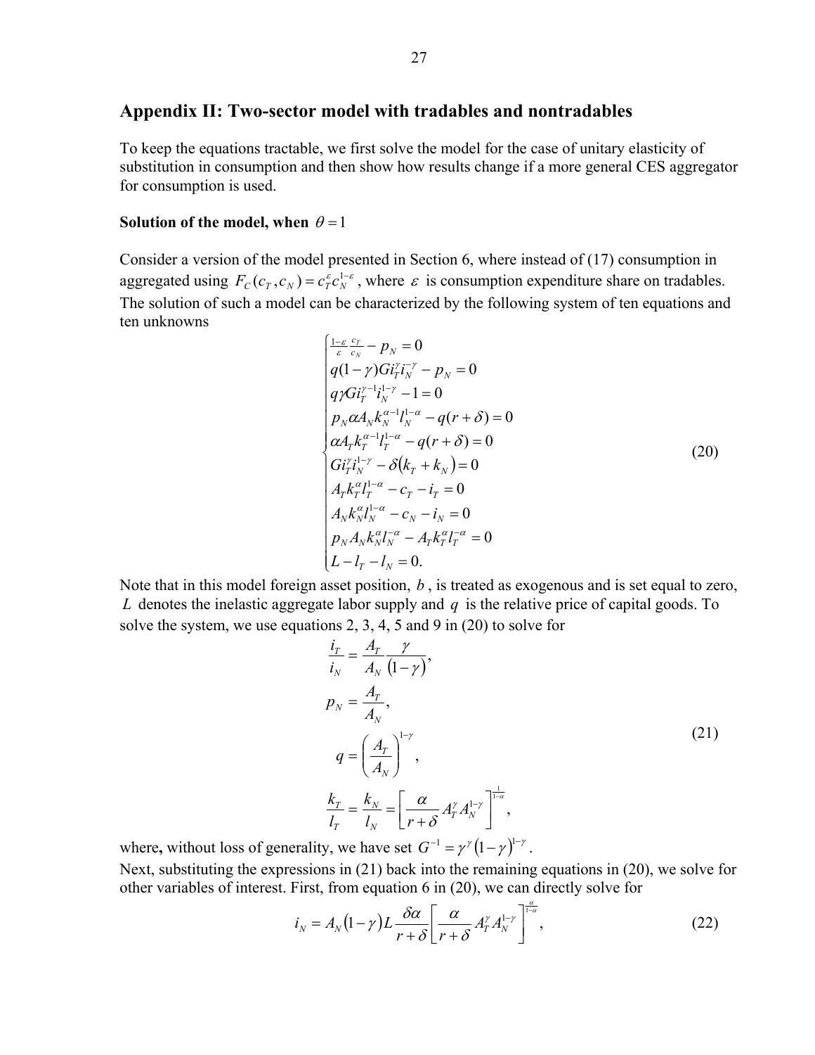## Appendix II: Two-sector model with tradables and nontradables

To keep the equations tractable, we first solve the model for the case of unitary elasticity of substitution in consumption and then show how results change if a more general CES aggregator for consumption is used.

**Solution of the model, when $\theta = 1$**

Consider a version of the model presented in Section 6, where instead of (17) consumption in aggregated using $F_C(c_T, c_N) = c_T^{\varepsilon} c_N^{1-\varepsilon}$, where $\varepsilon$ is consumption expenditure share on tradables. The solution of such a model can be characterized by the following system of ten equations and ten unknowns

$$
\begin{cases}
\frac{1-\varepsilon}{\varepsilon}\frac{c_T}{c_N} - p_N = 0 \\
q(1-\gamma)G i_T^{\gamma} i_N^{-\gamma} - p_N = 0 \\
q\gamma G i_T^{\gamma-1} i_N^{1-\gamma} - 1 = 0 \\
p_N \alpha A_N k_N^{\alpha-1} l_N^{1-\alpha} - q(r+\delta) = 0 \\
\alpha A_T k_T^{\alpha-1} l_T^{1-\alpha} - q(r+\delta) = 0 \\
G i_T^{\gamma} i_N^{1-\gamma} - \delta(k_T + k_N) = 0 \\
A_T k_T^{\alpha} l_T^{1-\alpha} - c_T - i_T = 0 \\
A_N k_N^{\alpha} l_N^{1-\alpha} - c_N - i_N = 0 \\
p_N A_N k_N^{\alpha} l_N^{-\alpha} - A_T k_T^{\alpha} l_T^{-\alpha} = 0 \\
L - l_T - l_N = 0.
\end{cases}
\tag{20}
$$

Note that in this model foreign asset position, $b$, is treated as exogenous and is set equal to zero, $L$ denotes the inelastic aggregate labor supply and $q$ is the relative price of capital goods. To solve the system, we use equations 2, 3, 4, 5 and 9 in (20) to solve for

$$
\begin{aligned}
\frac{i_T}{i_N} &= \frac{A_T}{A_N}\frac{\gamma}{(1-\gamma)}, \\
p_N &= \frac{A_T}{A_N}, \\
q &= \left(\frac{A_T}{A_N}\right)^{1-\gamma}, \\
\frac{k_T}{l_T} &= \frac{k_N}{l_N} = \left[\frac{\alpha}{r+\delta} A_T^{\gamma} A_N^{1-\gamma}\right]^{\frac{1}{1-\alpha}},
\end{aligned}
\tag{21}
$$

where, without loss of generality, we have set $G^{-1} = \gamma^{\gamma}(1-\gamma)^{1-\gamma}$.

Next, substituting the expressions in (21) back into the remaining equations in (20), we solve for other variables of interest. First, from equation 6 in (20), we can directly solve for

$$
i_N = A_N(1-\gamma)L\frac{\delta\alpha}{r+\delta}\left[\frac{\alpha}{r+\delta} A_T^{\gamma} A_N^{1-\gamma}\right]^{\frac{\alpha}{1-\alpha}},
\tag{22}
$$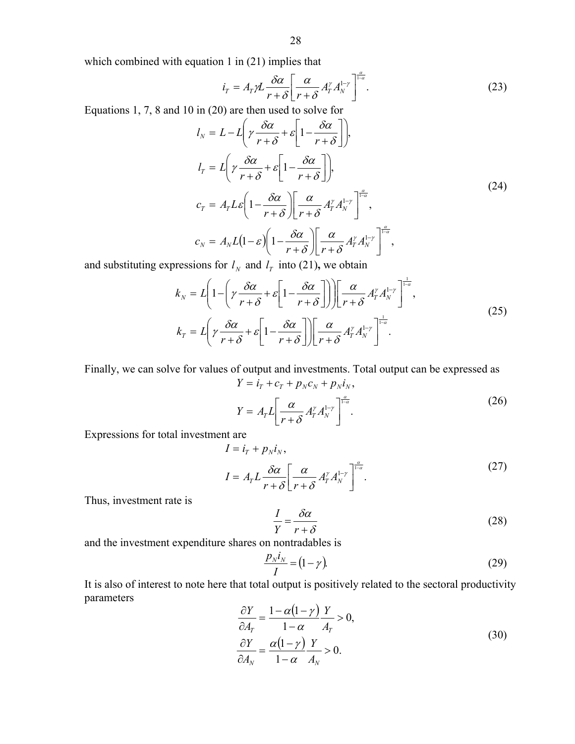which combined with equation 1 in (21) implies that

$$i_T = A_T \gamma L \frac{\delta\alpha}{r+\delta}\left[\frac{\alpha}{r+\delta} A_T^{\gamma} A_N^{1-\gamma}\right]^{\frac{\alpha}{1-\alpha}}. \tag{23}$$

Equations 1, 7, 8 and 10 in (20) are then used to solve for

$$\begin{aligned}
l_N &= L - L\left(\gamma \frac{\delta\alpha}{r+\delta} + \varepsilon\left[1 - \frac{\delta\alpha}{r+\delta}\right]\right), \\
l_T &= L\left(\gamma \frac{\delta\alpha}{r+\delta} + \varepsilon\left[1 - \frac{\delta\alpha}{r+\delta}\right]\right), \\
c_T &= A_T L \varepsilon \left(1 - \frac{\delta\alpha}{r+\delta}\right)\left[\frac{\alpha}{r+\delta} A_T^{\gamma} A_N^{1-\gamma}\right]^{\frac{\alpha}{1-\alpha}}, \\
c_N &= A_N L (1-\varepsilon)\left(1 - \frac{\delta\alpha}{r+\delta}\right)\left[\frac{\alpha}{r+\delta} A_T^{\gamma} A_N^{1-\gamma}\right]^{\frac{\alpha}{1-\alpha}},
\end{aligned} \tag{24}$$

and substituting expressions for $l_N$ and $l_T$ into (21), we obtain

$$\begin{aligned}
k_N &= L\left(1 - \left(\gamma \frac{\delta\alpha}{r+\delta} + \varepsilon\left[1 - \frac{\delta\alpha}{r+\delta}\right]\right)\right)\left[\frac{\alpha}{r+\delta} A_T^{\gamma} A_N^{1-\gamma}\right]^{\frac{1}{1-\alpha}}, \\
k_T &= L\left(\gamma \frac{\delta\alpha}{r+\delta} + \varepsilon\left[1 - \frac{\delta\alpha}{r+\delta}\right]\right)\left[\frac{\alpha}{r+\delta} A_T^{\gamma} A_N^{1-\gamma}\right]^{\frac{1}{1-\alpha}}.
\end{aligned} \tag{25}$$

Finally, we can solve for values of output and investments. Total output can be expressed as

$$\begin{aligned}
Y &= i_T + c_T + p_N c_N + p_N i_N, \\
Y &= A_T L \left[\frac{\alpha}{r+\delta} A_T^{\gamma} A_N^{1-\gamma}\right]^{\frac{\alpha}{1-\alpha}}.
\end{aligned} \tag{26}$$

Expressions for total investment are

$$\begin{aligned}
I &= i_T + p_N i_N, \\
I &= A_T L \frac{\delta\alpha}{r+\delta}\left[\frac{\alpha}{r+\delta} A_T^{\gamma} A_N^{1-\gamma}\right]^{\frac{\alpha}{1-\alpha}}.
\end{aligned} \tag{27}$$

Thus, investment rate is

$$\frac{I}{Y} = \frac{\delta\alpha}{r+\delta} \tag{28}$$

and the investment expenditure shares on nontradables is

$$\frac{p_N i_N}{I} = (1-\gamma). \tag{29}$$

It is also of interest to note here that total output is positively related to the sectoral productivity parameters

$$\begin{aligned}
\frac{\partial Y}{\partial A_T} &= \frac{1-\alpha(1-\gamma)}{1-\alpha}\frac{Y}{A_T} > 0, \\
\frac{\partial Y}{\partial A_N} &= \frac{\alpha(1-\gamma)}{1-\alpha}\frac{Y}{A_N} > 0.
\end{aligned} \tag{30}$$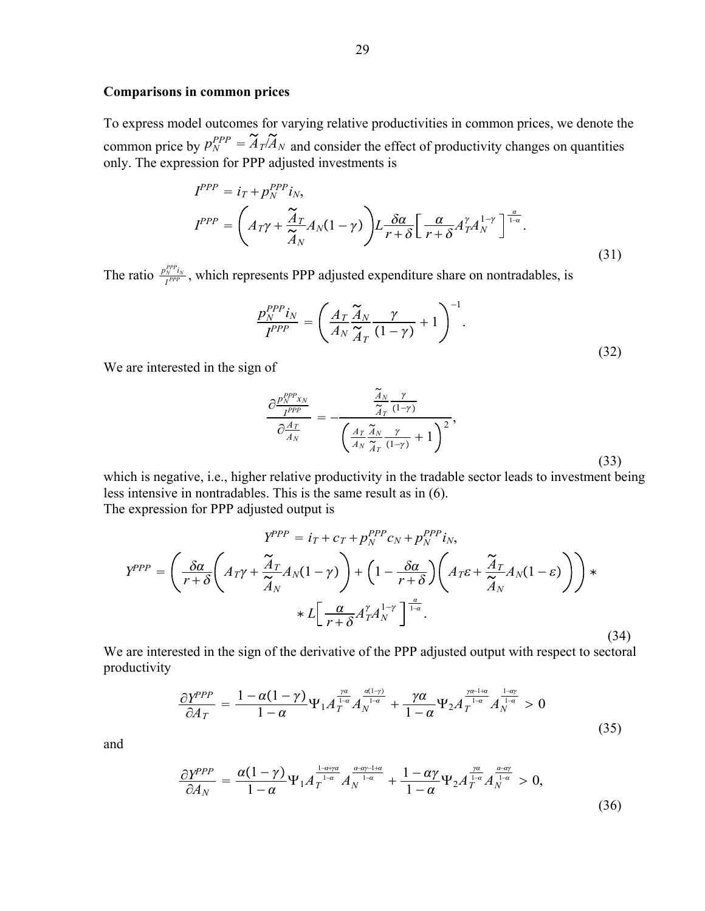### Comparisons in common prices

To express model outcomes for varying relative productivities in common prices, we denote the common price by $p_N^{PPP} = \widetilde{A}_T / \widetilde{A}_N$ and consider the effect of productivity changes on quantities only. The expression for PPP adjusted investments is

$$
\begin{aligned}
I^{PPP} &= i_T + p_N^{PPP} i_N, \\
I^{PPP} &= \left( A_T \gamma + \frac{\widetilde{A}_T}{\widetilde{A}_N} A_N (1-\gamma) \right) L \frac{\delta \alpha}{r+\delta} \left[ \frac{\alpha}{r+\delta} A_T^{\gamma} A_N^{1-\gamma} \right]^{\frac{\alpha}{1-\alpha}}.
\end{aligned}
\tag{31}
$$

The ratio $\frac{p_N^{PPP} i_N}{I^{PPP}}$, which represents PPP adjusted expenditure share on nontradables, is

$$
\frac{p_N^{PPP} i_N}{I^{PPP}} = \left( \frac{A_T}{A_N} \frac{\widetilde{A}_N}{\widetilde{A}_T} \frac{\gamma}{(1-\gamma)} + 1 \right)^{-1}.
\tag{32}
$$

We are interested in the sign of

$$
\frac{\partial \frac{p_N^{PPP} x_N}{I^{PPP}}}{\partial \frac{A_T}{A_N}} = - \frac{\frac{\widetilde{A}_N}{\widetilde{A}_T} \frac{\gamma}{(1-\gamma)}}{\left( \frac{A_T}{A_N} \frac{\widetilde{A}_N}{\widetilde{A}_T} \frac{\gamma}{(1-\gamma)} + 1 \right)^2},
\tag{33}
$$

which is negative, i.e., higher relative productivity in the tradable sector leads to investment being less intensive in nontradables. This is the same result as in (6).
The expression for PPP adjusted output is

$$
\begin{aligned}
Y^{PPP} &= i_T + c_T + p_N^{PPP} c_N + p_N^{PPP} i_N, \\
Y^{PPP} &= \left( \frac{\delta \alpha}{r+\delta} \left( A_T \gamma + \frac{\widetilde{A}_T}{\widetilde{A}_N} A_N (1-\gamma) \right) + \left( 1 - \frac{\delta \alpha}{r+\delta} \right) \left( A_T \varepsilon + \frac{\widetilde{A}_T}{\widetilde{A}_N} A_N (1-\varepsilon) \right) \right) * \\
&\quad * L \left[ \frac{\alpha}{r+\delta} A_T^{\gamma} A_N^{1-\gamma} \right]^{\frac{\alpha}{1-\alpha}}.
\end{aligned}
\tag{34}
$$

We are interested in the sign of the derivative of the PPP adjusted output with respect to sectoral productivity

$$
\frac{\partial Y^{PPP}}{\partial A_T} = \frac{1-\alpha(1-\gamma)}{1-\alpha} \Psi_1 A_T^{\frac{\gamma\alpha}{1-\alpha}} A_N^{\frac{\alpha(1-\gamma)}{1-\alpha}} + \frac{\gamma\alpha}{1-\alpha} \Psi_2 A_T^{\frac{\gamma\alpha-1+\alpha}{1-\alpha}} A_N^{\frac{1-\alpha\gamma}{1-\alpha}} > 0
\tag{35}
$$

and

$$
\frac{\partial Y^{PPP}}{\partial A_N} = \frac{\alpha(1-\gamma)}{1-\alpha} \Psi_1 A_T^{\frac{1-\alpha+\gamma\alpha}{1-\alpha}} A_N^{\frac{\alpha-\alpha\gamma-1+\alpha}{1-\alpha}} + \frac{1-\alpha\gamma}{1-\alpha} \Psi_2 A_T^{\frac{\gamma\alpha}{1-\alpha}} A_N^{\frac{\alpha-\alpha\gamma}{1-\alpha}} > 0,
\tag{36}
$$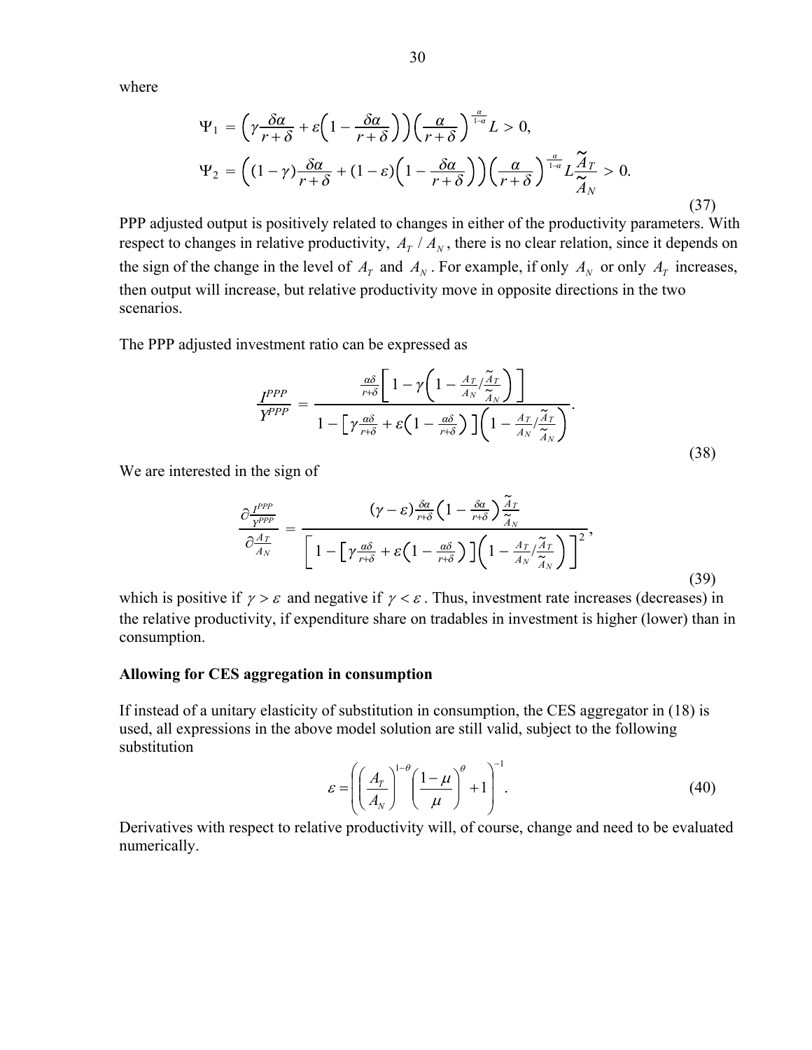where

$$
\begin{aligned}
\Psi_1 &= \left(\gamma \frac{\delta\alpha}{r+\delta} + \varepsilon\left(1 - \frac{\delta\alpha}{r+\delta}\right)\right)\left(\frac{\alpha}{r+\delta}\right)^{\frac{\alpha}{1-\alpha}} L > 0, \\
\Psi_2 &= \left((1-\gamma)\frac{\delta\alpha}{r+\delta} + (1-\varepsilon)\left(1 - \frac{\delta\alpha}{r+\delta}\right)\right)\left(\frac{\alpha}{r+\delta}\right)^{\frac{\alpha}{1-\alpha}} L \frac{\tilde{A}_T}{\tilde{A}_N} > 0.
\end{aligned} \tag{37}
$$

PPP adjusted output is positively related to changes in either of the productivity parameters. With respect to changes in relative productivity, $A_T / A_N$, there is no clear relation, since it depends on the sign of the change in the level of $A_T$ and $A_N$. For example, if only $A_N$ or only $A_T$ increases, then output will increase, but relative productivity move in opposite directions in the two scenarios.

The PPP adjusted investment ratio can be expressed as

$$
\frac{I^{PPP}}{Y^{PPP}} = \frac{\frac{\alpha\delta}{r+\delta}\left[1 - \gamma\left(1 - \frac{A_T}{A_N} / \frac{\tilde{A}_T}{\tilde{A}_N}\right)\right]}{1 - \left[\gamma\frac{\alpha\delta}{r+\delta} + \varepsilon\left(1 - \frac{\alpha\delta}{r+\delta}\right)\right]\left(1 - \frac{A_T}{A_N} / \frac{\tilde{A}_T}{\tilde{A}_N}\right)}. \tag{38}
$$

We are interested in the sign of

$$
\frac{\partial \frac{I^{PPP}}{Y^{PPP}}}{\partial \frac{A_T}{A_N}} = \frac{(\gamma - \varepsilon)\frac{\delta\alpha}{r+\delta}\left(1 - \frac{\delta\alpha}{r+\delta}\right)\frac{\tilde{A}_T}{\tilde{A}_N}}{\left[1 - \left[\gamma\frac{\alpha\delta}{r+\delta} + \varepsilon\left(1 - \frac{\alpha\delta}{r+\delta}\right)\right]\left(1 - \frac{A_T}{A_N} / \frac{\tilde{A}_T}{\tilde{A}_N}\right)\right]^2}, \tag{39}
$$

which is positive if $\gamma > \varepsilon$ and negative if $\gamma < \varepsilon$. Thus, investment rate increases (decreases) in the relative productivity, if expenditure share on tradables in investment is higher (lower) than in consumption.

**Allowing for CES aggregation in consumption**

If instead of a unitary elasticity of substitution in consumption, the CES aggregator in (18) is used, all expressions in the above model solution are still valid, subject to the following substitution

$$
\varepsilon = \left(\left(\frac{A_T}{A_N}\right)^{1-\theta}\left(\frac{1-\mu}{\mu}\right)^{\theta} + 1\right)^{-1}. \tag{40}
$$

Derivatives with respect to relative productivity will, of course, change and need to be evaluated numerically.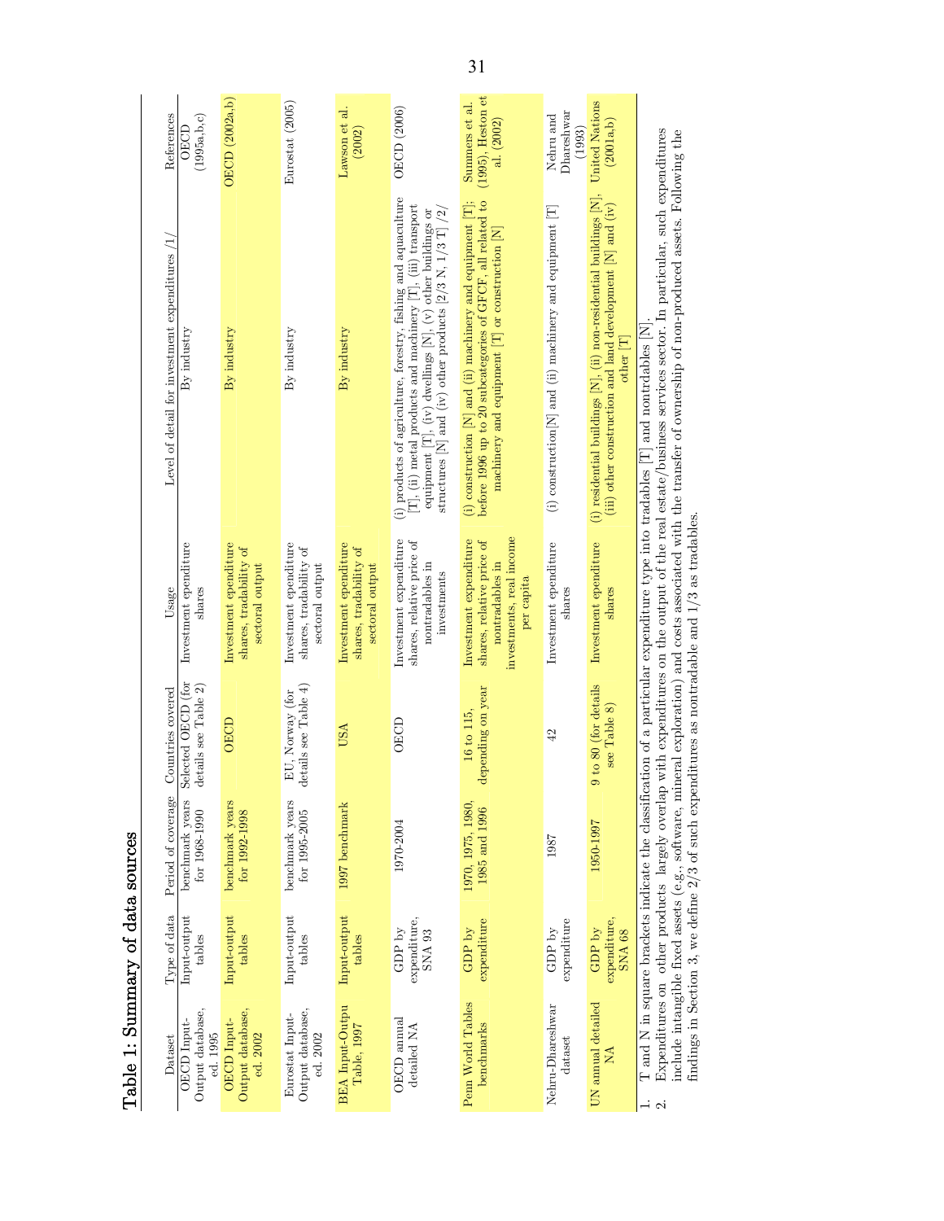## Table 1: Summary of data sources

| Dataset | Type of data | Period of coverage | Countries covered | Usage | Level of detail for investment expenditures /1/ | References |
|---|---|---|---|---|---|---|
| OECD Input-Output database, ed. 1995 | Input-output tables | benchmark years for 1968-1990 | Selected OECD (for details see Table 2) | Investment ependiture shares | By industry | OECD (1995a,b,c) |
| OECD Input-Output database, ed. 2002 | Input-output tables | benchmark years for 1992-1998 | OECD | Investment ependiture shares, tradability of sectoral output | By industry | OECD (2002a,b) |
| Eurostat Input-Output database, ed. 2002 | Input-output tables | benchmark years for 1995-2005 | EU, Norway (for details see Table 4) | Investment ependiture shares, tradability of sectoral output | By industry | Eurostat (2005) |
| BEA Input-Outpu Table, 1997 | Input-output tables | 1997 benchmark | USA | Investment ependiture shares, tradability of sectoral output | By industry | Lawson et al. (2002) |
| OECD annual detailed NA | GDP by expenditure, SNA 93 | 1970-2004 | OECD | Investment expenditure shares, relative price of nontradables in investments | (i) products of agriculture, forestry, fishing and aquaculture [T], (ii) metal products and machinery [T], (iii) transport equipment [T], (iv) dwellings [N], (v) other buildings or structures [N] and (iv) other products [2/3 N, 1/3 T] /2/ | OECD (2006) |
| Penn World Tables benchmarks | GDP by expenditure | 1970, 1975, 1980, 1985 and 1996 | 16 to 115, depending on year | Investment expenditure shares, relative price of nontradables in investments, real income per capita | (i) construction [N] and (ii) machinery and equipment [T]; before 1996 up to 20 subcategories of GFCF, all related to machinery and equipment [T] or construction [N] | Summers et al. (1995), Heston et al. (2002) |
| Nehru-Dhareshwar dataset | GDP by expenditure | 1987 | 42 | Investment ependiture shares | (i) construction[N] and (ii) machinery and equipment [T] | Nehru and Dhareshwar (1993) |
| UN annual detailed NA | GDP by expenditure, SNA 68 | 1950-1997 | 9 to 80 (for details see Table 8) | Investment ependiture shares | (i) residential buildings [N], (ii) non-residential buildings [N], (iii) other construction and land development [N] and (iv) other [T] | United Nations (2001a,b) |

1. T and N in square brackets indicate the classification of a particular expenditure type into tradables [T] and nontrdables [N].
2. Expenditures on other products largely overlap with expenditures on the output of the real estate/business services sector. In particular, such expenditures include intangible fixed assets (e.g., software, mineral exploration) and costs associated with the transfer of ownership of non-produced assets. Following the findings in Section 3, we define 2/3 of such expenditures as nontradable and 1/3 as tradables.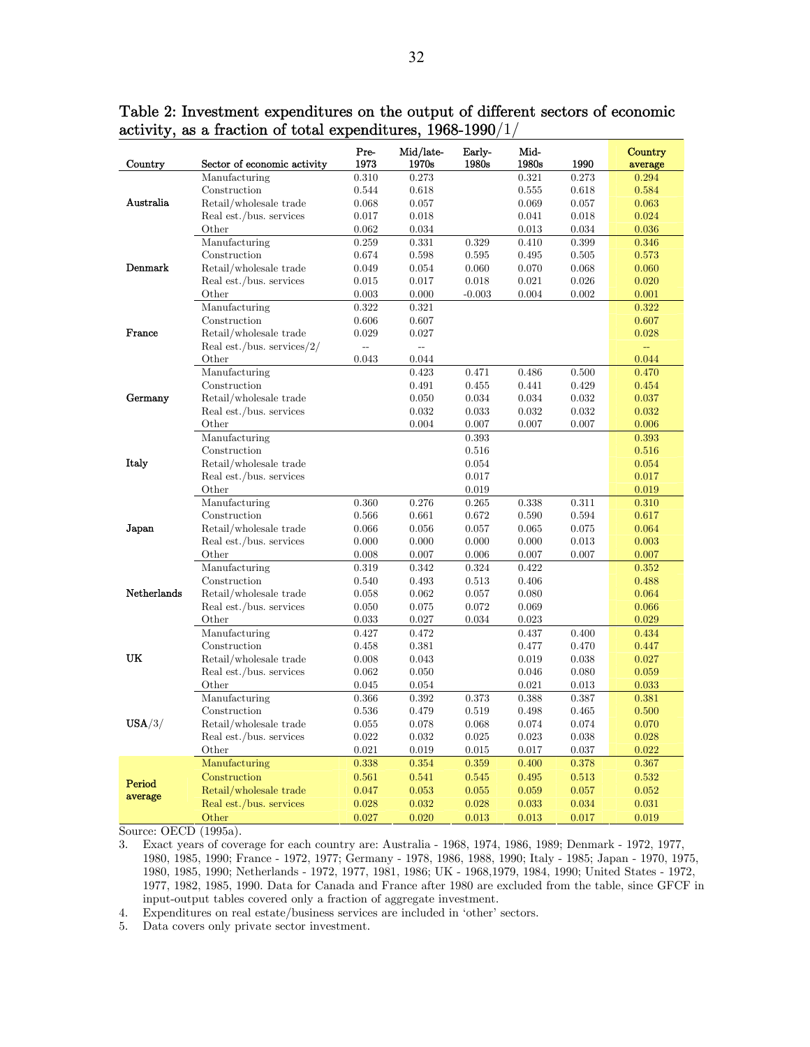Table 2: Investment expenditures on the output of different sectors of economic activity, as a fraction of total expenditures, 1968-1990/1/

| Country | Sector of economic activity | Pre-1973 | Mid/late-1970s | Early-1980s | Mid-1980s | 1990 | Country average |
|---|---|---|---|---|---|---|---|
| Australia | Manufacturing | 0.310 | 0.273 | | 0.321 | 0.273 | 0.294 |
| | Construction | 0.544 | 0.618 | | 0.555 | 0.618 | 0.584 |
| | Retail/wholesale trade | 0.068 | 0.057 | | 0.069 | 0.057 | 0.063 |
| | Real est./bus. services | 0.017 | 0.018 | | 0.041 | 0.018 | 0.024 |
| | Other | 0.062 | 0.034 | | 0.013 | 0.034 | 0.036 |
| Denmark | Manufacturing | 0.259 | 0.331 | 0.329 | 0.410 | 0.399 | 0.346 |
| | Construction | 0.674 | 0.598 | 0.595 | 0.495 | 0.505 | 0.573 |
| | Retail/wholesale trade | 0.049 | 0.054 | 0.060 | 0.070 | 0.068 | 0.060 |
| | Real est./bus. services | 0.015 | 0.017 | 0.018 | 0.021 | 0.026 | 0.020 |
| | Other | 0.003 | 0.000 | -0.003 | 0.004 | 0.002 | 0.001 |
| France | Manufacturing | 0.322 | 0.321 | | | | 0.322 |
| | Construction | 0.606 | 0.607 | | | | 0.607 |
| | Retail/wholesale trade | 0.029 | 0.027 | | | | 0.028 |
| | Real est./bus. services/2/ | -- | -- | | | | -- |
| | Other | 0.043 | 0.044 | | | | 0.044 |
| Germany | Manufacturing | | 0.423 | 0.471 | 0.486 | 0.500 | 0.470 |
| | Construction | | 0.491 | 0.455 | 0.441 | 0.429 | 0.454 |
| | Retail/wholesale trade | | 0.050 | 0.034 | 0.034 | 0.032 | 0.037 |
| | Real est./bus. services | | 0.032 | 0.033 | 0.032 | 0.032 | 0.032 |
| | Other | | 0.004 | 0.007 | 0.007 | 0.007 | 0.006 |
| Italy | Manufacturing | | | 0.393 | | | 0.393 |
| | Construction | | | 0.516 | | | 0.516 |
| | Retail/wholesale trade | | | 0.054 | | | 0.054 |
| | Real est./bus. services | | | 0.017 | | | 0.017 |
| | Other | | | 0.019 | | | 0.019 |
| Japan | Manufacturing | 0.360 | 0.276 | 0.265 | 0.338 | 0.311 | 0.310 |
| | Construction | 0.566 | 0.661 | 0.672 | 0.590 | 0.594 | 0.617 |
| | Retail/wholesale trade | 0.066 | 0.056 | 0.057 | 0.065 | 0.075 | 0.064 |
| | Real est./bus. services | 0.000 | 0.000 | 0.000 | 0.000 | 0.013 | 0.003 |
| | Other | 0.008 | 0.007 | 0.006 | 0.007 | 0.007 | 0.007 |
| Netherlands | Manufacturing | 0.319 | 0.342 | 0.324 | 0.422 | | 0.352 |
| | Construction | 0.540 | 0.493 | 0.513 | 0.406 | | 0.488 |
| | Retail/wholesale trade | 0.058 | 0.062 | 0.057 | 0.080 | | 0.064 |
| | Real est./bus. services | 0.050 | 0.075 | 0.072 | 0.069 | | 0.066 |
| | Other | 0.033 | 0.027 | 0.034 | 0.023 | | 0.029 |
| UK | Manufacturing | 0.427 | 0.472 | | 0.437 | 0.400 | 0.434 |
| | Construction | 0.458 | 0.381 | | 0.477 | 0.470 | 0.447 |
| | Retail/wholesale trade | 0.008 | 0.043 | | 0.019 | 0.038 | 0.027 |
| | Real est./bus. services | 0.062 | 0.050 | | 0.046 | 0.080 | 0.059 |
| | Other | 0.045 | 0.054 | | 0.021 | 0.013 | 0.033 |
| USA/3/ | Manufacturing | 0.366 | 0.392 | 0.373 | 0.388 | 0.387 | 0.381 |
| | Construction | 0.536 | 0.479 | 0.519 | 0.498 | 0.465 | 0.500 |
| | Retail/wholesale trade | 0.055 | 0.078 | 0.068 | 0.074 | 0.074 | 0.070 |
| | Real est./bus. services | 0.022 | 0.032 | 0.025 | 0.023 | 0.038 | 0.028 |
| | Other | 0.021 | 0.019 | 0.015 | 0.017 | 0.037 | 0.022 |
| Period average | Manufacturing | 0.338 | 0.354 | 0.359 | 0.400 | 0.378 | 0.367 |
| | Construction | 0.561 | 0.541 | 0.545 | 0.495 | 0.513 | 0.532 |
| | Retail/wholesale trade | 0.047 | 0.053 | 0.055 | 0.059 | 0.057 | 0.052 |
| | Real est./bus. services | 0.028 | 0.032 | 0.028 | 0.033 | 0.034 | 0.031 |
| | Other | 0.027 | 0.020 | 0.013 | 0.013 | 0.017 | 0.019 |

Source: OECD (1995a).

3. Exact years of coverage for each country are: Australia - 1968, 1974, 1986, 1989; Denmark - 1972, 1977, 1980, 1985, 1990; France - 1972, 1977; Germany - 1978, 1986, 1988, 1990; Italy - 1985; Japan - 1970, 1975, 1980, 1985, 1990; Netherlands - 1972, 1977, 1981, 1986; UK - 1968,1979, 1984, 1990; United States - 1972, 1977, 1982, 1985, 1990. Data for Canada and France after 1980 are excluded from the table, since GFCF in input-output tables covered only a fraction of aggregate investment.
4. Expenditures on real estate/business services are included in 'other' sectors.
5. Data covers only private sector investment.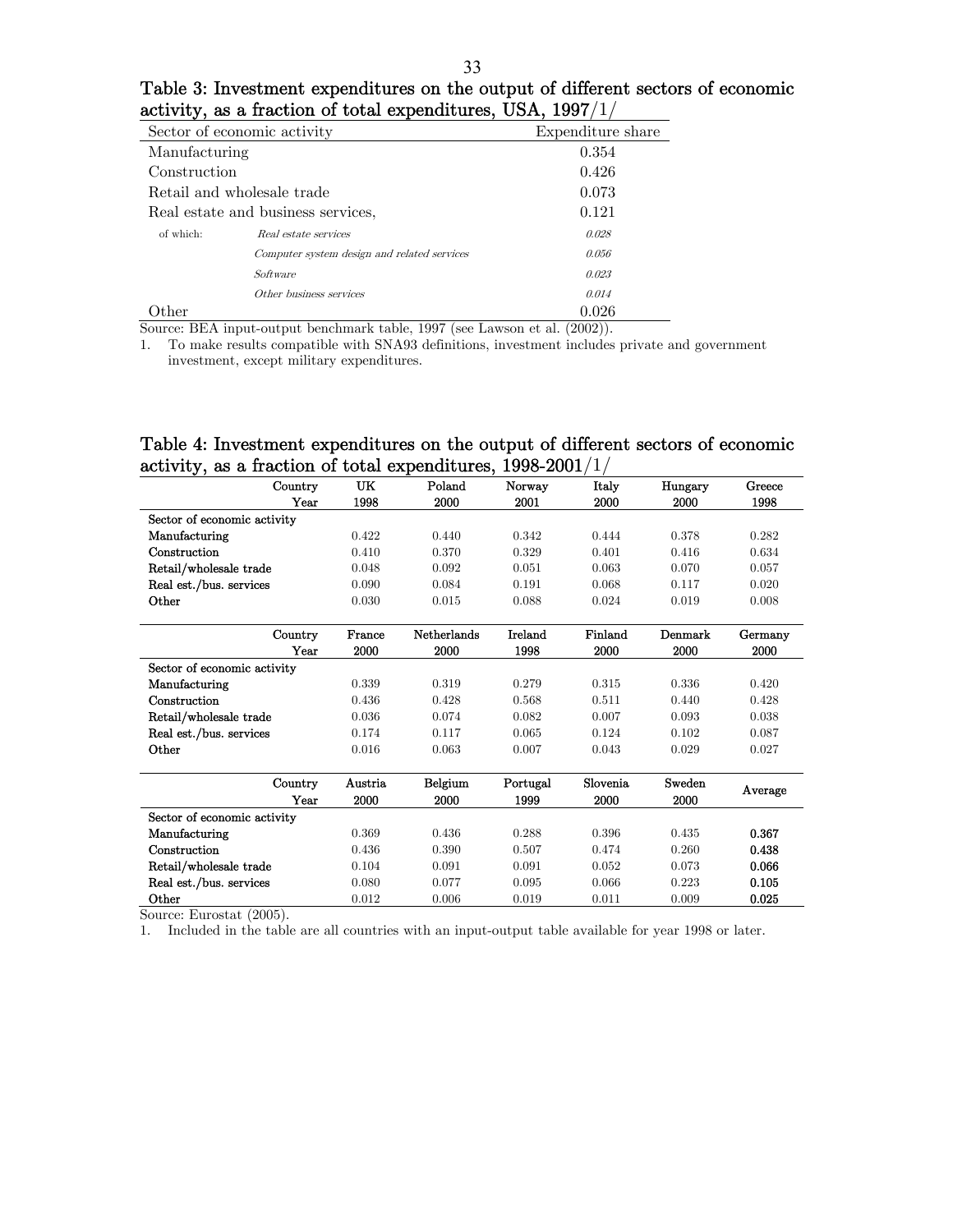**Table 3: Investment expenditures on the output of different sectors of economic activity, as a fraction of total expenditures, USA, 1997/1/**

| Sector of economic activity | | Expenditure share |
|---|---|---|
| Manufacturing | | 0.354 |
| Construction | | 0.426 |
| Retail and wholesale trade | | 0.073 |
| Real estate and business services, | | 0.121 |
| of which: | *Real estate services* | *0.028* |
| | *Computer system design and related services* | *0.056* |
| | *Software* | *0.023* |
| | *Other business services* | *0.014* |
| Other | | 0.026 |

Source: BEA input-output benchmark table, 1997 (see Lawson et al. (2002)).

1. To make results compatible with SNA93 definitions, investment includes private and government investment, except military expenditures.

**Table 4: Investment expenditures on the output of different sectors of economic activity, as a fraction of total expenditures, 1998-2001/1/**

| Country | UK | Poland | Norway | Italy | Hungary | Greece |
|---|---|---|---|---|---|---|
| Year | 1998 | 2000 | 2001 | 2000 | 2000 | 1998 |
| Sector of economic activity | | | | | | |
| Manufacturing | 0.422 | 0.440 | 0.342 | 0.444 | 0.378 | 0.282 |
| Construction | 0.410 | 0.370 | 0.329 | 0.401 | 0.416 | 0.634 |
| Retail/wholesale trade | 0.048 | 0.092 | 0.051 | 0.063 | 0.070 | 0.057 |
| Real est./bus. services | 0.090 | 0.084 | 0.191 | 0.068 | 0.117 | 0.020 |
| Other | 0.030 | 0.015 | 0.088 | 0.024 | 0.019 | 0.008 |

| Country | France | Netherlands | Ireland | Finland | Denmark | Germany |
|---|---|---|---|---|---|---|
| Year | 2000 | 2000 | 1998 | 2000 | 2000 | 2000 |
| Sector of economic activity | | | | | | |
| Manufacturing | 0.339 | 0.319 | 0.279 | 0.315 | 0.336 | 0.420 |
| Construction | 0.436 | 0.428 | 0.568 | 0.511 | 0.440 | 0.428 |
| Retail/wholesale trade | 0.036 | 0.074 | 0.082 | 0.007 | 0.093 | 0.038 |
| Real est./bus. services | 0.174 | 0.117 | 0.065 | 0.124 | 0.102 | 0.087 |
| Other | 0.016 | 0.063 | 0.007 | 0.043 | 0.029 | 0.027 |

| Country | Austria | Belgium | Portugal | Slovenia | Sweden | Average |
|---|---|---|---|---|---|---|
| Year | 2000 | 2000 | 1999 | 2000 | 2000 | |
| Sector of economic activity | | | | | | |
| Manufacturing | 0.369 | 0.436 | 0.288 | 0.396 | 0.435 | **0.367** |
| Construction | 0.436 | 0.390 | 0.507 | 0.474 | 0.260 | **0.438** |
| Retail/wholesale trade | 0.104 | 0.091 | 0.091 | 0.052 | 0.073 | **0.066** |
| Real est./bus. services | 0.080 | 0.077 | 0.095 | 0.066 | 0.223 | **0.105** |
| Other | 0.012 | 0.006 | 0.019 | 0.011 | 0.009 | **0.025** |

Source: Eurostat (2005).

1. Included in the table are all countries with an input-output table available for year 1998 or later.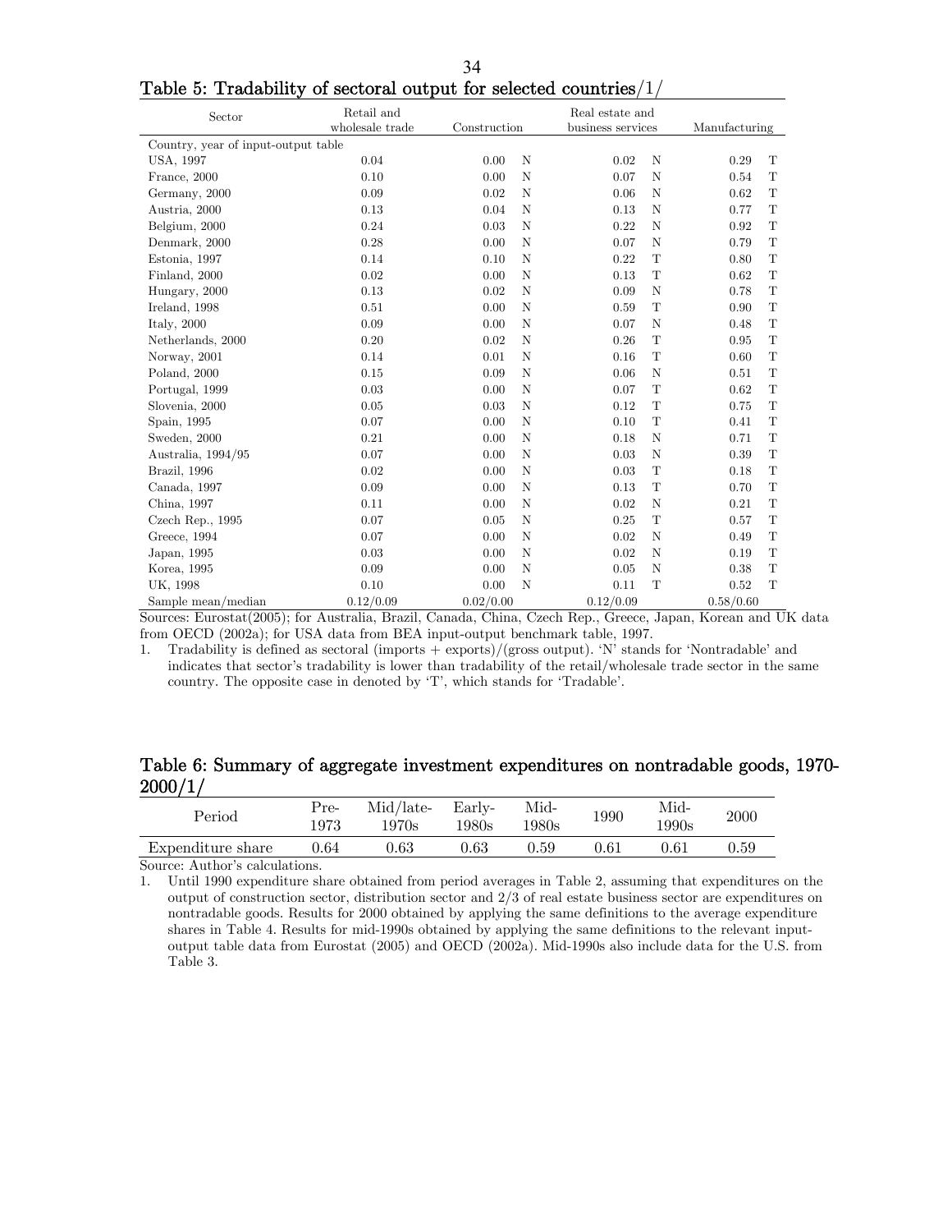### Table 5: Tradability of sectoral output for selected countries/1/

| Sector | Retail and wholesale trade | Construction | | Real estate and business services | | Manufacturing | |
|---|---|---|---|---|---|---|---|
| Country, year of input-output table | | | | | | | |
| USA, 1997 | 0.04 | 0.00 | N | 0.02 | N | 0.29 | T |
| France, 2000 | 0.10 | 0.00 | N | 0.07 | N | 0.54 | T |
| Germany, 2000 | 0.09 | 0.02 | N | 0.06 | N | 0.62 | T |
| Austria, 2000 | 0.13 | 0.04 | N | 0.13 | N | 0.77 | T |
| Belgium, 2000 | 0.24 | 0.03 | N | 0.22 | N | 0.92 | T |
| Denmark, 2000 | 0.28 | 0.00 | N | 0.07 | N | 0.79 | T |
| Estonia, 1997 | 0.14 | 0.10 | N | 0.22 | T | 0.80 | T |
| Finland, 2000 | 0.02 | 0.00 | N | 0.13 | T | 0.62 | T |
| Hungary, 2000 | 0.13 | 0.02 | N | 0.09 | N | 0.78 | T |
| Ireland, 1998 | 0.51 | 0.00 | N | 0.59 | T | 0.90 | T |
| Italy, 2000 | 0.09 | 0.00 | N | 0.07 | N | 0.48 | T |
| Netherlands, 2000 | 0.20 | 0.02 | N | 0.26 | T | 0.95 | T |
| Norway, 2001 | 0.14 | 0.01 | N | 0.16 | T | 0.60 | T |
| Poland, 2000 | 0.15 | 0.09 | N | 0.06 | N | 0.51 | T |
| Portugal, 1999 | 0.03 | 0.00 | N | 0.07 | T | 0.62 | T |
| Slovenia, 2000 | 0.05 | 0.03 | N | 0.12 | T | 0.75 | T |
| Spain, 1995 | 0.07 | 0.00 | N | 0.10 | T | 0.41 | T |
| Sweden, 2000 | 0.21 | 0.00 | N | 0.18 | N | 0.71 | T |
| Australia, 1994/95 | 0.07 | 0.00 | N | 0.03 | N | 0.39 | T |
| Brazil, 1996 | 0.02 | 0.00 | N | 0.03 | T | 0.18 | T |
| Canada, 1997 | 0.09 | 0.00 | N | 0.13 | T | 0.70 | T |
| China, 1997 | 0.11 | 0.00 | N | 0.02 | N | 0.21 | T |
| Czech Rep., 1995 | 0.07 | 0.05 | N | 0.25 | T | 0.57 | T |
| Greece, 1994 | 0.07 | 0.00 | N | 0.02 | N | 0.49 | T |
| Japan, 1995 | 0.03 | 0.00 | N | 0.02 | N | 0.19 | T |
| Korea, 1995 | 0.09 | 0.00 | N | 0.05 | N | 0.38 | T |
| UK, 1998 | 0.10 | 0.00 | N | 0.11 | T | 0.52 | T |
| Sample mean/median | 0.12/0.09 | 0.02/0.00 | | 0.12/0.09 | | 0.58/0.60 | |

Sources: Eurostat(2005); for Australia, Brazil, Canada, China, Czech Rep., Greece, Japan, Korean and UK data from OECD (2002a); for USA data from BEA input-output benchmark table, 1997.

1. Tradability is defined as sectoral (imports + exports)/(gross output). 'N' stands for 'Nontradable' and indicates that sector's tradability is lower than tradability of the retail/wholesale trade sector in the same country. The opposite case in denoted by 'T', which stands for 'Tradable'.

### Table 6: Summary of aggregate investment expenditures on nontradable goods, 1970-2000/1/

| Period | Pre-1973 | Mid/late-1970s | Early-1980s | Mid-1980s | 1990 | Mid-1990s | 2000 |
|---|---|---|---|---|---|---|---|
| Expenditure share | 0.64 | 0.63 | 0.63 | 0.59 | 0.61 | 0.61 | 0.59 |

Source: Author's calculations.

1. Until 1990 expenditure share obtained from period averages in Table 2, assuming that expenditures on the output of construction sector, distribution sector and 2/3 of real estate business sector are expenditures on nontradable goods. Results for 2000 obtained by applying the same definitions to the average expenditure shares in Table 4. Results for mid-1990s obtained by applying the same definitions to the relevant input-output table data from Eurostat (2005) and OECD (2002a). Mid-1990s also include data for the U.S. from Table 3.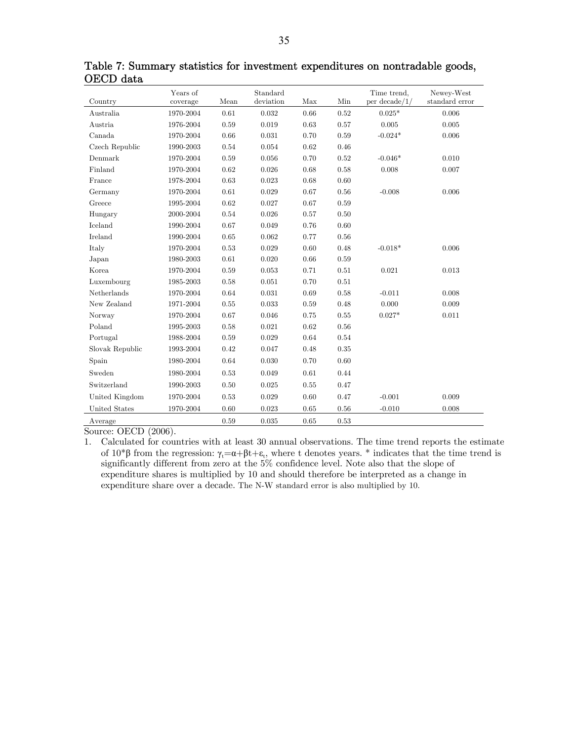**Table 7: Summary statistics for investment expenditures on nontradable goods, OECD data**

| Country | Years of coverage | Mean | Standard deviation | Max | Min | Time trend, per decade/1/ | Newey-West standard error |
|---|---|---|---|---|---|---|---|
| Australia | 1970-2004 | 0.61 | 0.032 | 0.66 | 0.52 | 0.025* | 0.006 |
| Austria | 1976-2004 | 0.59 | 0.019 | 0.63 | 0.57 | 0.005 | 0.005 |
| Canada | 1970-2004 | 0.66 | 0.031 | 0.70 | 0.59 | -0.024* | 0.006 |
| Czech Republic | 1990-2003 | 0.54 | 0.054 | 0.62 | 0.46 | | |
| Denmark | 1970-2004 | 0.59 | 0.056 | 0.70 | 0.52 | -0.046* | 0.010 |
| Finland | 1970-2004 | 0.62 | 0.026 | 0.68 | 0.58 | 0.008 | 0.007 |
| France | 1978-2004 | 0.63 | 0.023 | 0.68 | 0.60 | | |
| Germany | 1970-2004 | 0.61 | 0.029 | 0.67 | 0.56 | -0.008 | 0.006 |
| Greece | 1995-2004 | 0.62 | 0.027 | 0.67 | 0.59 | | |
| Hungary | 2000-2004 | 0.54 | 0.026 | 0.57 | 0.50 | | |
| Iceland | 1990-2004 | 0.67 | 0.049 | 0.76 | 0.60 | | |
| Ireland | 1990-2004 | 0.65 | 0.062 | 0.77 | 0.56 | | |
| Italy | 1970-2004 | 0.53 | 0.029 | 0.60 | 0.48 | -0.018* | 0.006 |
| Japan | 1980-2003 | 0.61 | 0.020 | 0.66 | 0.59 | | |
| Korea | 1970-2004 | 0.59 | 0.053 | 0.71 | 0.51 | 0.021 | 0.013 |
| Luxembourg | 1985-2003 | 0.58 | 0.051 | 0.70 | 0.51 | | |
| Netherlands | 1970-2004 | 0.64 | 0.031 | 0.69 | 0.58 | -0.011 | 0.008 |
| New Zealand | 1971-2004 | 0.55 | 0.033 | 0.59 | 0.48 | 0.000 | 0.009 |
| Norway | 1970-2004 | 0.67 | 0.046 | 0.75 | 0.55 | 0.027* | 0.011 |
| Poland | 1995-2003 | 0.58 | 0.021 | 0.62 | 0.56 | | |
| Portugal | 1988-2004 | 0.59 | 0.029 | 0.64 | 0.54 | | |
| Slovak Republic | 1993-2004 | 0.42 | 0.047 | 0.48 | 0.35 | | |
| Spain | 1980-2004 | 0.64 | 0.030 | 0.70 | 0.60 | | |
| Sweden | 1980-2004 | 0.53 | 0.049 | 0.61 | 0.44 | | |
| Switzerland | 1990-2003 | 0.50 | 0.025 | 0.55 | 0.47 | | |
| United Kingdom | 1970-2004 | 0.53 | 0.029 | 0.60 | 0.47 | -0.001 | 0.009 |
| United States | 1970-2004 | 0.60 | 0.023 | 0.65 | 0.56 | -0.010 | 0.008 |
| Average | | 0.59 | 0.035 | 0.65 | 0.53 | | |

Source: OECD (2006).

1. Calculated for countries with at least 30 annual observations. The time trend reports the estimate of $10*\beta$ from the regression: $\gamma_t=\alpha+\beta t+\varepsilon_t$, where t denotes years. * indicates that the time trend is significantly different from zero at the 5% confidence level. Note also that the slope of expenditure shares is multiplied by 10 and should therefore be interpreted as a change in expenditure share over a decade. The N-W standard error is also multiplied by 10.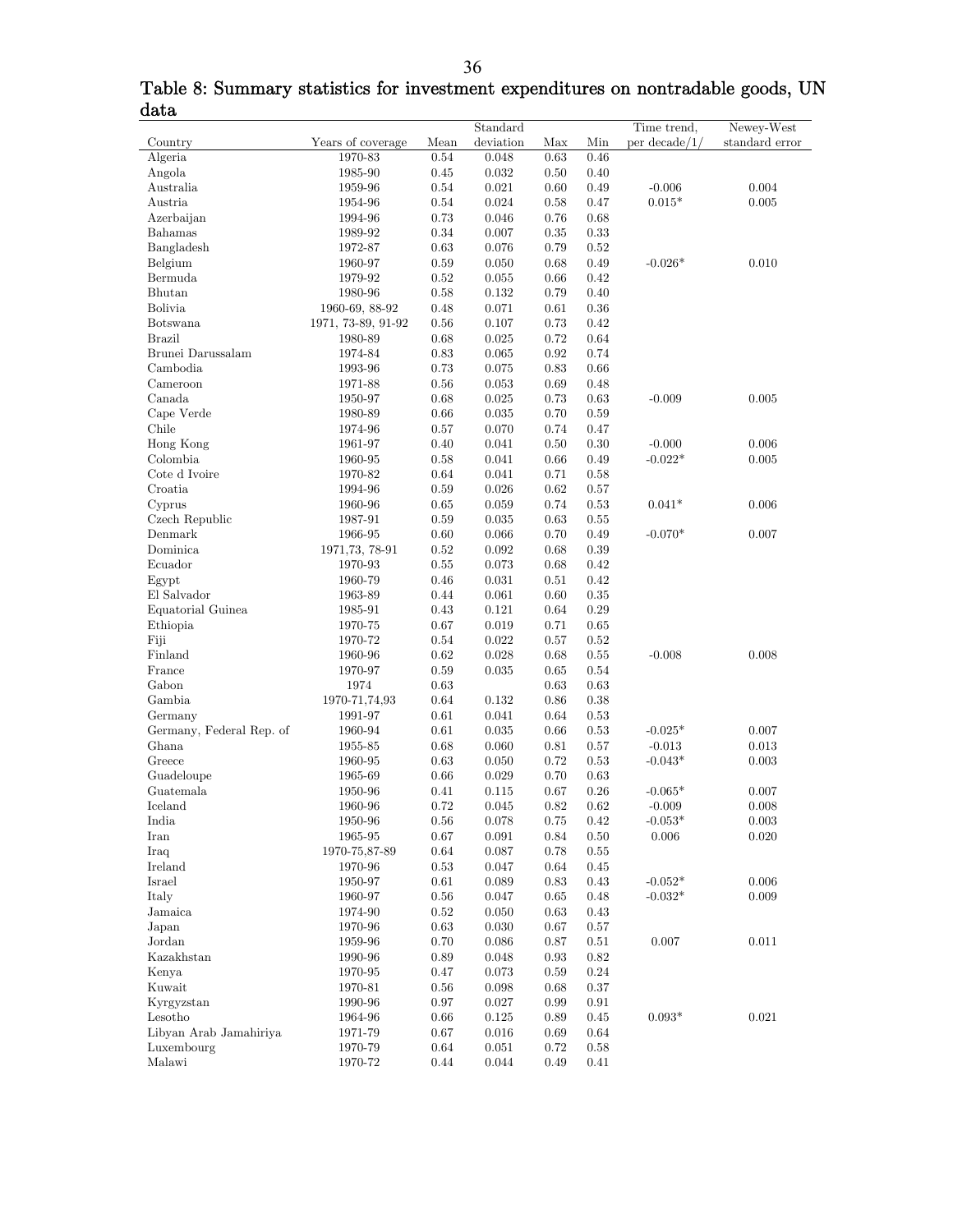## Table 8: Summary statistics for investment expenditures on nontradable goods, UN data

| Country | Years of coverage | Mean | Standard deviation | Max | Min | Time trend, per decade/1/ | Newey-West standard error |
|---|---|---|---|---|---|---|---|
| Algeria | 1970-83 | 0.54 | 0.048 | 0.63 | 0.46 | | |
| Angola | 1985-90 | 0.45 | 0.032 | 0.50 | 0.40 | | |
| Australia | 1959-96 | 0.54 | 0.021 | 0.60 | 0.49 | -0.006 | 0.004 |
| Austria | 1954-96 | 0.54 | 0.024 | 0.58 | 0.47 | 0.015* | 0.005 |
| Azerbaijan | 1994-96 | 0.73 | 0.046 | 0.76 | 0.68 | | |
| Bahamas | 1989-92 | 0.34 | 0.007 | 0.35 | 0.33 | | |
| Bangladesh | 1972-87 | 0.63 | 0.076 | 0.79 | 0.52 | | |
| Belgium | 1960-97 | 0.59 | 0.050 | 0.68 | 0.49 | -0.026* | 0.010 |
| Bermuda | 1979-92 | 0.52 | 0.055 | 0.66 | 0.42 | | |
| Bhutan | 1980-96 | 0.58 | 0.132 | 0.79 | 0.40 | | |
| Bolivia | 1960-69, 88-92 | 0.48 | 0.071 | 0.61 | 0.36 | | |
| Botswana | 1971, 73-89, 91-92 | 0.56 | 0.107 | 0.73 | 0.42 | | |
| Brazil | 1980-89 | 0.68 | 0.025 | 0.72 | 0.64 | | |
| Brunei Darussalam | 1974-84 | 0.83 | 0.065 | 0.92 | 0.74 | | |
| Cambodia | 1993-96 | 0.73 | 0.075 | 0.83 | 0.66 | | |
| Cameroon | 1971-88 | 0.56 | 0.053 | 0.69 | 0.48 | | |
| Canada | 1950-97 | 0.68 | 0.025 | 0.73 | 0.63 | -0.009 | 0.005 |
| Cape Verde | 1980-89 | 0.66 | 0.035 | 0.70 | 0.59 | | |
| Chile | 1974-96 | 0.57 | 0.070 | 0.74 | 0.47 | | |
| Hong Kong | 1961-97 | 0.40 | 0.041 | 0.50 | 0.30 | -0.000 | 0.006 |
| Colombia | 1960-95 | 0.58 | 0.041 | 0.66 | 0.49 | -0.022* | 0.005 |
| Cote d Ivoire | 1970-82 | 0.64 | 0.041 | 0.71 | 0.58 | | |
| Croatia | 1994-96 | 0.59 | 0.026 | 0.62 | 0.57 | | |
| Cyprus | 1960-96 | 0.65 | 0.059 | 0.74 | 0.53 | 0.041* | 0.006 |
| Czech Republic | 1987-91 | 0.59 | 0.035 | 0.63 | 0.55 | | |
| Denmark | 1966-95 | 0.60 | 0.066 | 0.70 | 0.49 | -0.070* | 0.007 |
| Dominica | 1971,73, 78-91 | 0.52 | 0.092 | 0.68 | 0.39 | | |
| Ecuador | 1970-93 | 0.55 | 0.073 | 0.68 | 0.42 | | |
| Egypt | 1960-79 | 0.46 | 0.031 | 0.51 | 0.42 | | |
| El Salvador | 1963-89 | 0.44 | 0.061 | 0.60 | 0.35 | | |
| Equatorial Guinea | 1985-91 | 0.43 | 0.121 | 0.64 | 0.29 | | |
| Ethiopia | 1970-75 | 0.67 | 0.019 | 0.71 | 0.65 | | |
| Fiji | 1970-72 | 0.54 | 0.022 | 0.57 | 0.52 | | |
| Finland | 1960-96 | 0.62 | 0.028 | 0.68 | 0.55 | -0.008 | 0.008 |
| France | 1970-97 | 0.59 | 0.035 | 0.65 | 0.54 | | |
| Gabon | 1974 | 0.63 | | 0.63 | 0.63 | | |
| Gambia | 1970-71,74,93 | 0.64 | 0.132 | 0.86 | 0.38 | | |
| Germany | 1991-97 | 0.61 | 0.041 | 0.64 | 0.53 | | |
| Germany, Federal Rep. of | 1960-94 | 0.61 | 0.035 | 0.66 | 0.53 | -0.025* | 0.007 |
| Ghana | 1955-85 | 0.68 | 0.060 | 0.81 | 0.57 | -0.013 | 0.013 |
| Greece | 1960-95 | 0.63 | 0.050 | 0.72 | 0.53 | -0.043* | 0.003 |
| Guadeloupe | 1965-69 | 0.66 | 0.029 | 0.70 | 0.63 | | |
| Guatemala | 1950-96 | 0.41 | 0.115 | 0.67 | 0.26 | -0.065* | 0.007 |
| Iceland | 1960-96 | 0.72 | 0.045 | 0.82 | 0.62 | -0.009 | 0.008 |
| India | 1950-96 | 0.56 | 0.078 | 0.75 | 0.42 | -0.053* | 0.003 |
| Iran | 1965-95 | 0.67 | 0.091 | 0.84 | 0.50 | 0.006 | 0.020 |
| Iraq | 1970-75,87-89 | 0.64 | 0.087 | 0.78 | 0.55 | | |
| Ireland | 1970-96 | 0.53 | 0.047 | 0.64 | 0.45 | | |
| Israel | 1950-97 | 0.61 | 0.089 | 0.83 | 0.43 | -0.052* | 0.006 |
| Italy | 1960-97 | 0.56 | 0.047 | 0.65 | 0.48 | -0.032* | 0.009 |
| Jamaica | 1974-90 | 0.52 | 0.050 | 0.63 | 0.43 | | |
| Japan | 1970-96 | 0.63 | 0.030 | 0.67 | 0.57 | | |
| Jordan | 1959-96 | 0.70 | 0.086 | 0.87 | 0.51 | 0.007 | 0.011 |
| Kazakhstan | 1990-96 | 0.89 | 0.048 | 0.93 | 0.82 | | |
| Kenya | 1970-95 | 0.47 | 0.073 | 0.59 | 0.24 | | |
| Kuwait | 1970-81 | 0.56 | 0.098 | 0.68 | 0.37 | | |
| Kyrgyzstan | 1990-96 | 0.97 | 0.027 | 0.99 | 0.91 | | |
| Lesotho | 1964-96 | 0.66 | 0.125 | 0.89 | 0.45 | 0.093* | 0.021 |
| Libyan Arab Jamahiriya | 1971-79 | 0.67 | 0.016 | 0.69 | 0.64 | | |
| Luxembourg | 1970-79 | 0.64 | 0.051 | 0.72 | 0.58 | | |
| Malawi | 1970-72 | 0.44 | 0.044 | 0.49 | 0.41 | | |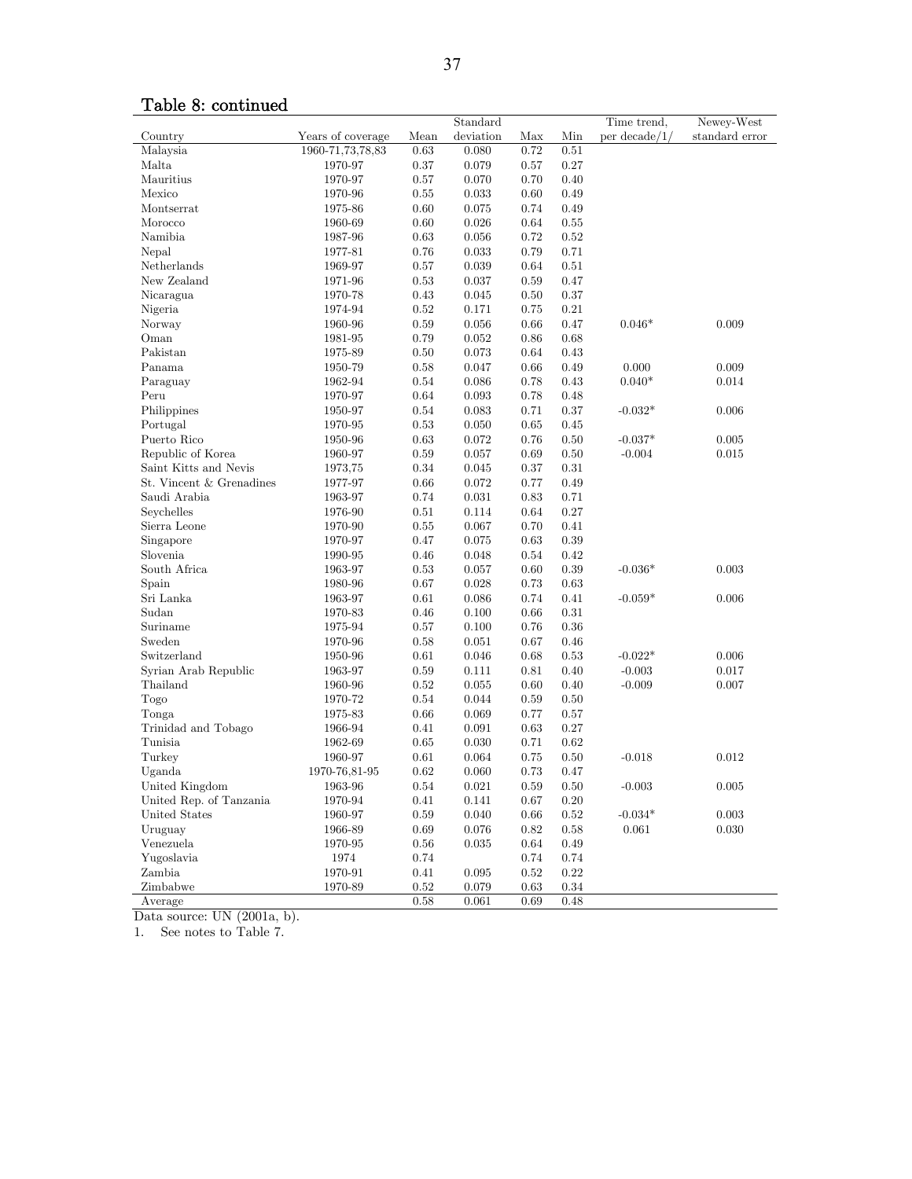Table 8: continued

| Country | Years of coverage | Mean | Standard deviation | Max | Min | Time trend, per decade/1/ | Newey-West standard error |
|---|---|---|---|---|---|---|---|
| Malaysia | 1960-71,73,78,83 | 0.63 | 0.080 | 0.72 | 0.51 | | |
| Malta | 1970-97 | 0.37 | 0.079 | 0.57 | 0.27 | | |
| Mauritius | 1970-97 | 0.57 | 0.070 | 0.70 | 0.40 | | |
| Mexico | 1970-96 | 0.55 | 0.033 | 0.60 | 0.49 | | |
| Montserrat | 1975-86 | 0.60 | 0.075 | 0.74 | 0.49 | | |
| Morocco | 1960-69 | 0.60 | 0.026 | 0.64 | 0.55 | | |
| Namibia | 1987-96 | 0.63 | 0.056 | 0.72 | 0.52 | | |
| Nepal | 1977-81 | 0.76 | 0.033 | 0.79 | 0.71 | | |
| Netherlands | 1969-97 | 0.57 | 0.039 | 0.64 | 0.51 | | |
| New Zealand | 1971-96 | 0.53 | 0.037 | 0.59 | 0.47 | | |
| Nicaragua | 1970-78 | 0.43 | 0.045 | 0.50 | 0.37 | | |
| Nigeria | 1974-94 | 0.52 | 0.171 | 0.75 | 0.21 | | |
| Norway | 1960-96 | 0.59 | 0.056 | 0.66 | 0.47 | 0.046* | 0.009 |
| Oman | 1981-95 | 0.79 | 0.052 | 0.86 | 0.68 | | |
| Pakistan | 1975-89 | 0.50 | 0.073 | 0.64 | 0.43 | | |
| Panama | 1950-79 | 0.58 | 0.047 | 0.66 | 0.49 | 0.000 | 0.009 |
| Paraguay | 1962-94 | 0.54 | 0.086 | 0.78 | 0.43 | 0.040* | 0.014 |
| Peru | 1970-97 | 0.64 | 0.093 | 0.78 | 0.48 | | |
| Philippines | 1950-97 | 0.54 | 0.083 | 0.71 | 0.37 | -0.032* | 0.006 |
| Portugal | 1970-95 | 0.53 | 0.050 | 0.65 | 0.45 | | |
| Puerto Rico | 1950-96 | 0.63 | 0.072 | 0.76 | 0.50 | -0.037* | 0.005 |
| Republic of Korea | 1960-97 | 0.59 | 0.057 | 0.69 | 0.50 | -0.004 | 0.015 |
| Saint Kitts and Nevis | 1973,75 | 0.34 | 0.045 | 0.37 | 0.31 | | |
| St. Vincent & Grenadines | 1977-97 | 0.66 | 0.072 | 0.77 | 0.49 | | |
| Saudi Arabia | 1963-97 | 0.74 | 0.031 | 0.83 | 0.71 | | |
| Seychelles | 1976-90 | 0.51 | 0.114 | 0.64 | 0.27 | | |
| Sierra Leone | 1970-90 | 0.55 | 0.067 | 0.70 | 0.41 | | |
| Singapore | 1970-97 | 0.47 | 0.075 | 0.63 | 0.39 | | |
| Slovenia | 1990-95 | 0.46 | 0.048 | 0.54 | 0.42 | | |
| South Africa | 1963-97 | 0.53 | 0.057 | 0.60 | 0.39 | -0.036* | 0.003 |
| Spain | 1980-96 | 0.67 | 0.028 | 0.73 | 0.63 | | |
| Sri Lanka | 1963-97 | 0.61 | 0.086 | 0.74 | 0.41 | -0.059* | 0.006 |
| Sudan | 1970-83 | 0.46 | 0.100 | 0.66 | 0.31 | | |
| Suriname | 1975-94 | 0.57 | 0.100 | 0.76 | 0.36 | | |
| Sweden | 1970-96 | 0.58 | 0.051 | 0.67 | 0.46 | | |
| Switzerland | 1950-96 | 0.61 | 0.046 | 0.68 | 0.53 | -0.022* | 0.006 |
| Syrian Arab Republic | 1963-97 | 0.59 | 0.111 | 0.81 | 0.40 | -0.003 | 0.017 |
| Thailand | 1960-96 | 0.52 | 0.055 | 0.60 | 0.40 | -0.009 | 0.007 |
| Togo | 1970-72 | 0.54 | 0.044 | 0.59 | 0.50 | | |
| Tonga | 1975-83 | 0.66 | 0.069 | 0.77 | 0.57 | | |
| Trinidad and Tobago | 1966-94 | 0.41 | 0.091 | 0.63 | 0.27 | | |
| Tunisia | 1962-69 | 0.65 | 0.030 | 0.71 | 0.62 | | |
| Turkey | 1960-97 | 0.61 | 0.064 | 0.75 | 0.50 | -0.018 | 0.012 |
| Uganda | 1970-76,81-95 | 0.62 | 0.060 | 0.73 | 0.47 | | |
| United Kingdom | 1963-96 | 0.54 | 0.021 | 0.59 | 0.50 | -0.003 | 0.005 |
| United Rep. of Tanzania | 1970-94 | 0.41 | 0.141 | 0.67 | 0.20 | | |
| United States | 1960-97 | 0.59 | 0.040 | 0.66 | 0.52 | -0.034* | 0.003 |
| Uruguay | 1966-89 | 0.69 | 0.076 | 0.82 | 0.58 | 0.061 | 0.030 |
| Venezuela | 1970-95 | 0.56 | 0.035 | 0.64 | 0.49 | | |
| Yugoslavia | 1974 | 0.74 | | 0.74 | 0.74 | | |
| Zambia | 1970-91 | 0.41 | 0.095 | 0.52 | 0.22 | | |
| Zimbabwe | 1970-89 | 0.52 | 0.079 | 0.63 | 0.34 | | |
| Average | | 0.58 | 0.061 | 0.69 | 0.48 | | |

Data source: UN (2001a, b).

1. See notes to Table 7.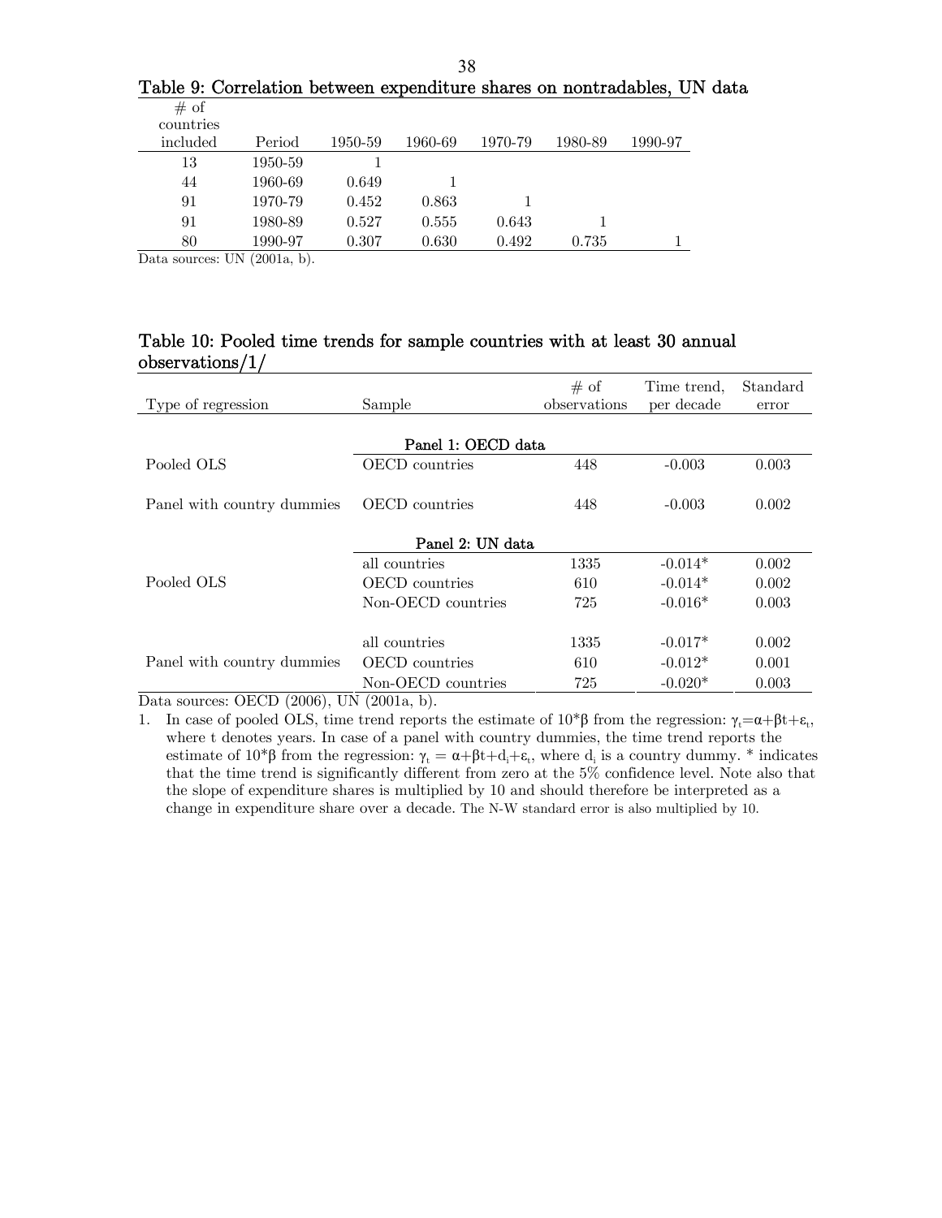**Table 9: Correlation between expenditure shares on nontradables, UN data**

| # of countries included | Period | 1950-59 | 1960-69 | 1970-79 | 1980-89 | 1990-97 |
|---|---|---|---|---|---|---|
| 13 | 1950-59 | 1 | | | | |
| 44 | 1960-69 | 0.649 | 1 | | | |
| 91 | 1970-79 | 0.452 | 0.863 | 1 | | |
| 91 | 1980-89 | 0.527 | 0.555 | 0.643 | 1 | |
| 80 | 1990-97 | 0.307 | 0.630 | 0.492 | 0.735 | 1 |

Data sources: UN (2001a, b).

**Table 10: Pooled time trends for sample countries with at least 30 annual observations/1/**

| Type of regression | Sample | # of observations | Time trend, per decade | Standard error |
|---|---|---|---|---|
| | **Panel 1: OECD data** | | | |
| Pooled OLS | OECD countries | 448 | -0.003 | 0.003 |
| Panel with country dummies | OECD countries | 448 | -0.003 | 0.002 |
| | **Panel 2: UN data** | | | |
| | all countries | 1335 | -0.014* | 0.002 |
| Pooled OLS | OECD countries | 610 | -0.014* | 0.002 |
| | Non-OECD countries | 725 | -0.016* | 0.003 |
| | all countries | 1335 | -0.017* | 0.002 |
| Panel with country dummies | OECD countries | 610 | -0.012* | 0.001 |
| | Non-OECD countries | 725 | -0.020* | 0.003 |

Data sources: OECD (2006), UN (2001a, b).

1. In case of pooled OLS, time trend reports the estimate of $10^*\beta$ from the regression: $\gamma_t=\alpha+\beta t+\varepsilon_t$, where t denotes years. In case of a panel with country dummies, the time trend reports the estimate of $10^*\beta$ from the regression: $\gamma_t = \alpha+\beta t+d_i+\varepsilon_t$, where $d_i$ is a country dummy. * indicates that the time trend is significantly different from zero at the 5% confidence level. Note also that the slope of expenditure shares is multiplied by 10 and should therefore be interpreted as a change in expenditure share over a decade. The N-W standard error is also multiplied by 10.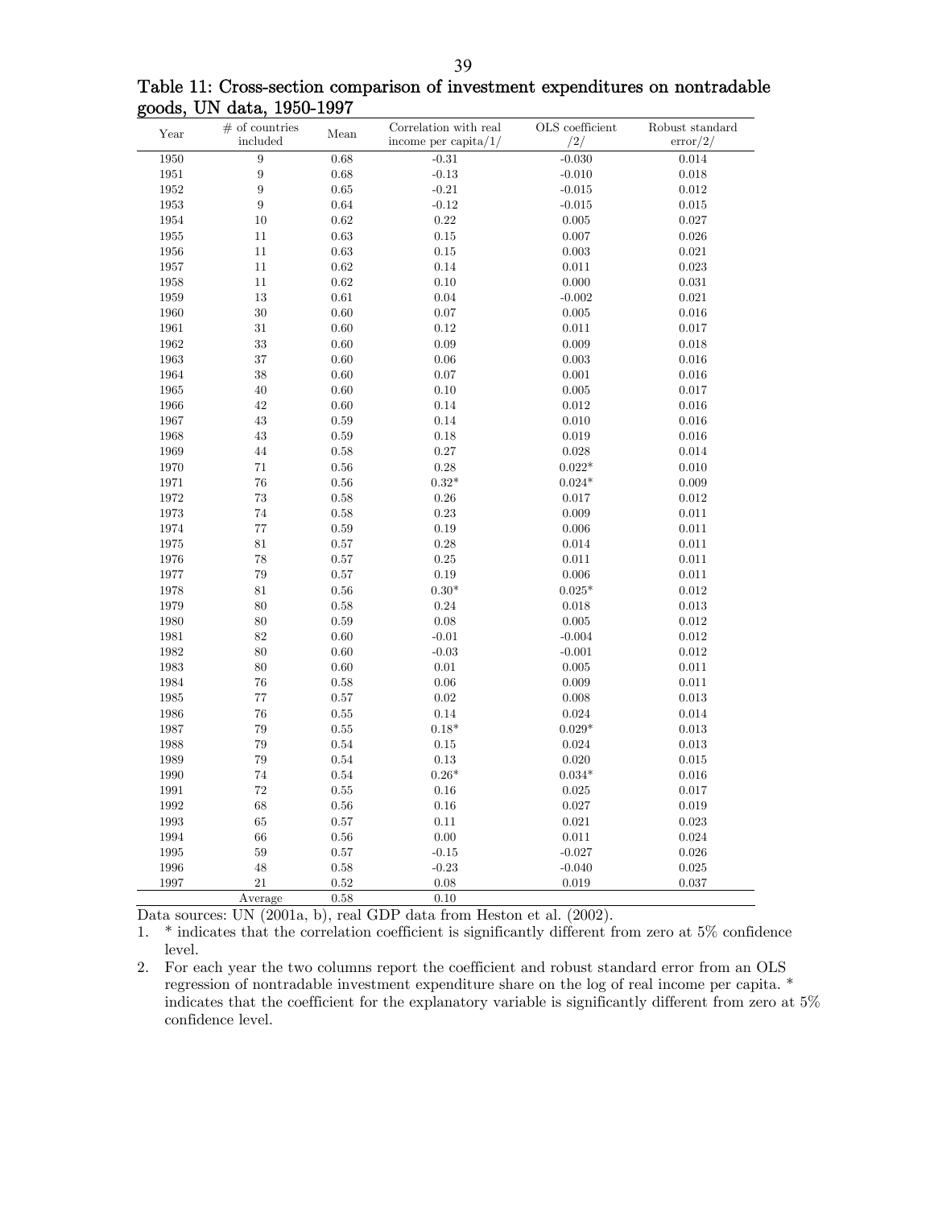**Table 11: Cross-section comparison of investment expenditures on nontradable goods, UN data, 1950-1997**

| Year | # of countries included | Mean | Correlation with real income per capita/1/ | OLS coefficient /2/ | Robust standard error/2/ |
|---|---|---|---|---|---|
| 1950 | 9 | 0.68 | -0.31 | -0.030 | 0.014 |
| 1951 | 9 | 0.68 | -0.13 | -0.010 | 0.018 |
| 1952 | 9 | 0.65 | -0.21 | -0.015 | 0.012 |
| 1953 | 9 | 0.64 | -0.12 | -0.015 | 0.015 |
| 1954 | 10 | 0.62 | 0.22 | 0.005 | 0.027 |
| 1955 | 11 | 0.63 | 0.15 | 0.007 | 0.026 |
| 1956 | 11 | 0.63 | 0.15 | 0.003 | 0.021 |
| 1957 | 11 | 0.62 | 0.14 | 0.011 | 0.023 |
| 1958 | 11 | 0.62 | 0.10 | 0.000 | 0.031 |
| 1959 | 13 | 0.61 | 0.04 | -0.002 | 0.021 |
| 1960 | 30 | 0.60 | 0.07 | 0.005 | 0.016 |
| 1961 | 31 | 0.60 | 0.12 | 0.011 | 0.017 |
| 1962 | 33 | 0.60 | 0.09 | 0.009 | 0.018 |
| 1963 | 37 | 0.60 | 0.06 | 0.003 | 0.016 |
| 1964 | 38 | 0.60 | 0.07 | 0.001 | 0.016 |
| 1965 | 40 | 0.60 | 0.10 | 0.005 | 0.017 |
| 1966 | 42 | 0.60 | 0.14 | 0.012 | 0.016 |
| 1967 | 43 | 0.59 | 0.14 | 0.010 | 0.016 |
| 1968 | 43 | 0.59 | 0.18 | 0.019 | 0.016 |
| 1969 | 44 | 0.58 | 0.27 | 0.028 | 0.014 |
| 1970 | 71 | 0.56 | 0.28 | 0.022* | 0.010 |
| 1971 | 76 | 0.56 | 0.32* | 0.024* | 0.009 |
| 1972 | 73 | 0.58 | 0.26 | 0.017 | 0.012 |
| 1973 | 74 | 0.58 | 0.23 | 0.009 | 0.011 |
| 1974 | 77 | 0.59 | 0.19 | 0.006 | 0.011 |
| 1975 | 81 | 0.57 | 0.28 | 0.014 | 0.011 |
| 1976 | 78 | 0.57 | 0.25 | 0.011 | 0.011 |
| 1977 | 79 | 0.57 | 0.19 | 0.006 | 0.011 |
| 1978 | 81 | 0.56 | 0.30* | 0.025* | 0.012 |
| 1979 | 80 | 0.58 | 0.24 | 0.018 | 0.013 |
| 1980 | 80 | 0.59 | 0.08 | 0.005 | 0.012 |
| 1981 | 82 | 0.60 | -0.01 | -0.004 | 0.012 |
| 1982 | 80 | 0.60 | -0.03 | -0.001 | 0.012 |
| 1983 | 80 | 0.60 | 0.01 | 0.005 | 0.011 |
| 1984 | 76 | 0.58 | 0.06 | 0.009 | 0.011 |
| 1985 | 77 | 0.57 | 0.02 | 0.008 | 0.013 |
| 1986 | 76 | 0.55 | 0.14 | 0.024 | 0.014 |
| 1987 | 79 | 0.55 | 0.18* | 0.029* | 0.013 |
| 1988 | 79 | 0.54 | 0.15 | 0.024 | 0.013 |
| 1989 | 79 | 0.54 | 0.13 | 0.020 | 0.015 |
| 1990 | 74 | 0.54 | 0.26* | 0.034* | 0.016 |
| 1991 | 72 | 0.55 | 0.16 | 0.025 | 0.017 |
| 1992 | 68 | 0.56 | 0.16 | 0.027 | 0.019 |
| 1993 | 65 | 0.57 | 0.11 | 0.021 | 0.023 |
| 1994 | 66 | 0.56 | 0.00 | 0.011 | 0.024 |
| 1995 | 59 | 0.57 | -0.15 | -0.027 | 0.026 |
| 1996 | 48 | 0.58 | -0.23 | -0.040 | 0.025 |
| 1997 | 21 | 0.52 | 0.08 | 0.019 | 0.037 |
| | Average | 0.58 | 0.10 | | |

Data sources: UN (2001a, b), real GDP data from Heston et al. (2002).

1. * indicates that the correlation coefficient is significantly different from zero at 5% confidence level.
2. For each year the two columns report the coefficient and robust standard error from an OLS regression of nontradable investment expenditure share on the log of real income per capita. * indicates that the coefficient for the explanatory variable is significantly different from zero at 5% confidence level.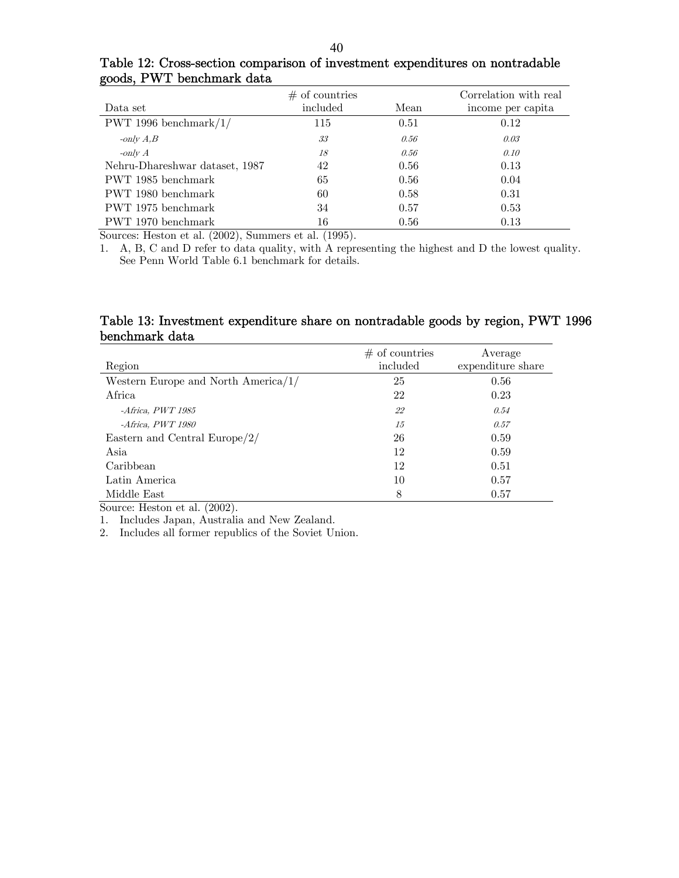**Table 12: Cross-section comparison of investment expenditures on nontradable goods, PWT benchmark data**

| Data set | # of countries included | Mean | Correlation with real income per capita |
|---|---|---|---|
| PWT 1996 benchmark/1/ | 115 | 0.51 | 0.12 |
| *-only A,B* | *33* | *0.56* | *0.03* |
| *-only A* | *18* | *0.56* | *0.10* |
| Nehru-Dhareshwar dataset, 1987 | 42 | 0.56 | 0.13 |
| PWT 1985 benchmark | 65 | 0.56 | 0.04 |
| PWT 1980 benchmark | 60 | 0.58 | 0.31 |
| PWT 1975 benchmark | 34 | 0.57 | 0.53 |
| PWT 1970 benchmark | 16 | 0.56 | 0.13 |

Sources: Heston et al. (2002), Summers et al. (1995).

1. A, B, C and D refer to data quality, with A representing the highest and D the lowest quality. See Penn World Table 6.1 benchmark for details.

**Table 13: Investment expenditure share on nontradable goods by region, PWT 1996 benchmark data**

| Region | # of countries included | Average expenditure share |
|---|---|---|
| Western Europe and North America/1/ | 25 | 0.56 |
| Africa | 22 | 0.23 |
| *-Africa, PWT 1985* | *22* | *0.54* |
| *-Africa, PWT 1980* | *15* | *0.57* |
| Eastern and Central Europe/2/ | 26 | 0.59 |
| Asia | 12 | 0.59 |
| Caribbean | 12 | 0.51 |
| Latin America | 10 | 0.57 |
| Middle East | 8 | 0.57 |

Source: Heston et al. (2002).

1. Includes Japan, Australia and New Zealand.
2. Includes all former republics of the Soviet Union.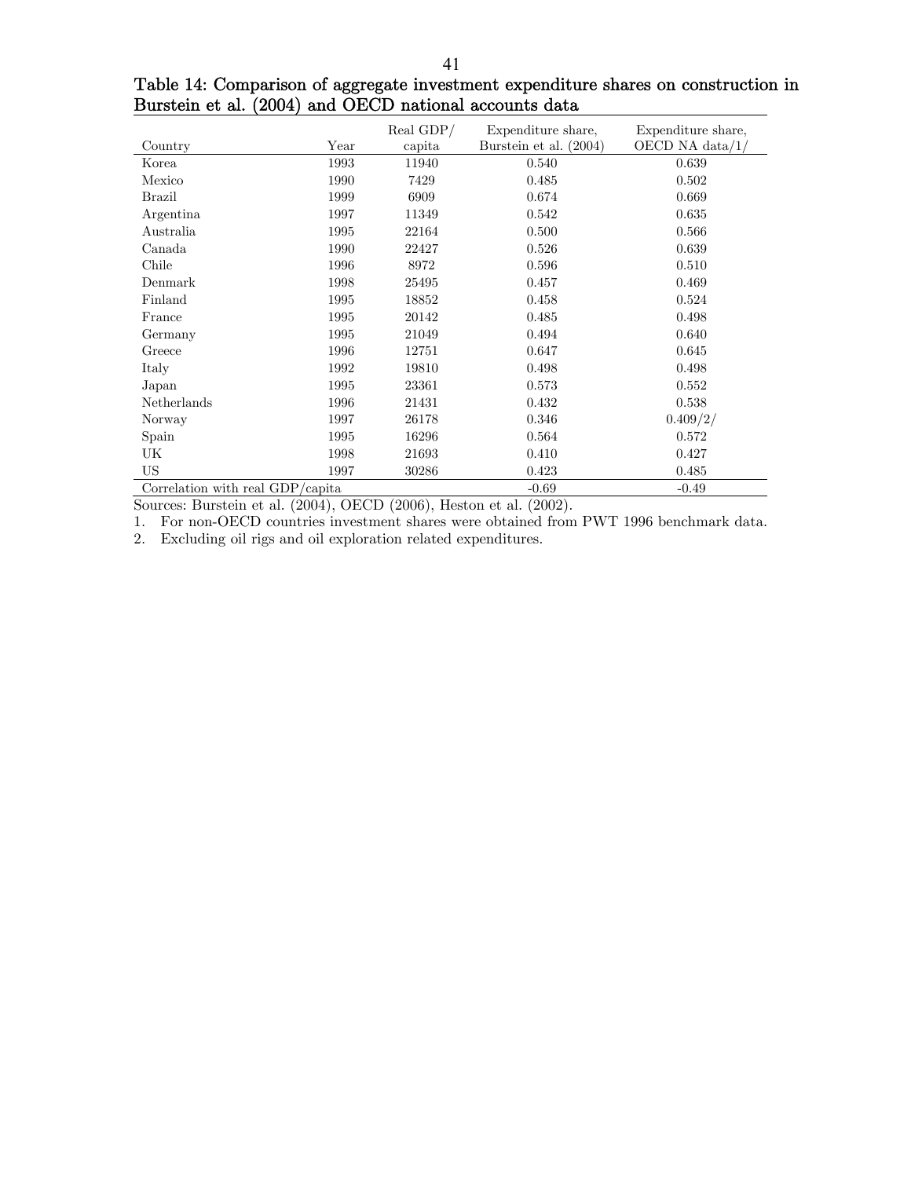**Table 14: Comparison of aggregate investment expenditure shares on construction in Burstein et al. (2004) and OECD national accounts data**

| Country | Year | Real GDP/ capita | Expenditure share, Burstein et al. (2004) | Expenditure share, OECD NA data/1/ |
|---|---|---|---|---|
| Korea | 1993 | 11940 | 0.540 | 0.639 |
| Mexico | 1990 | 7429 | 0.485 | 0.502 |
| Brazil | 1999 | 6909 | 0.674 | 0.669 |
| Argentina | 1997 | 11349 | 0.542 | 0.635 |
| Australia | 1995 | 22164 | 0.500 | 0.566 |
| Canada | 1990 | 22427 | 0.526 | 0.639 |
| Chile | 1996 | 8972 | 0.596 | 0.510 |
| Denmark | 1998 | 25495 | 0.457 | 0.469 |
| Finland | 1995 | 18852 | 0.458 | 0.524 |
| France | 1995 | 20142 | 0.485 | 0.498 |
| Germany | 1995 | 21049 | 0.494 | 0.640 |
| Greece | 1996 | 12751 | 0.647 | 0.645 |
| Italy | 1992 | 19810 | 0.498 | 0.498 |
| Japan | 1995 | 23361 | 0.573 | 0.552 |
| Netherlands | 1996 | 21431 | 0.432 | 0.538 |
| Norway | 1997 | 26178 | 0.346 | 0.409/2/ |
| Spain | 1995 | 16296 | 0.564 | 0.572 |
| UK | 1998 | 21693 | 0.410 | 0.427 |
| US | 1997 | 30286 | 0.423 | 0.485 |
| Correlation with real GDP/capita | | | -0.69 | -0.49 |

Sources: Burstein et al. (2004), OECD (2006), Heston et al. (2002).

1. For non-OECD countries investment shares were obtained from PWT 1996 benchmark data.
2. Excluding oil rigs and oil exploration related expenditures.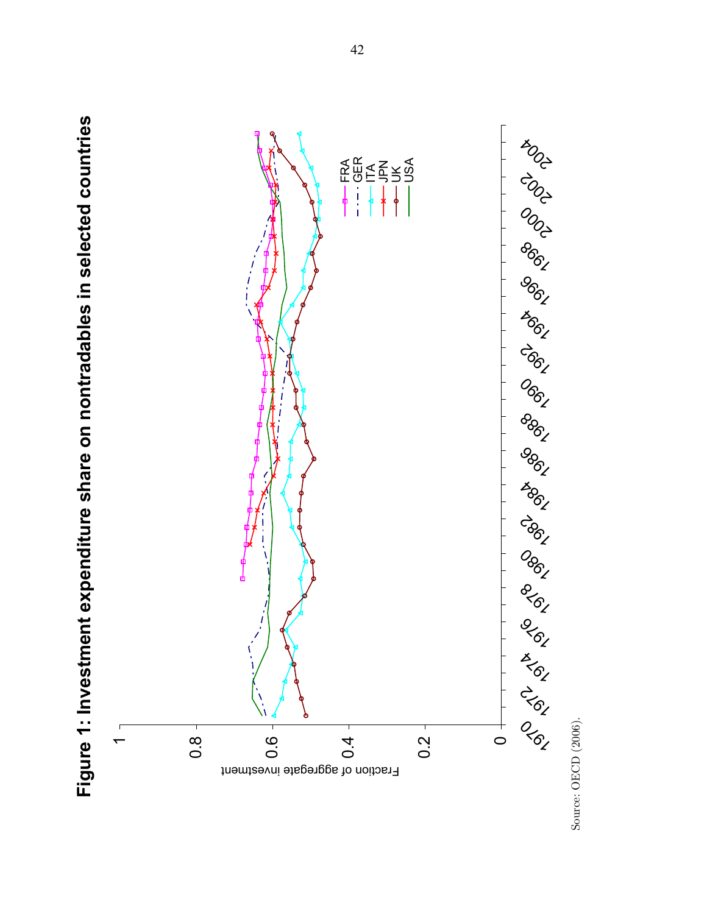# Figure 1: Investment expenditure share on nontradables in selected countries

Source: OECD (2006).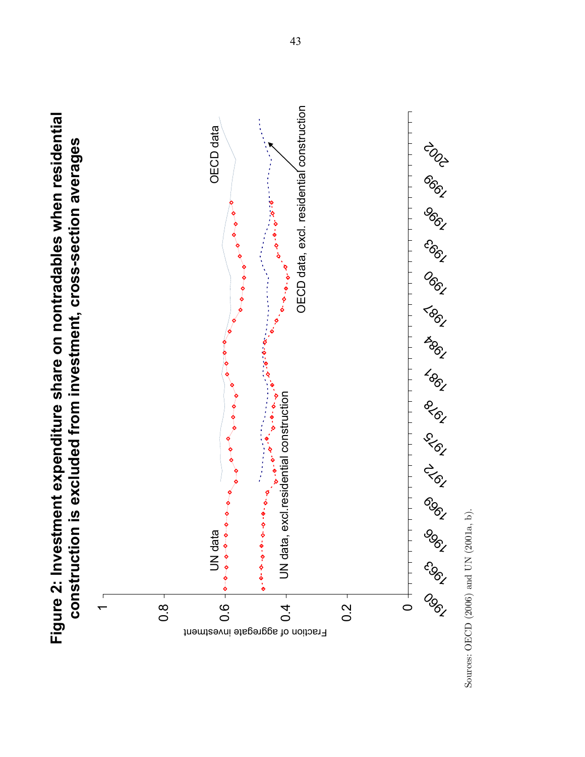**Figure 2: Investment expenditure share on nontradables when residential construction is excluded from investment, cross-section averages**

Sources: OECD (2006) and UN (2001a, b).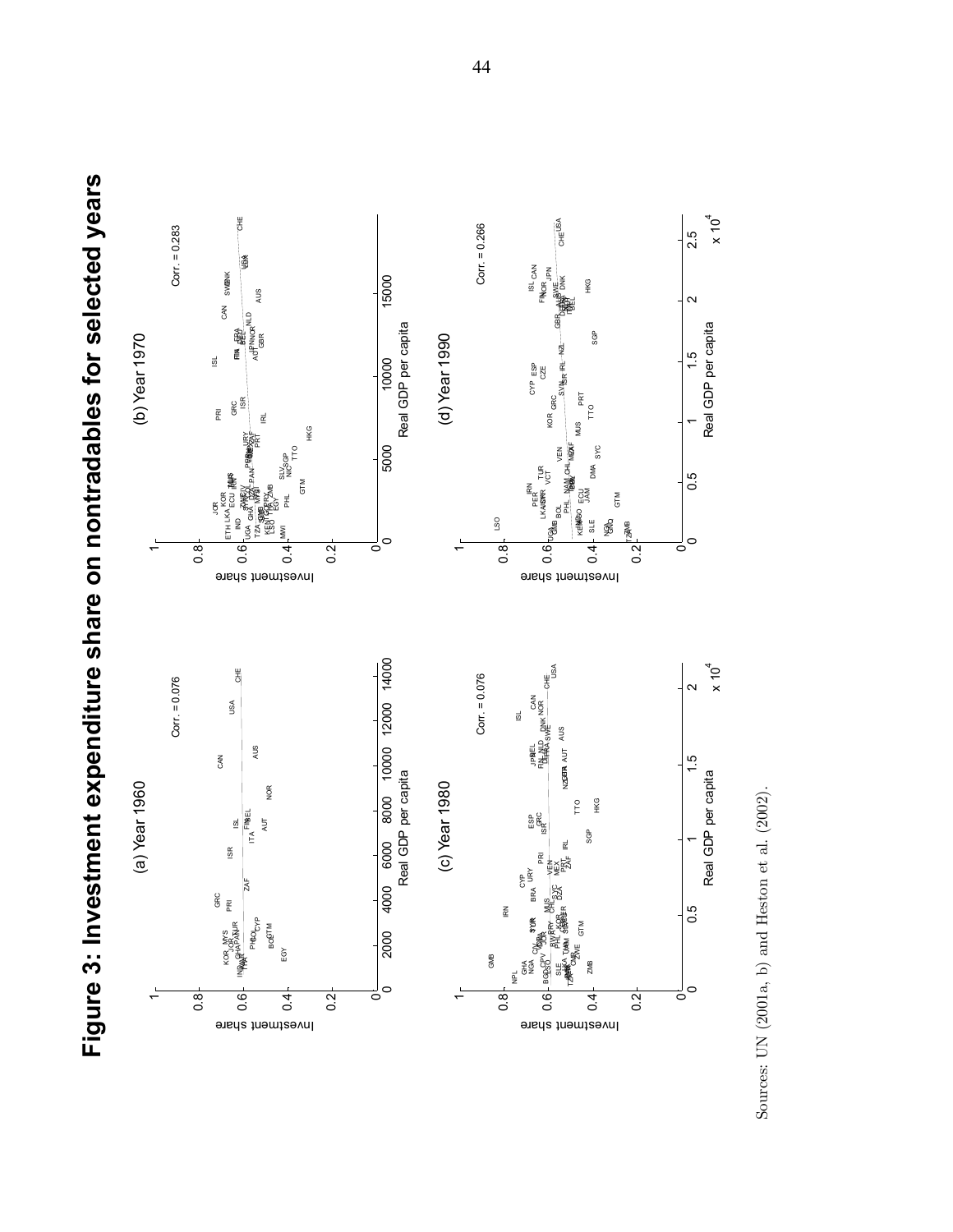# Figure 3: Investment expenditure share on nontradables for selected years

(a) Year 1960 — Corr. = 0.076

(b) Year 1970 — Corr. = 0.283

(c) Year 1980 — Corr. = 0.076

(d) Year 1990 — Corr. = 0.266

Sources: UN (2001a, b) and Heston et al. (2002).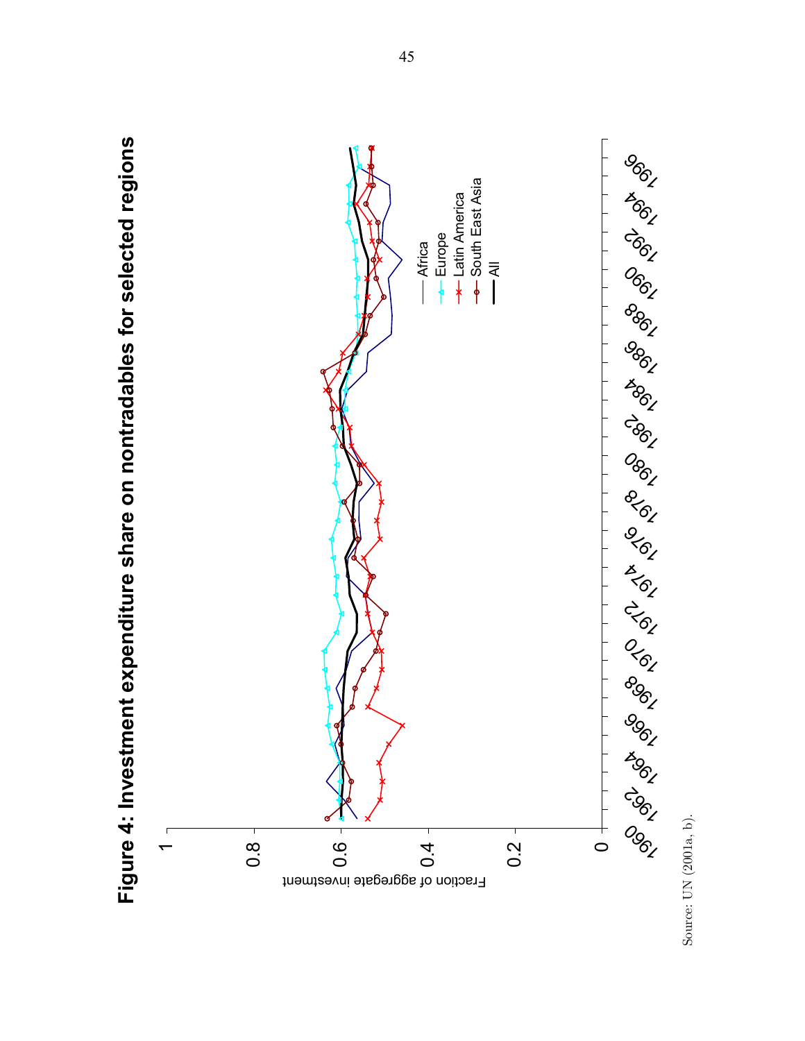# Figure 4: Investment expenditure share on nontradables for selected regions

Source: UN (2001a, b).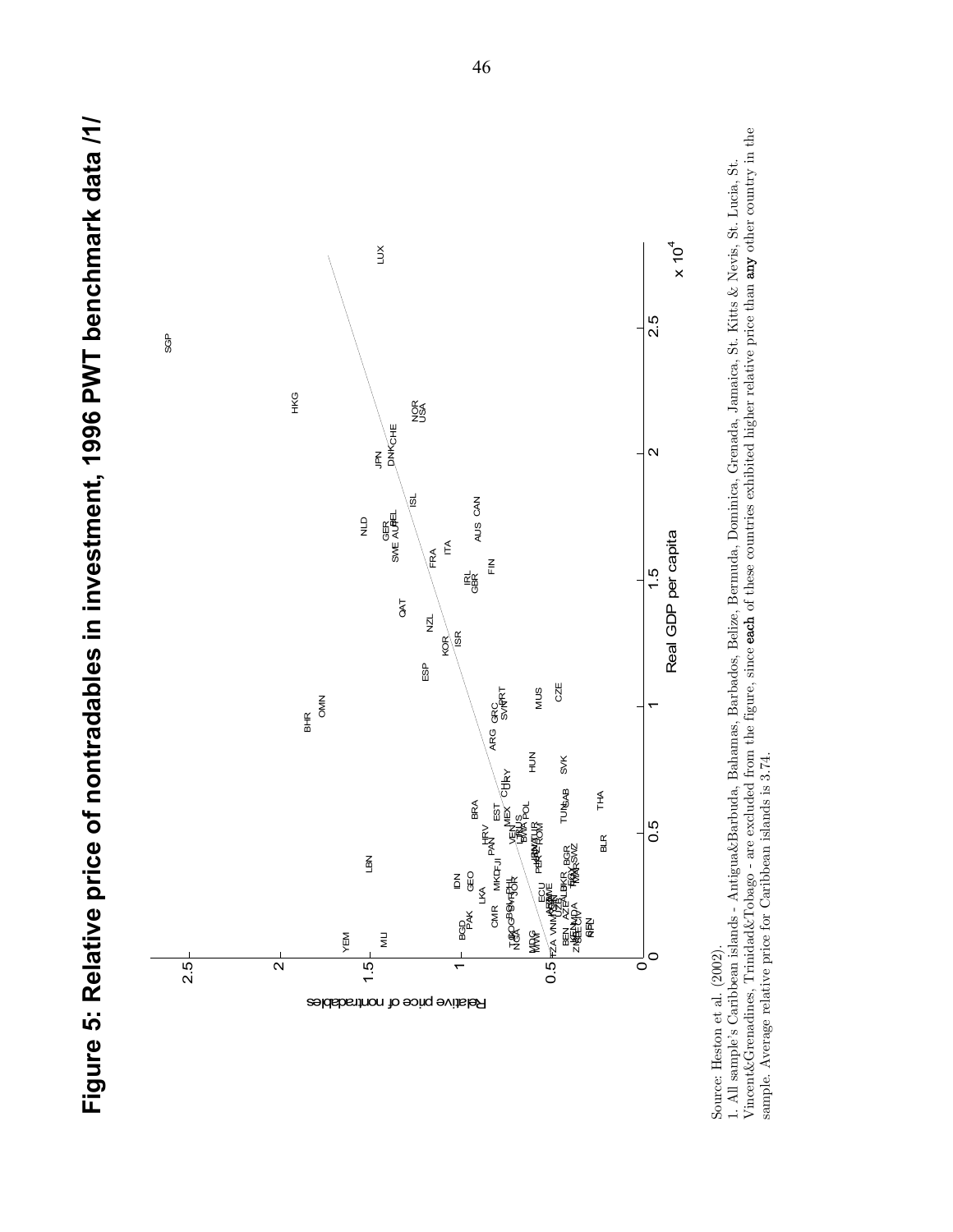# Figure 5: Relative price of nontradables in investment, 1996 PWT benchmark data /1/

Source: Heston et al. (2002).

1. All sample's Caribbean islands - Antigua&Barbuda, Bahamas, Barbados, Belize, Bermuda, Dominica, Grenada, Jamaica, St. Kitts & Nevis, St. Lucia, St. Vincent&Grenadines, Trinidad&Tobago - are excluded from the figure, since **each** of these countries exhibited higher relative price than **any** other country in the sample. Average relative price for Caribbean islands is 3.74.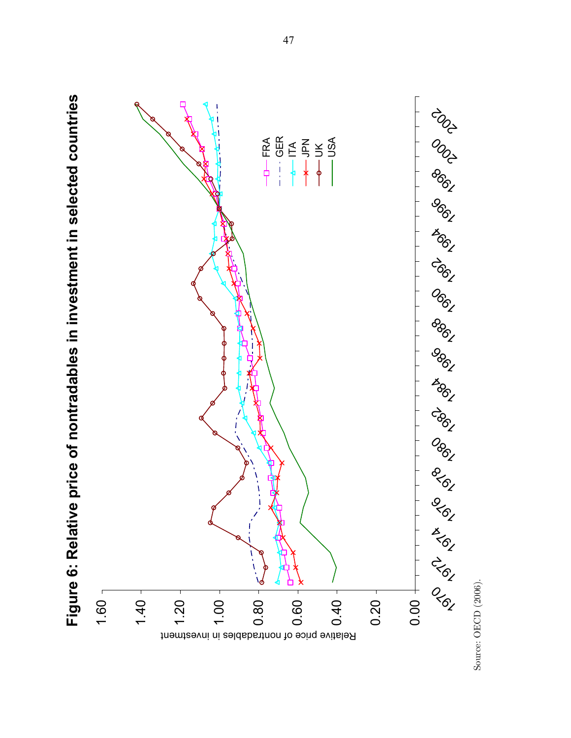**Figure 6: Relative price of nontradables in investment in selected countries**

Source: OECD (2006).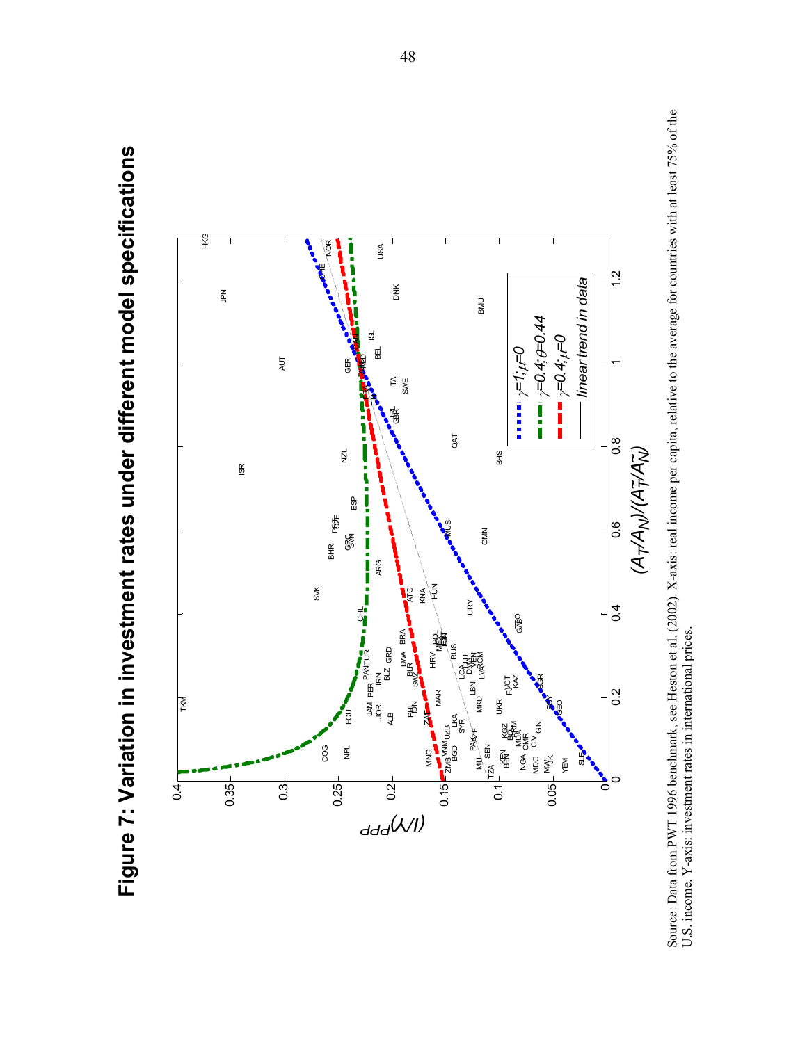# Figure 7: Variation in investment rates under different model specifications

$(I/Y)_{PPP}$

$(A_T/A_N)/(\tilde{A}_T/\tilde{A}_N)$

$\gamma=1;\mu=0$

$\gamma=0.4;\theta=0.44$

$\gamma=0.4;\mu=0$

linear trend in data

Source: Data from PWT 1996 benchmark, see Heston et al. (2002). X-axis: real income per capita, relative to the average for countries with at least 75% of the U.S. income. Y-axis: investment rates in international prices.